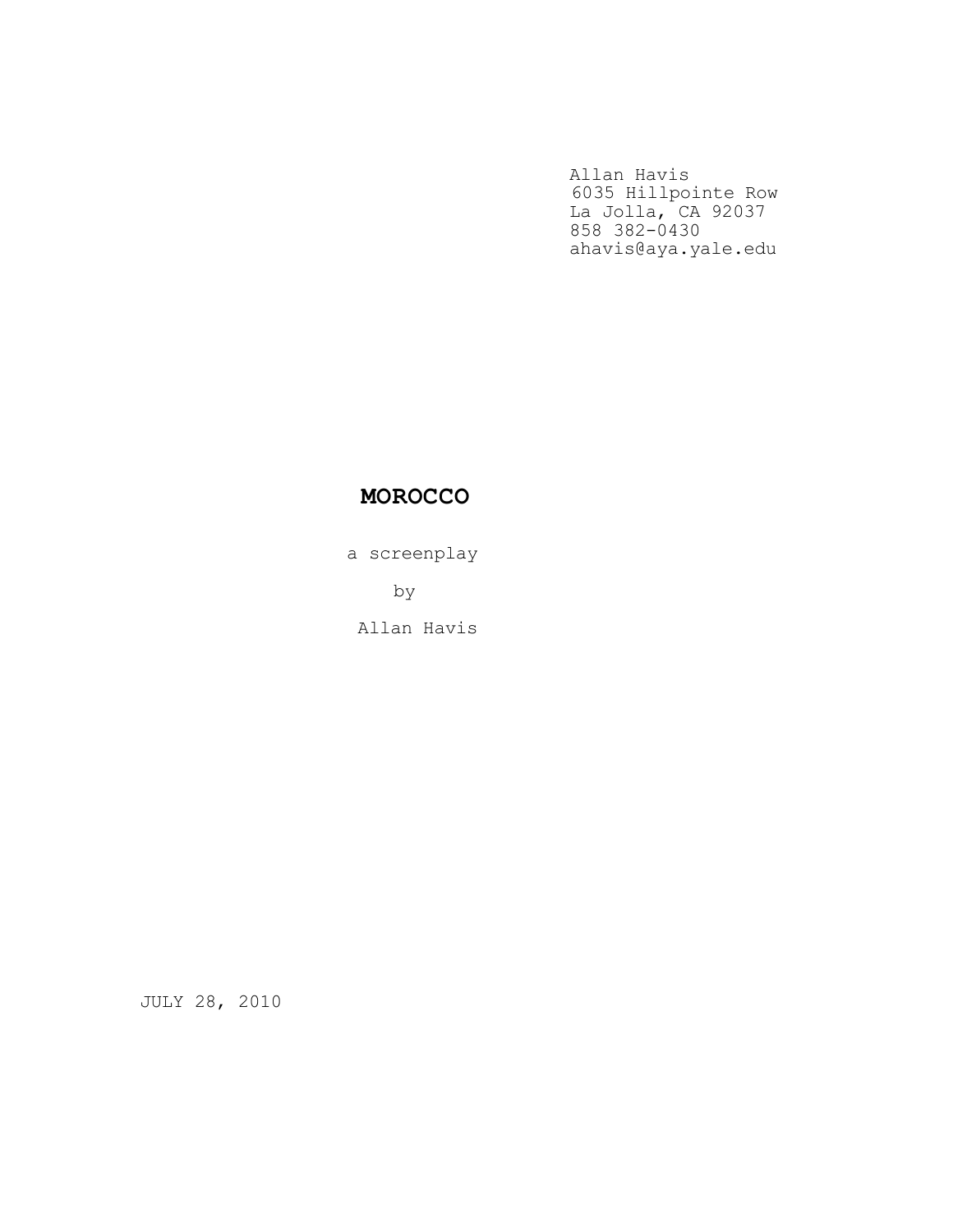Allan Havis
6035 Hillpointe Row
La Jolla, CA 92037
858 382-0430
ahavis@aya.yale.edu

# MOROCCO

a screenplay

by

Allan Havis

JULY 28, 2010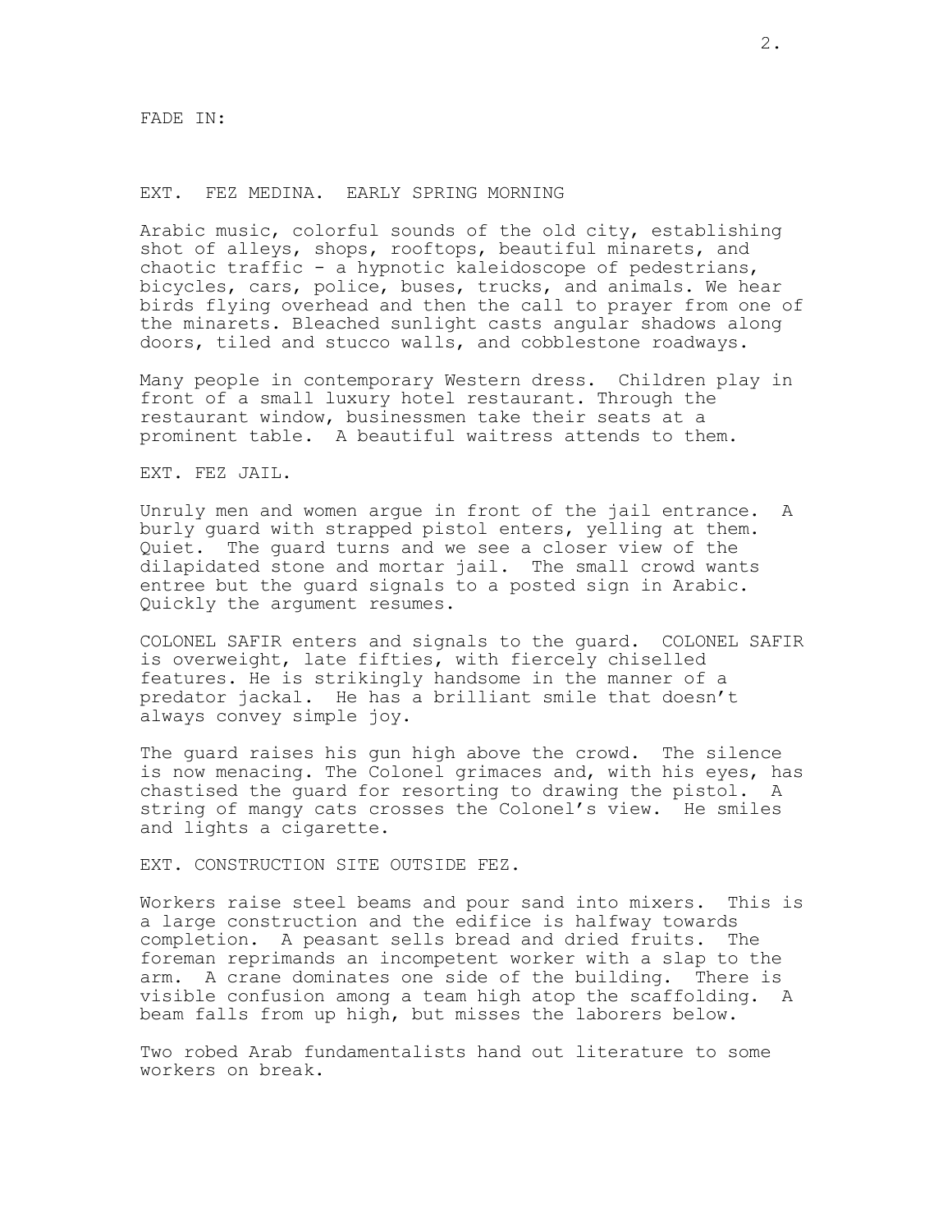FADE IN:

EXT. FEZ MEDINA. EARLY SPRING MORNING

Arabic music, colorful sounds of the old city, establishing shot of alleys, shops, rooftops, beautiful minarets, and chaotic traffic - a hypnotic kaleidoscope of pedestrians, bicycles, cars, police, buses, trucks, and animals. We hear birds flying overhead and then the call to prayer from one of the minarets. Bleached sunlight casts angular shadows along doors, tiled and stucco walls, and cobblestone roadways.

Many people in contemporary Western dress. Children play in front of a small luxury hotel restaurant. Through the restaurant window, businessmen take their seats at a prominent table. A beautiful waitress attends to them.

EXT. FEZ JAIL.

Unruly men and women argue in front of the jail entrance. A burly guard with strapped pistol enters, yelling at them. Quiet. The guard turns and we see a closer view of the dilapidated stone and mortar jail. The small crowd wants entree but the guard signals to a posted sign in Arabic. Quickly the argument resumes.

COLONEL SAFIR enters and signals to the guard. COLONEL SAFIR is overweight, late fifties, with fiercely chiselled features. He is strikingly handsome in the manner of a predator jackal. He has a brilliant smile that doesn't always convey simple joy.

The guard raises his gun high above the crowd. The silence is now menacing. The Colonel grimaces and, with his eyes, has chastised the guard for resorting to drawing the pistol. A string of mangy cats crosses the Colonel's view. He smiles and lights a cigarette.

EXT. CONSTRUCTION SITE OUTSIDE FEZ.

Workers raise steel beams and pour sand into mixers. This is a large construction and the edifice is halfway towards completion. A peasant sells bread and dried fruits. The foreman reprimands an incompetent worker with a slap to the arm. A crane dominates one side of the building. There is visible confusion among a team high atop the scaffolding. A beam falls from up high, but misses the laborers below.

Two robed Arab fundamentalists hand out literature to some workers on break.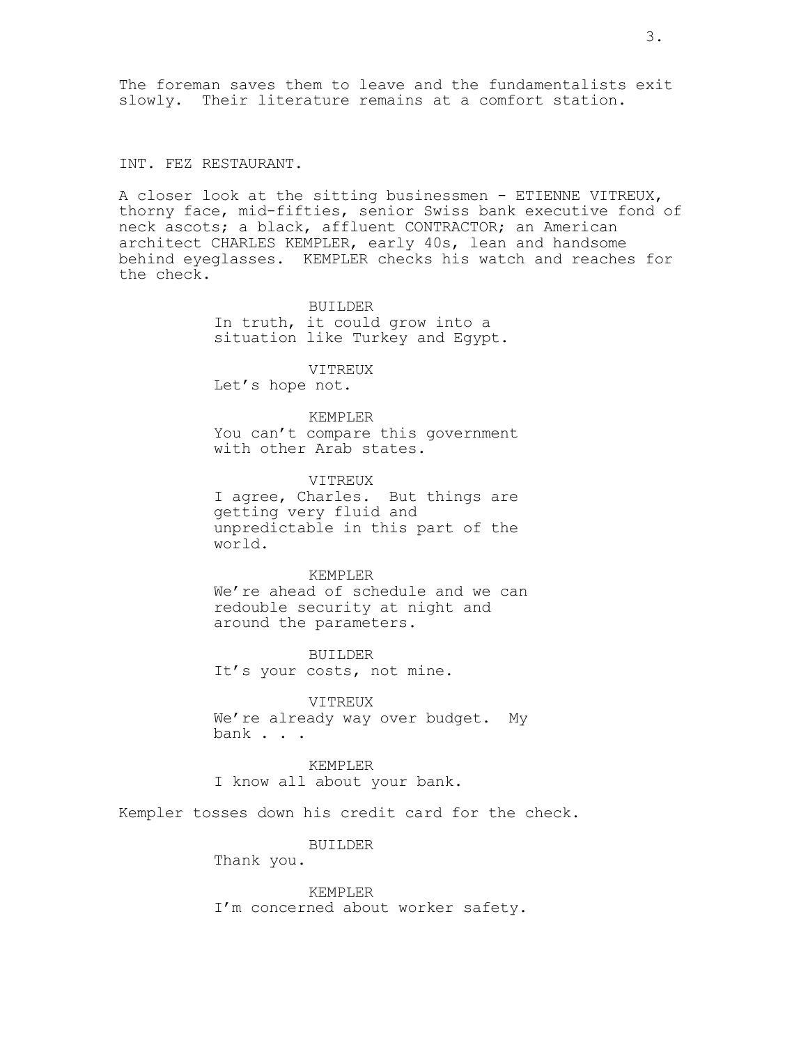The foreman saves them to leave and the fundamentalists exit slowly. Their literature remains at a comfort station.

INT. FEZ RESTAURANT.

A closer look at the sitting businessmen - ETIENNE VITREUX, thorny face, mid-fifties, senior Swiss bank executive fond of neck ascots; a black, affluent CONTRACTOR; an American architect CHARLES KEMPLER, early 40s, lean and handsome behind eyeglasses. KEMPLER checks his watch and reaches for the check.

BUILDER
In truth, it could grow into a situation like Turkey and Egypt.

VITREUX
Let's hope not.

KEMPLER
You can't compare this government with other Arab states.

VITREUX
I agree, Charles. But things are getting very fluid and unpredictable in this part of the world.

KEMPLER
We're ahead of schedule and we can redouble security at night and around the parameters.

BUILDER
It's your costs, not mine.

VITREUX
We're already way over budget. My bank . . .

KEMPLER
I know all about your bank.

Kempler tosses down his credit card for the check.

BUILDER
Thank you.

KEMPLER
I'm concerned about worker safety.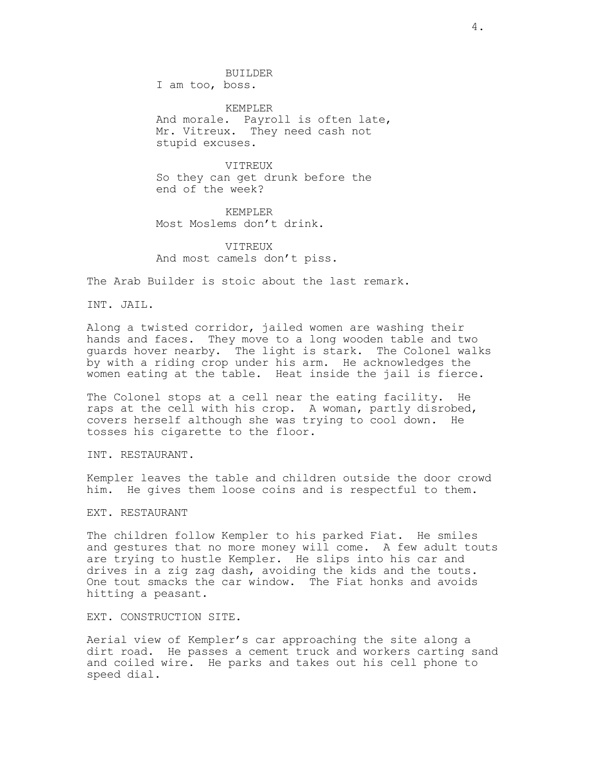BUILDER
I am too, boss.

KEMPLER
And morale. Payroll is often late, Mr. Vitreux. They need cash not stupid excuses.

VITREUX
So they can get drunk before the end of the week?

KEMPLER
Most Moslems don't drink.

VITREUX
And most camels don't piss.

The Arab Builder is stoic about the last remark.

INT. JAIL.

Along a twisted corridor, jailed women are washing their hands and faces. They move to a long wooden table and two guards hover nearby. The light is stark. The Colonel walks by with a riding crop under his arm. He acknowledges the women eating at the table. Heat inside the jail is fierce.

The Colonel stops at a cell near the eating facility. He raps at the cell with his crop. A woman, partly disrobed, covers herself although she was trying to cool down. He tosses his cigarette to the floor.

INT. RESTAURANT.

Kempler leaves the table and children outside the door crowd him. He gives them loose coins and is respectful to them.

EXT. RESTAURANT

The children follow Kempler to his parked Fiat. He smiles and gestures that no more money will come. A few adult touts are trying to hustle Kempler. He slips into his car and drives in a zig zag dash, avoiding the kids and the touts. One tout smacks the car window. The Fiat honks and avoids hitting a peasant.

EXT. CONSTRUCTION SITE.

Aerial view of Kempler's car approaching the site along a dirt road. He passes a cement truck and workers carting sand and coiled wire. He parks and takes out his cell phone to speed dial.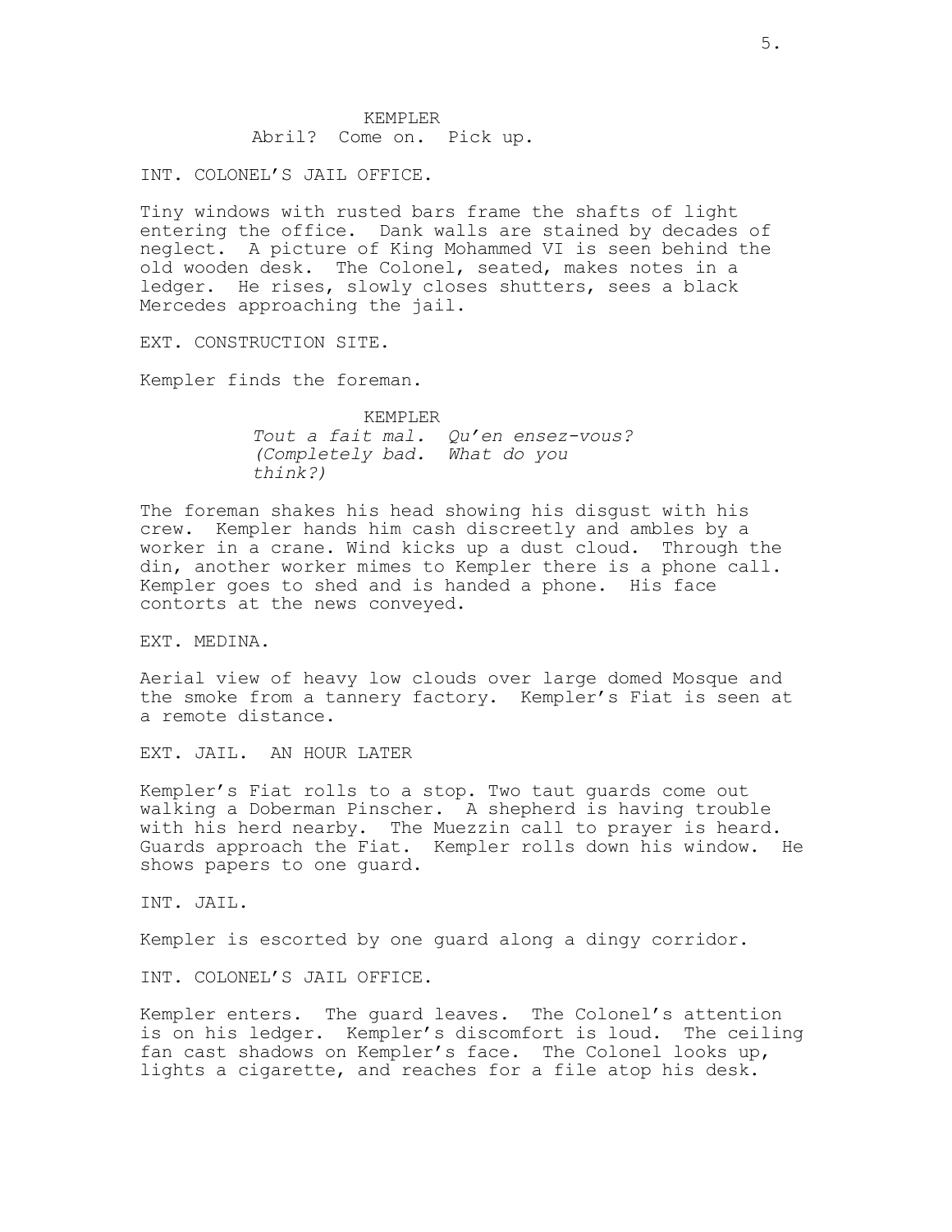KEMPLER
Abril? Come on. Pick up.

INT. COLONEL'S JAIL OFFICE.

Tiny windows with rusted bars frame the shafts of light entering the office. Dank walls are stained by decades of neglect. A picture of King Mohammed VI is seen behind the old wooden desk. The Colonel, seated, makes notes in a ledger. He rises, slowly closes shutters, sees a black Mercedes approaching the jail.

EXT. CONSTRUCTION SITE.

Kempler finds the foreman.

KEMPLER
*Tout a fait mal. Qu'en ensez-vous? (Completely bad. What do you think?)*

The foreman shakes his head showing his disgust with his crew. Kempler hands him cash discreetly and ambles by a worker in a crane. Wind kicks up a dust cloud. Through the din, another worker mimes to Kempler there is a phone call. Kempler goes to shed and is handed a phone. His face contorts at the news conveyed.

EXT. MEDINA.

Aerial view of heavy low clouds over large domed Mosque and the smoke from a tannery factory. Kempler's Fiat is seen at a remote distance.

EXT. JAIL. AN HOUR LATER

Kempler's Fiat rolls to a stop. Two taut guards come out walking a Doberman Pinscher. A shepherd is having trouble with his herd nearby. The Muezzin call to prayer is heard. Guards approach the Fiat. Kempler rolls down his window. He shows papers to one guard.

INT. JAIL.

Kempler is escorted by one guard along a dingy corridor.

INT. COLONEL'S JAIL OFFICE.

Kempler enters. The guard leaves. The Colonel's attention is on his ledger. Kempler's discomfort is loud. The ceiling fan cast shadows on Kempler's face. The Colonel looks up, lights a cigarette, and reaches for a file atop his desk.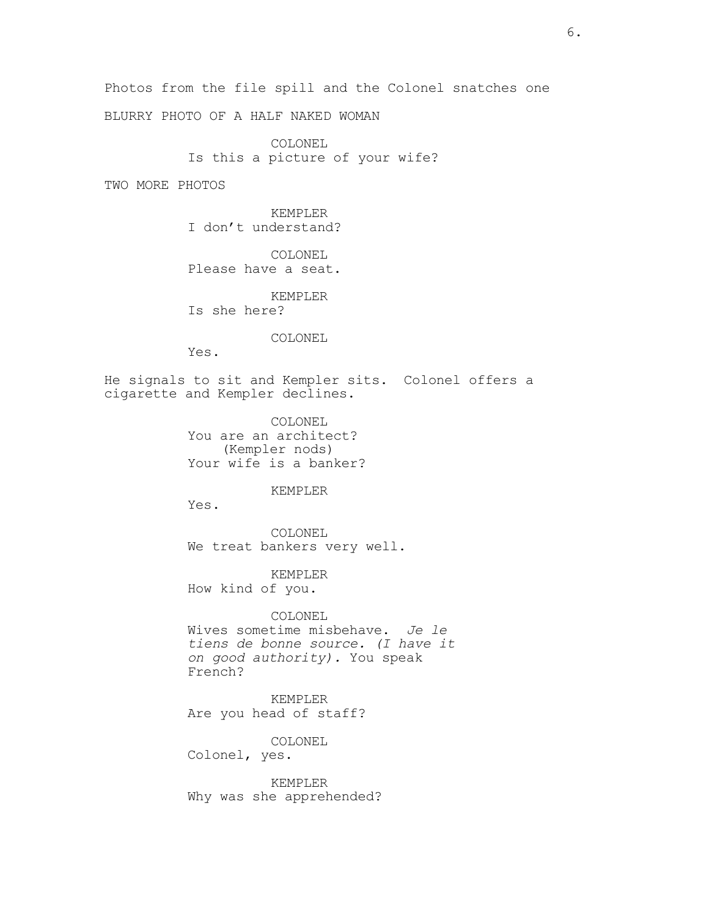Photos from the file spill and the Colonel snatches one

BLURRY PHOTO OF A HALF NAKED WOMAN

COLONEL
Is this a picture of your wife?

TWO MORE PHOTOS

KEMPLER
I don't understand?

COLONEL
Please have a seat.

KEMPLER
Is she here?

COLONEL
Yes.

He signals to sit and Kempler sits. Colonel offers a cigarette and Kempler declines.

COLONEL
You are an architect?
(Kempler nods)
Your wife is a banker?

KEMPLER
Yes.

COLONEL
We treat bankers very well.

KEMPLER
How kind of you.

COLONEL
Wives sometime misbehave. *Je le tiens de bonne source. (I have it on good authority).* You speak French?

KEMPLER
Are you head of staff?

COLONEL
Colonel, yes.

KEMPLER
Why was she apprehended?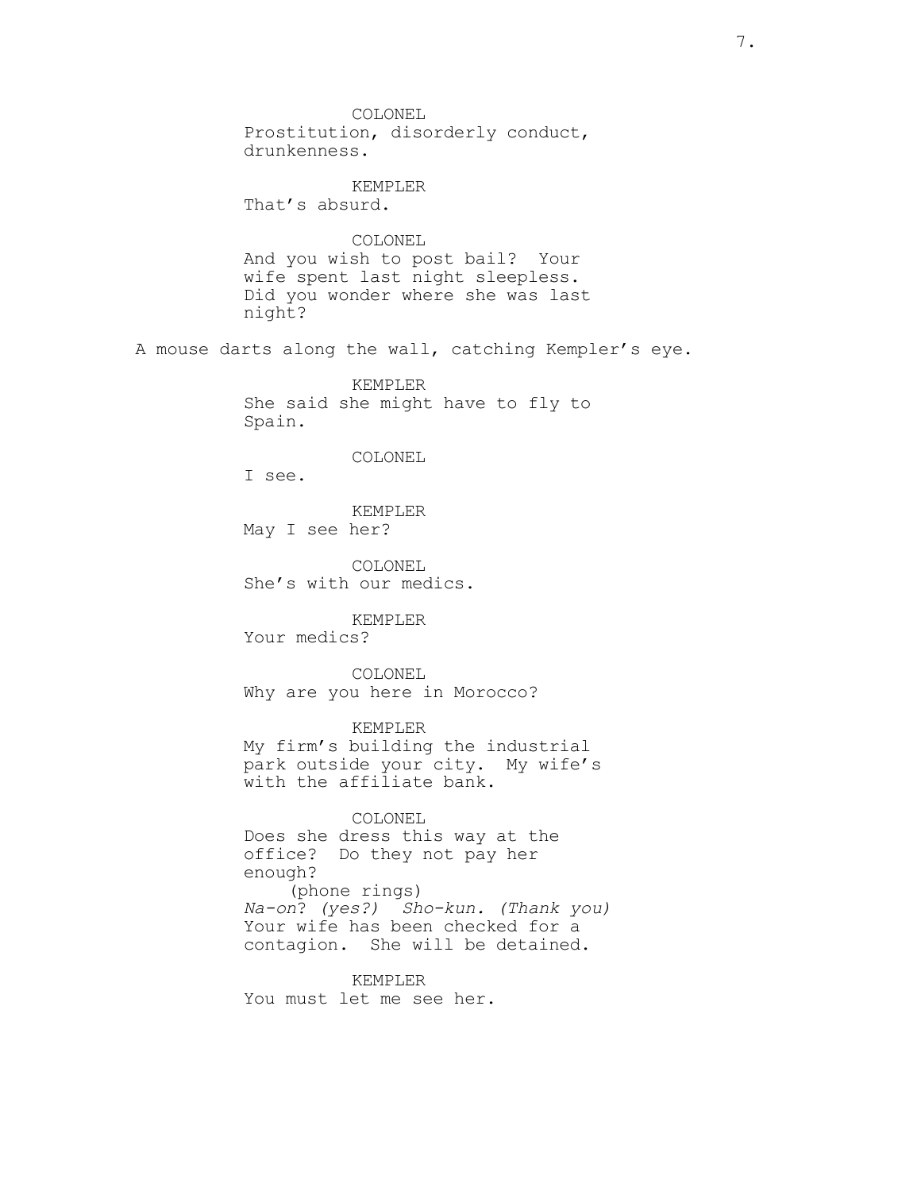COLONEL
Prostitution, disorderly conduct, drunkenness.

KEMPLER
That's absurd.

COLONEL
And you wish to post bail? Your wife spent last night sleepless. Did you wonder where she was last night?

A mouse darts along the wall, catching Kempler's eye.

KEMPLER
She said she might have to fly to Spain.

COLONEL
I see.

KEMPLER
May I see her?

COLONEL
She's with our medics.

KEMPLER
Your medics?

COLONEL
Why are you here in Morocco?

KEMPLER
My firm's building the industrial park outside your city. My wife's with the affiliate bank.

COLONEL
Does she dress this way at the office? Do they not pay her enough?
(phone rings)
*Na-on*? *(yes?)* *Sho-kun. (Thank you)*
Your wife has been checked for a contagion. She will be detained.

KEMPLER
You must let me see her.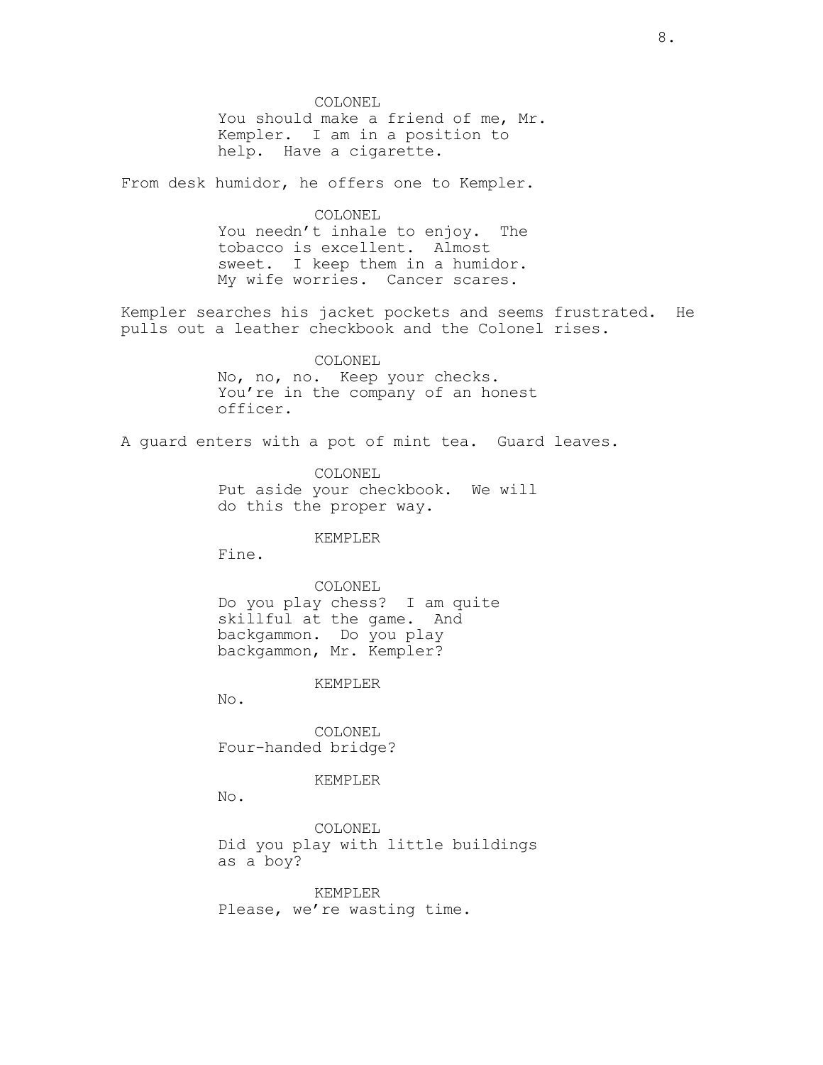COLONEL
You should make a friend of me, Mr. Kempler. I am in a position to help. Have a cigarette.

From desk humidor, he offers one to Kempler.

COLONEL
You needn't inhale to enjoy. The tobacco is excellent. Almost sweet. I keep them in a humidor. My wife worries. Cancer scares.

Kempler searches his jacket pockets and seems frustrated. He pulls out a leather checkbook and the Colonel rises.

COLONEL
No, no, no. Keep your checks. You're in the company of an honest officer.

A guard enters with a pot of mint tea. Guard leaves.

COLONEL
Put aside your checkbook. We will do this the proper way.

KEMPLER
Fine.

COLONEL
Do you play chess? I am quite skillful at the game. And backgammon. Do you play backgammon, Mr. Kempler?

KEMPLER
No.

COLONEL
Four-handed bridge?

KEMPLER
No.

COLONEL
Did you play with little buildings as a boy?

KEMPLER
Please, we're wasting time.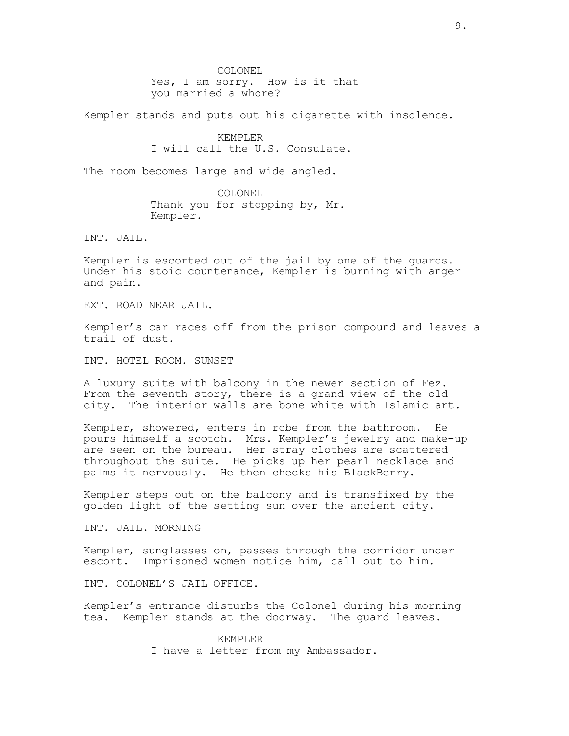COLONEL
Yes, I am sorry. How is it that you married a whore?

Kempler stands and puts out his cigarette with insolence.

KEMPLER
I will call the U.S. Consulate.

The room becomes large and wide angled.

COLONEL
Thank you for stopping by, Mr. Kempler.

INT. JAIL.

Kempler is escorted out of the jail by one of the guards. Under his stoic countenance, Kempler is burning with anger and pain.

EXT. ROAD NEAR JAIL.

Kempler's car races off from the prison compound and leaves a trail of dust.

INT. HOTEL ROOM. SUNSET

A luxury suite with balcony in the newer section of Fez. From the seventh story, there is a grand view of the old city. The interior walls are bone white with Islamic art.

Kempler, showered, enters in robe from the bathroom. He pours himself a scotch. Mrs. Kempler's jewelry and make-up are seen on the bureau. Her stray clothes are scattered throughout the suite. He picks up her pearl necklace and palms it nervously. He then checks his BlackBerry.

Kempler steps out on the balcony and is transfixed by the golden light of the setting sun over the ancient city.

INT. JAIL. MORNING

Kempler, sunglasses on, passes through the corridor under escort. Imprisoned women notice him, call out to him.

INT. COLONEL'S JAIL OFFICE.

Kempler's entrance disturbs the Colonel during his morning tea. Kempler stands at the doorway. The guard leaves.

KEMPLER
I have a letter from my Ambassador.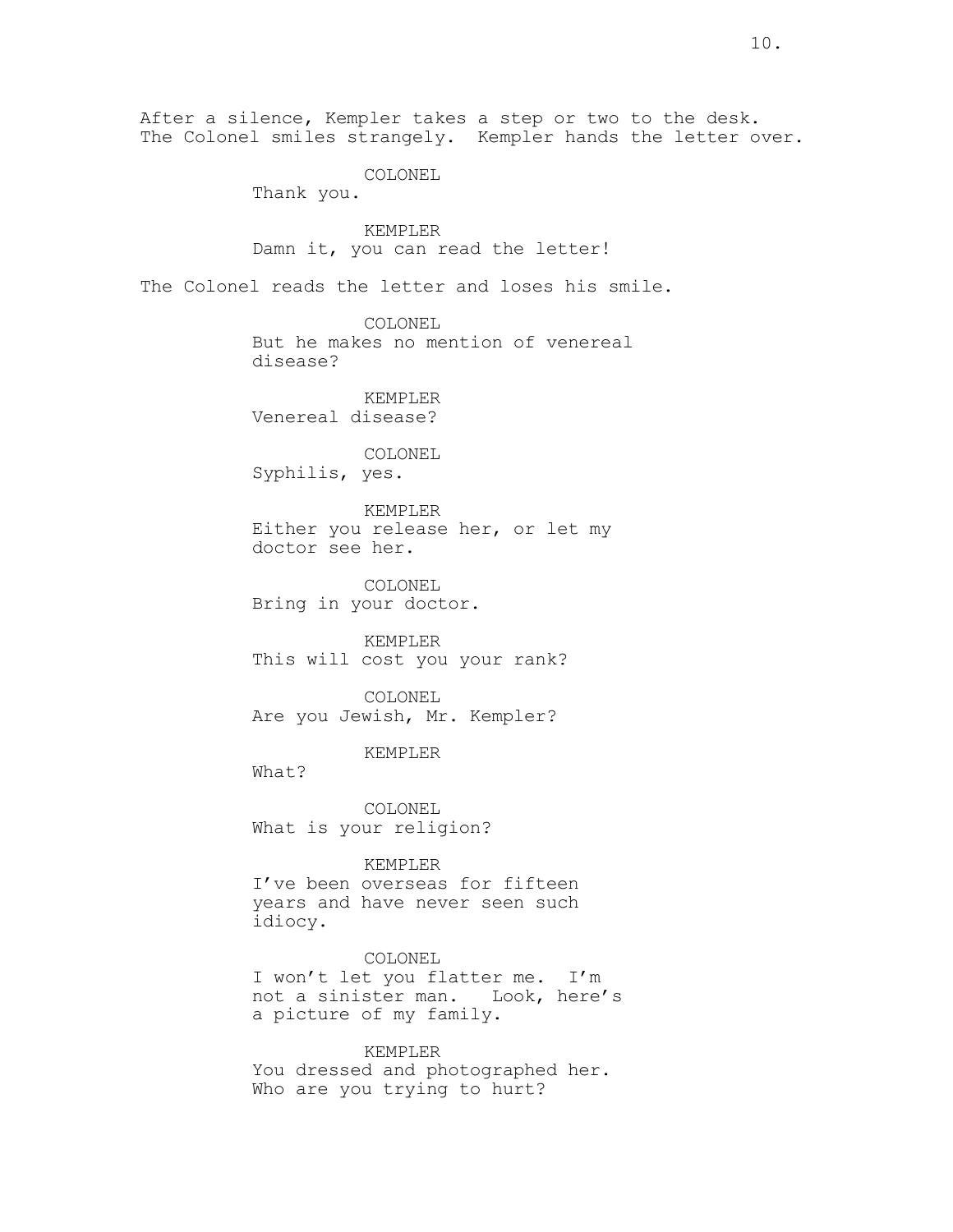After a silence, Kempler takes a step or two to the desk. The Colonel smiles strangely. Kempler hands the letter over.

COLONEL
Thank you.

KEMPLER
Damn it, you can read the letter!

The Colonel reads the letter and loses his smile.

COLONEL
But he makes no mention of venereal disease?

KEMPLER
Venereal disease?

COLONEL
Syphilis, yes.

KEMPLER
Either you release her, or let my doctor see her.

COLONEL
Bring in your doctor.

KEMPLER
This will cost you your rank?

COLONEL
Are you Jewish, Mr. Kempler?

KEMPLER
What?

COLONEL
What is your religion?

KEMPLER
I've been overseas for fifteen years and have never seen such idiocy.

COLONEL
I won't let you flatter me. I'm not a sinister man. Look, here's a picture of my family.

KEMPLER
You dressed and photographed her. Who are you trying to hurt?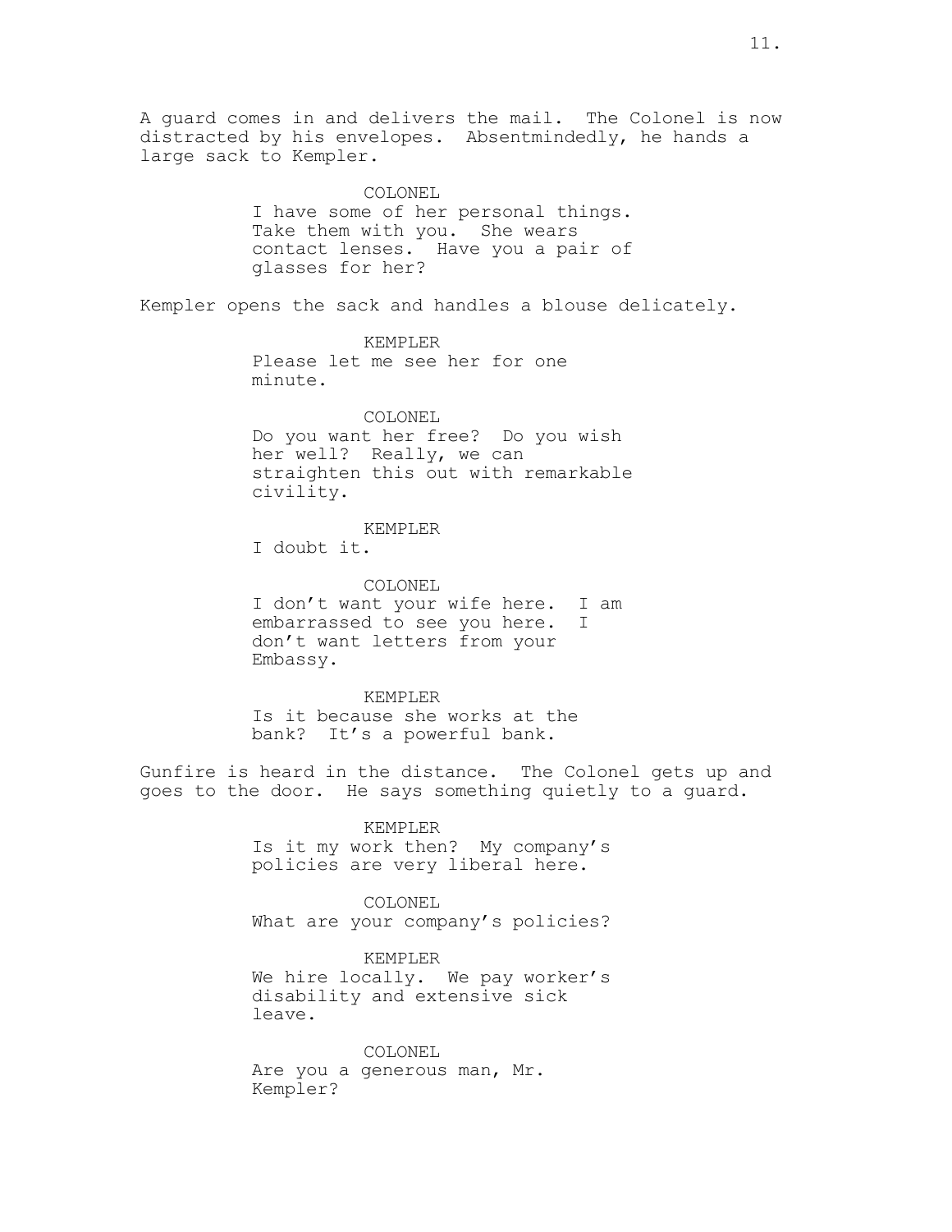A guard comes in and delivers the mail. The Colonel is now distracted by his envelopes. Absentmindedly, he hands a large sack to Kempler.

COLONEL
I have some of her personal things. Take them with you. She wears contact lenses. Have you a pair of glasses for her?

Kempler opens the sack and handles a blouse delicately.

KEMPLER
Please let me see her for one minute.

COLONEL
Do you want her free? Do you wish her well? Really, we can straighten this out with remarkable civility.

KEMPLER
I doubt it.

COLONEL
I don't want your wife here. I am embarrassed to see you here. I don't want letters from your Embassy.

KEMPLER
Is it because she works at the bank? It's a powerful bank.

Gunfire is heard in the distance. The Colonel gets up and goes to the door. He says something quietly to a guard.

KEMPLER
Is it my work then? My company's policies are very liberal here.

COLONEL
What are your company's policies?

KEMPLER
We hire locally. We pay worker's disability and extensive sick leave.

COLONEL
Are you a generous man, Mr. Kempler?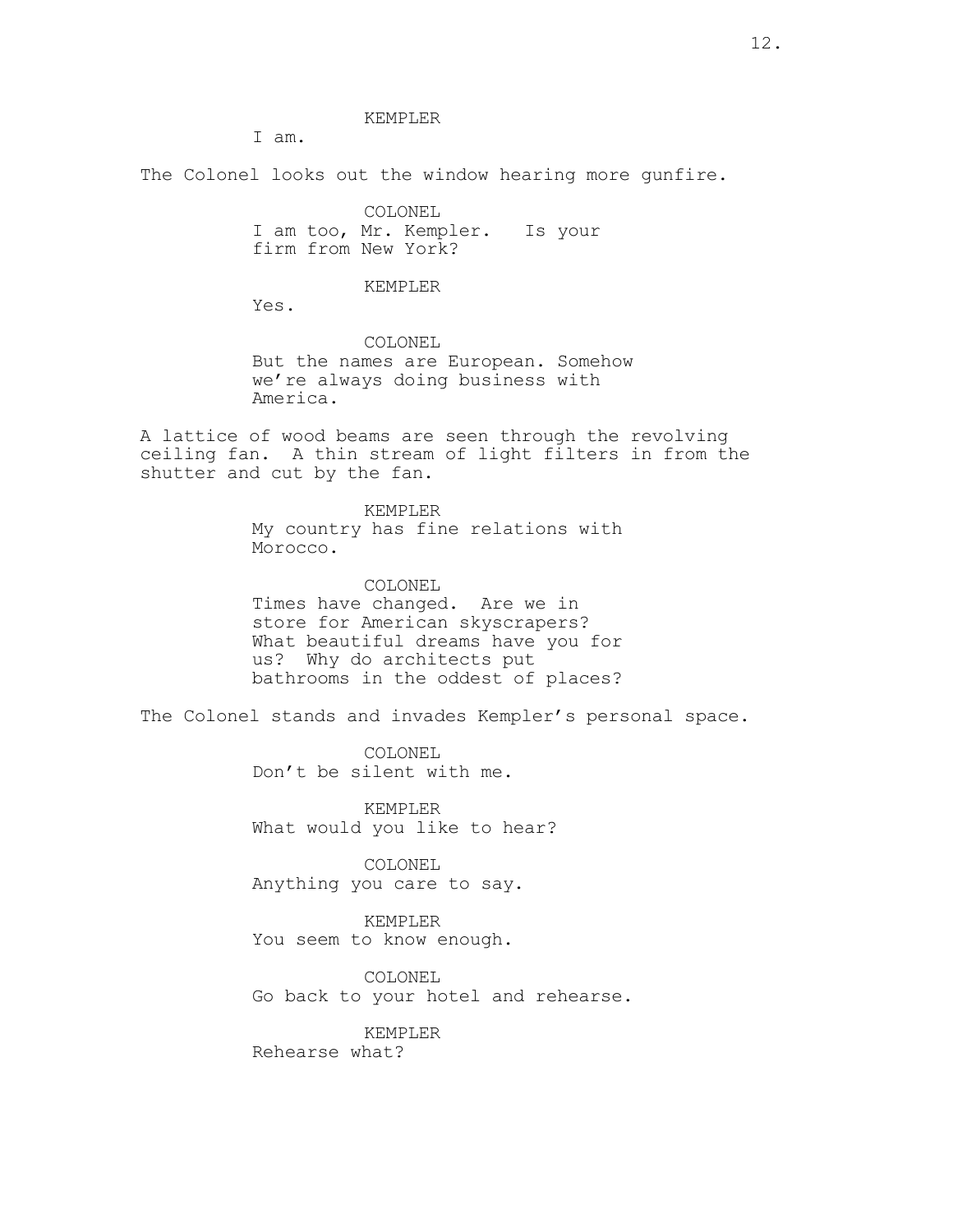KEMPLER
I am.

The Colonel looks out the window hearing more gunfire.

COLONEL
I am too, Mr. Kempler. Is your firm from New York?

KEMPLER
Yes.

COLONEL
But the names are European. Somehow we're always doing business with America.

A lattice of wood beams are seen through the revolving ceiling fan. A thin stream of light filters in from the shutter and cut by the fan.

KEMPLER
My country has fine relations with Morocco.

COLONEL
Times have changed. Are we in store for American skyscrapers? What beautiful dreams have you for us? Why do architects put bathrooms in the oddest of places?

The Colonel stands and invades Kempler's personal space.

COLONEL
Don't be silent with me.

KEMPLER
What would you like to hear?

COLONEL
Anything you care to say.

KEMPLER
You seem to know enough.

COLONEL
Go back to your hotel and rehearse.

KEMPLER
Rehearse what?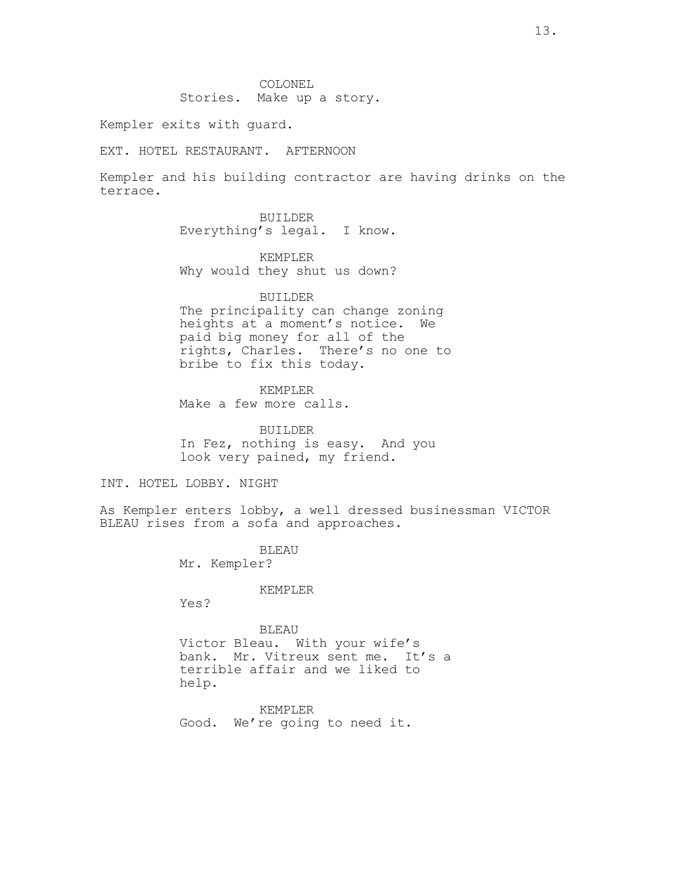COLONEL
Stories. Make up a story.

Kempler exits with guard.

EXT. HOTEL RESTAURANT. AFTERNOON

Kempler and his building contractor are having drinks on the terrace.

BUILDER
Everything's legal. I know.

KEMPLER
Why would they shut us down?

BUILDER
The principality can change zoning heights at a moment's notice. We paid big money for all of the rights, Charles. There's no one to bribe to fix this today.

KEMPLER
Make a few more calls.

BUILDER
In Fez, nothing is easy. And you look very pained, my friend.

INT. HOTEL LOBBY. NIGHT

As Kempler enters lobby, a well dressed businessman VICTOR BLEAU rises from a sofa and approaches.

BLEAU
Mr. Kempler?

KEMPLER
Yes?

BLEAU
Victor Bleau. With your wife's bank. Mr. Vitreux sent me. It's a terrible affair and we liked to help.

KEMPLER
Good. We're going to need it.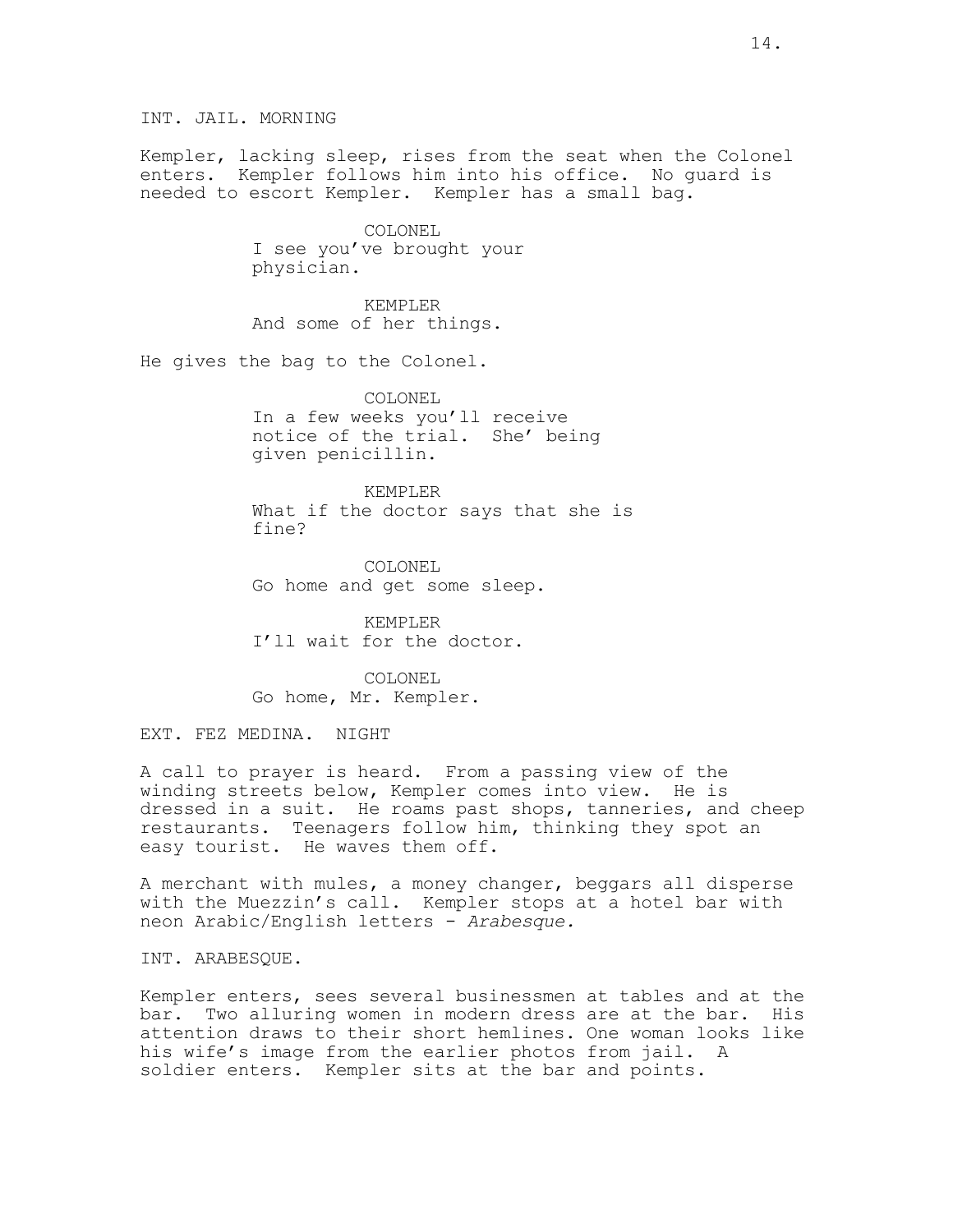INT. JAIL. MORNING

Kempler, lacking sleep, rises from the seat when the Colonel enters. Kempler follows him into his office. No guard is needed to escort Kempler. Kempler has a small bag.

COLONEL
I see you've brought your physician.

KEMPLER
And some of her things.

He gives the bag to the Colonel.

COLONEL
In a few weeks you'll receive notice of the trial. She' being given penicillin.

KEMPLER
What if the doctor says that she is fine?

COLONEL
Go home and get some sleep.

KEMPLER
I'll wait for the doctor.

COLONEL
Go home, Mr. Kempler.

EXT. FEZ MEDINA. NIGHT

A call to prayer is heard. From a passing view of the winding streets below, Kempler comes into view. He is dressed in a suit. He roams past shops, tanneries, and cheep restaurants. Teenagers follow him, thinking they spot an easy tourist. He waves them off.

A merchant with mules, a money changer, beggars all disperse with the Muezzin's call. Kempler stops at a hotel bar with neon Arabic/English letters - *Arabesque.*

INT. ARABESQUE.

Kempler enters, sees several businessmen at tables and at the bar. Two alluring women in modern dress are at the bar. His attention draws to their short hemlines. One woman looks like his wife's image from the earlier photos from jail. A soldier enters. Kempler sits at the bar and points.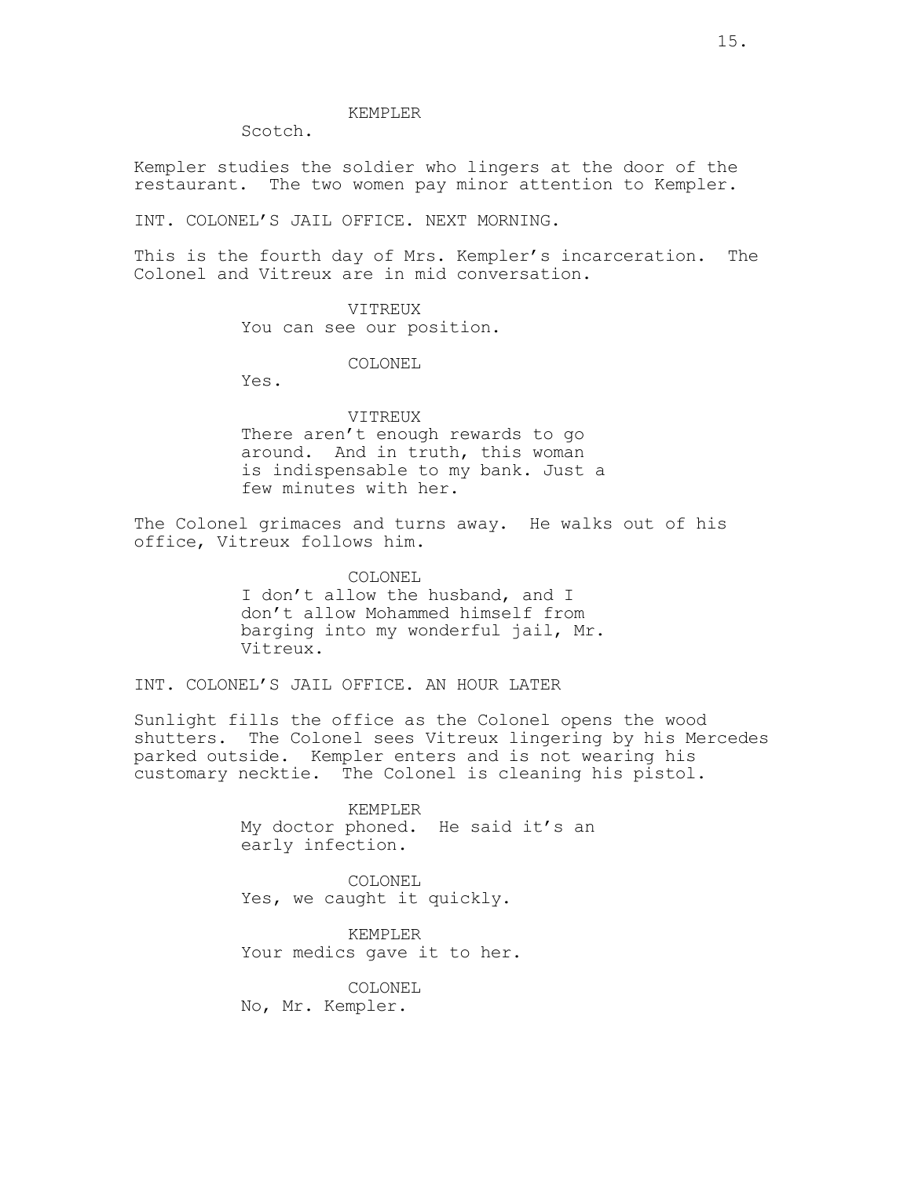KEMPLER

Scotch.

Kempler studies the soldier who lingers at the door of the restaurant. The two women pay minor attention to Kempler.

INT. COLONEL'S JAIL OFFICE. NEXT MORNING.

This is the fourth day of Mrs. Kempler's incarceration. The Colonel and Vitreux are in mid conversation.

VITREUX

You can see our position.

COLONEL

Yes.

VITREUX

There aren't enough rewards to go around. And in truth, this woman is indispensable to my bank. Just a few minutes with her.

The Colonel grimaces and turns away. He walks out of his office, Vitreux follows him.

COLONEL

I don't allow the husband, and I don't allow Mohammed himself from barging into my wonderful jail, Mr. Vitreux.

INT. COLONEL'S JAIL OFFICE. AN HOUR LATER

Sunlight fills the office as the Colonel opens the wood shutters. The Colonel sees Vitreux lingering by his Mercedes parked outside. Kempler enters and is not wearing his customary necktie. The Colonel is cleaning his pistol.

KEMPLER

My doctor phoned. He said it's an early infection.

COLONEL

Yes, we caught it quickly.

KEMPLER

Your medics gave it to her.

COLONEL

No, Mr. Kempler.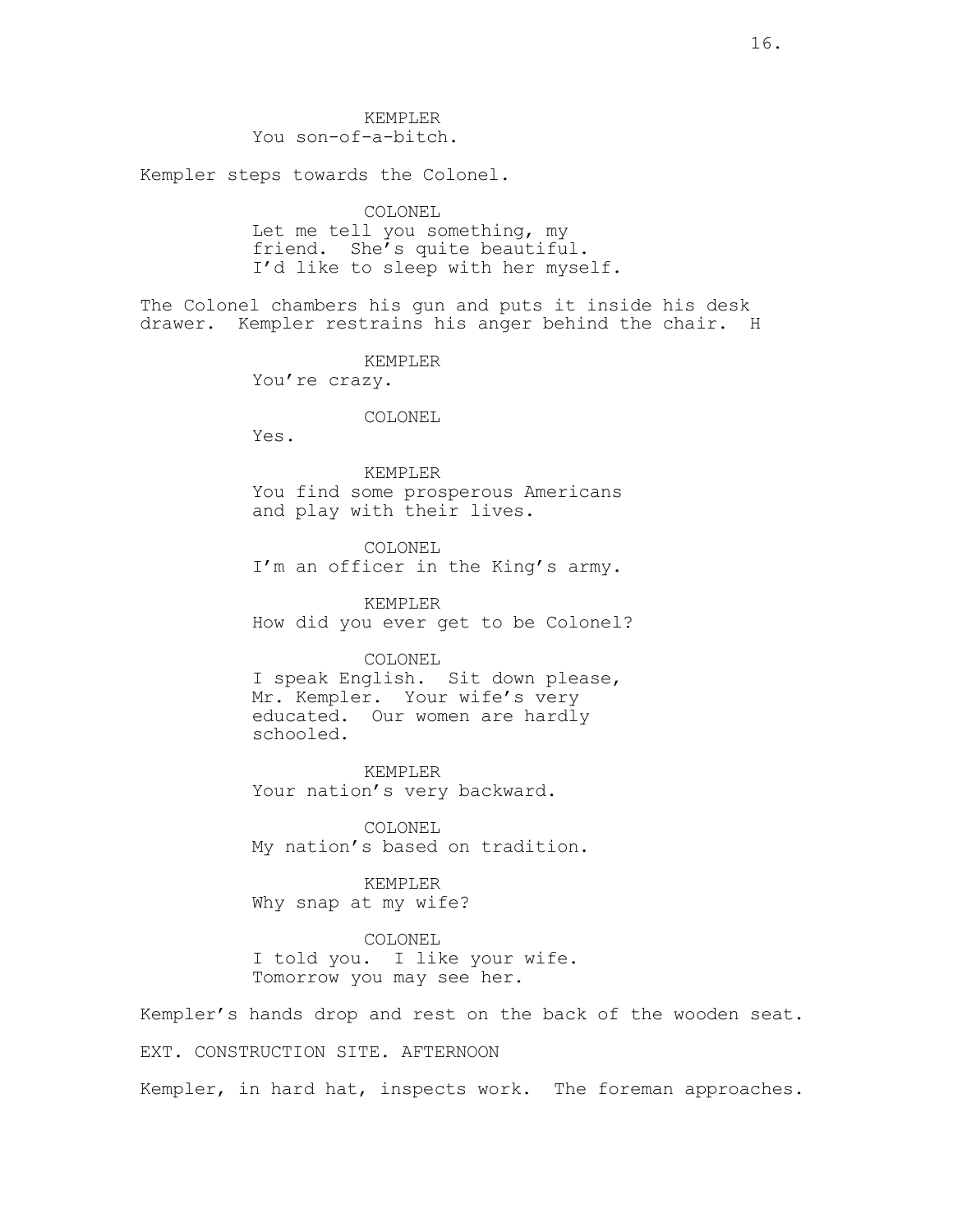KEMPLER
You son-of-a-bitch.

Kempler steps towards the Colonel.

COLONEL
Let me tell you something, my friend. She's quite beautiful. I'd like to sleep with her myself.

The Colonel chambers his gun and puts it inside his desk drawer. Kempler restrains his anger behind the chair. H

KEMPLER
You're crazy.

COLONEL
Yes.

KEMPLER
You find some prosperous Americans and play with their lives.

COLONEL
I'm an officer in the King's army.

KEMPLER
How did you ever get to be Colonel?

COLONEL
I speak English. Sit down please, Mr. Kempler. Your wife's very educated. Our women are hardly schooled.

KEMPLER
Your nation's very backward.

COLONEL
My nation's based on tradition.

KEMPLER
Why snap at my wife?

COLONEL
I told you. I like your wife. Tomorrow you may see her.

Kempler's hands drop and rest on the back of the wooden seat.

EXT. CONSTRUCTION SITE. AFTERNOON

Kempler, in hard hat, inspects work. The foreman approaches.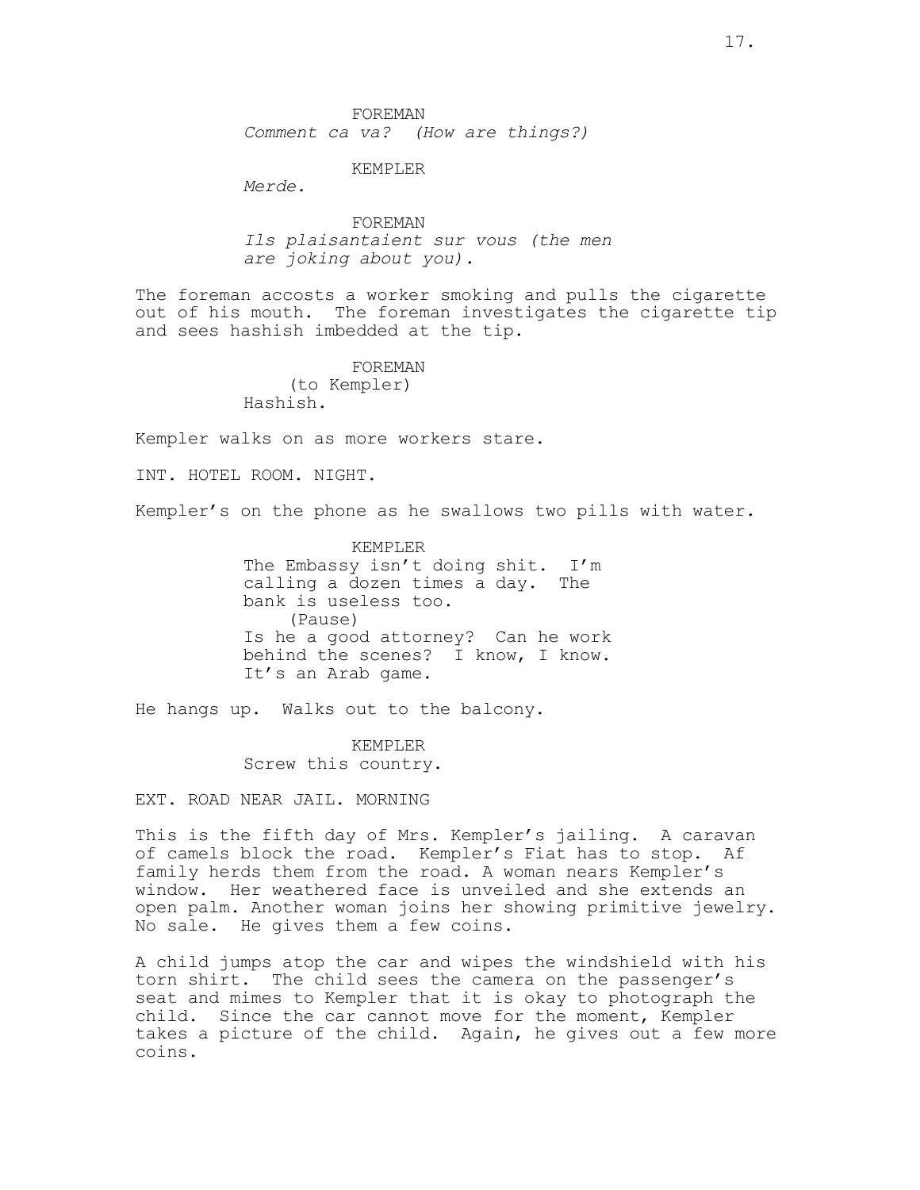FOREMAN
*Comment ca va? (How are things?)*

KEMPLER
*Merde.*

FOREMAN
*Ils plaisantaient sur vous (the men are joking about you).*

The foreman accosts a worker smoking and pulls the cigarette out of his mouth. The foreman investigates the cigarette tip and sees hashish imbedded at the tip.

FOREMAN
(to Kempler)
Hashish.

Kempler walks on as more workers stare.

INT. HOTEL ROOM. NIGHT.

Kempler's on the phone as he swallows two pills with water.

KEMPLER
The Embassy isn't doing shit. I'm calling a dozen times a day. The bank is useless too.
(Pause)
Is he a good attorney? Can he work behind the scenes? I know, I know. It's an Arab game.

He hangs up. Walks out to the balcony.

KEMPLER
Screw this country.

EXT. ROAD NEAR JAIL. MORNING

This is the fifth day of Mrs. Kempler's jailing. A caravan of camels block the road. Kempler's Fiat has to stop. Af family herds them from the road. A woman nears Kempler's window. Her weathered face is unveiled and she extends an open palm. Another woman joins her showing primitive jewelry. No sale. He gives them a few coins.

A child jumps atop the car and wipes the windshield with his torn shirt. The child sees the camera on the passenger's seat and mimes to Kempler that it is okay to photograph the child. Since the car cannot move for the moment, Kempler takes a picture of the child. Again, he gives out a few more coins.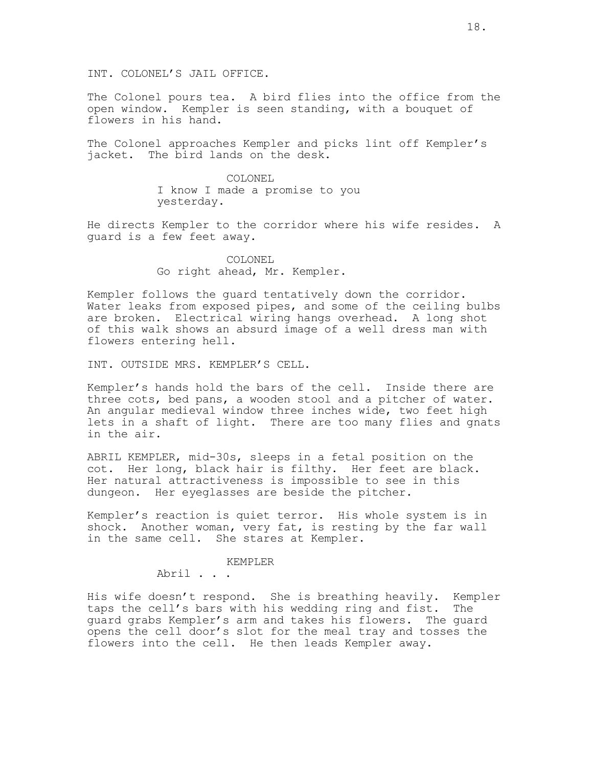INT. COLONEL'S JAIL OFFICE.

The Colonel pours tea. A bird flies into the office from the open window. Kempler is seen standing, with a bouquet of flowers in his hand.

The Colonel approaches Kempler and picks lint off Kempler's jacket. The bird lands on the desk.

COLONEL
I know I made a promise to you yesterday.

He directs Kempler to the corridor where his wife resides. A guard is a few feet away.

COLONEL
Go right ahead, Mr. Kempler.

Kempler follows the guard tentatively down the corridor. Water leaks from exposed pipes, and some of the ceiling bulbs are broken. Electrical wiring hangs overhead. A long shot of this walk shows an absurd image of a well dress man with flowers entering hell.

INT. OUTSIDE MRS. KEMPLER'S CELL.

Kempler's hands hold the bars of the cell. Inside there are three cots, bed pans, a wooden stool and a pitcher of water. An angular medieval window three inches wide, two feet high lets in a shaft of light. There are too many flies and gnats in the air.

ABRIL KEMPLER, mid-30s, sleeps in a fetal position on the cot. Her long, black hair is filthy. Her feet are black. Her natural attractiveness is impossible to see in this dungeon. Her eyeglasses are beside the pitcher.

Kempler's reaction is quiet terror. His whole system is in shock. Another woman, very fat, is resting by the far wall in the same cell. She stares at Kempler.

KEMPLER
Abril . . .

His wife doesn't respond. She is breathing heavily. Kempler taps the cell's bars with his wedding ring and fist. The guard grabs Kempler's arm and takes his flowers. The guard opens the cell door's slot for the meal tray and tosses the flowers into the cell. He then leads Kempler away.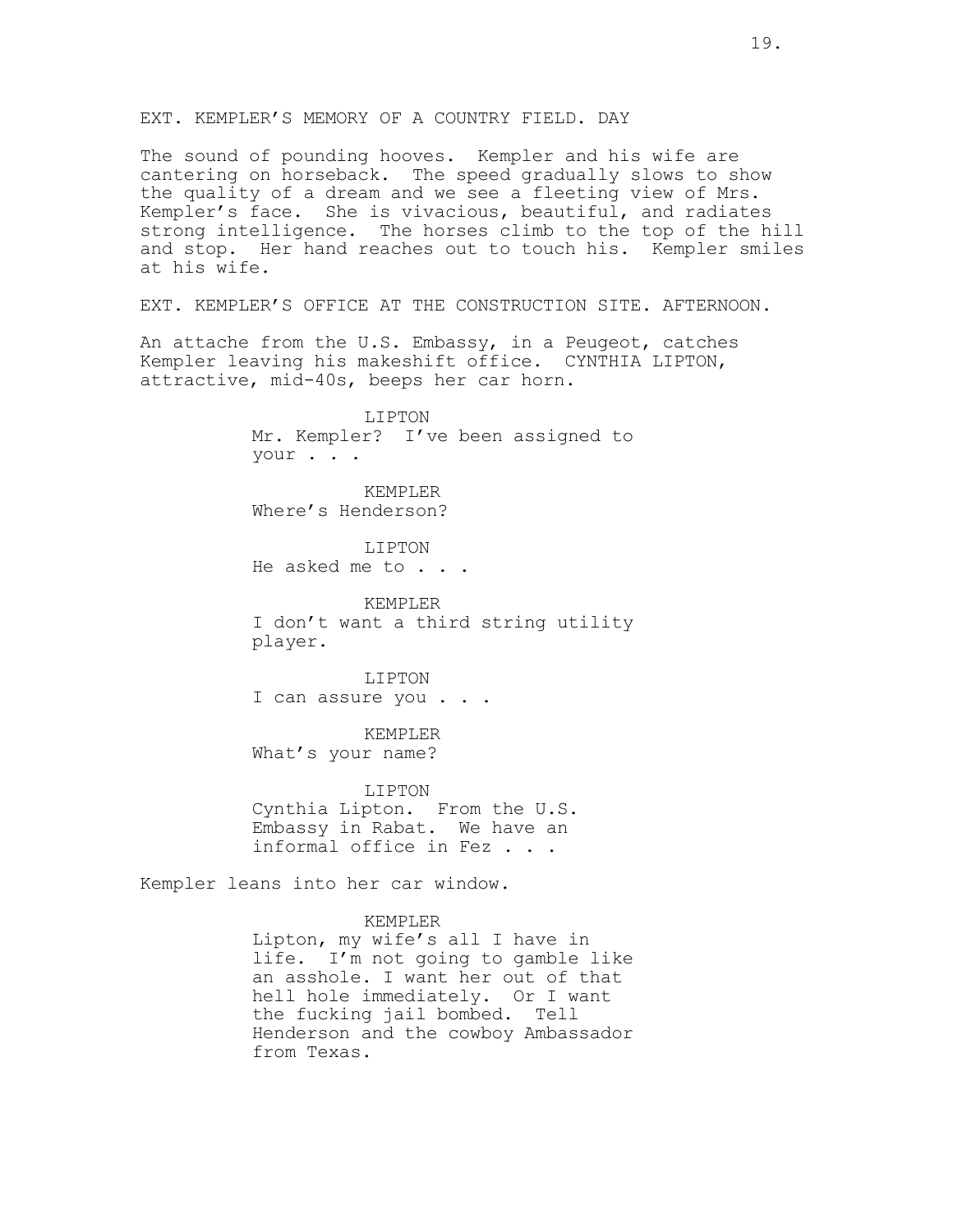EXT. KEMPLER'S MEMORY OF A COUNTRY FIELD. DAY

The sound of pounding hooves. Kempler and his wife are cantering on horseback. The speed gradually slows to show the quality of a dream and we see a fleeting view of Mrs. Kempler's face. She is vivacious, beautiful, and radiates strong intelligence. The horses climb to the top of the hill and stop. Her hand reaches out to touch his. Kempler smiles at his wife.

EXT. KEMPLER'S OFFICE AT THE CONSTRUCTION SITE. AFTERNOON.

An attache from the U.S. Embassy, in a Peugeot, catches Kempler leaving his makeshift office. CYNTHIA LIPTON, attractive, mid-40s, beeps her car horn.

LIPTON
Mr. Kempler? I've been assigned to your . . .

KEMPLER
Where's Henderson?

LIPTON
He asked me to . . .

KEMPLER
I don't want a third string utility player.

LIPTON
I can assure you . . .

KEMPLER
What's your name?

LIPTON
Cynthia Lipton. From the U.S. Embassy in Rabat. We have an informal office in Fez . . .

Kempler leans into her car window.

KEMPLER
Lipton, my wife's all I have in life. I'm not going to gamble like an asshole. I want her out of that hell hole immediately. Or I want the fucking jail bombed. Tell Henderson and the cowboy Ambassador from Texas.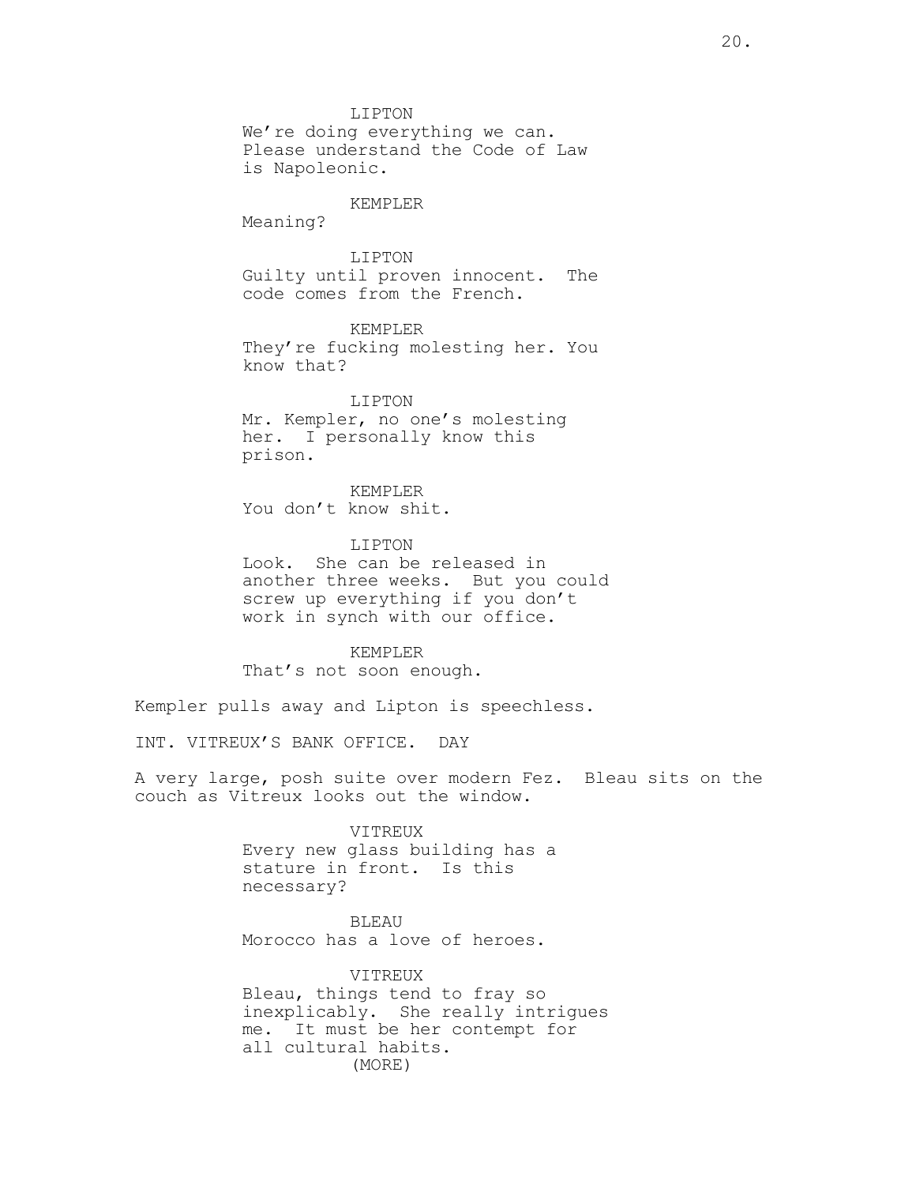LIPTON
We're doing everything we can.
Please understand the Code of Law
is Napoleonic.

KEMPLER
Meaning?

LIPTON
Guilty until proven innocent. The
code comes from the French.

KEMPLER
They're fucking molesting her. You
know that?

LIPTON
Mr. Kempler, no one's molesting
her. I personally know this
prison.

KEMPLER
You don't know shit.

LIPTON
Look. She can be released in
another three weeks. But you could
screw up everything if you don't
work in synch with our office.

KEMPLER
That's not soon enough.

Kempler pulls away and Lipton is speechless.

INT. VITREUX'S BANK OFFICE. DAY

A very large, posh suite over modern Fez. Bleau sits on the couch as Vitreux looks out the window.

VITREUX
Every new glass building has a
stature in front. Is this
necessary?

BLEAU
Morocco has a love of heroes.

VITREUX
Bleau, things tend to fray so
inexplicably. She really intrigues
me. It must be her contempt for
all cultural habits.
(MORE)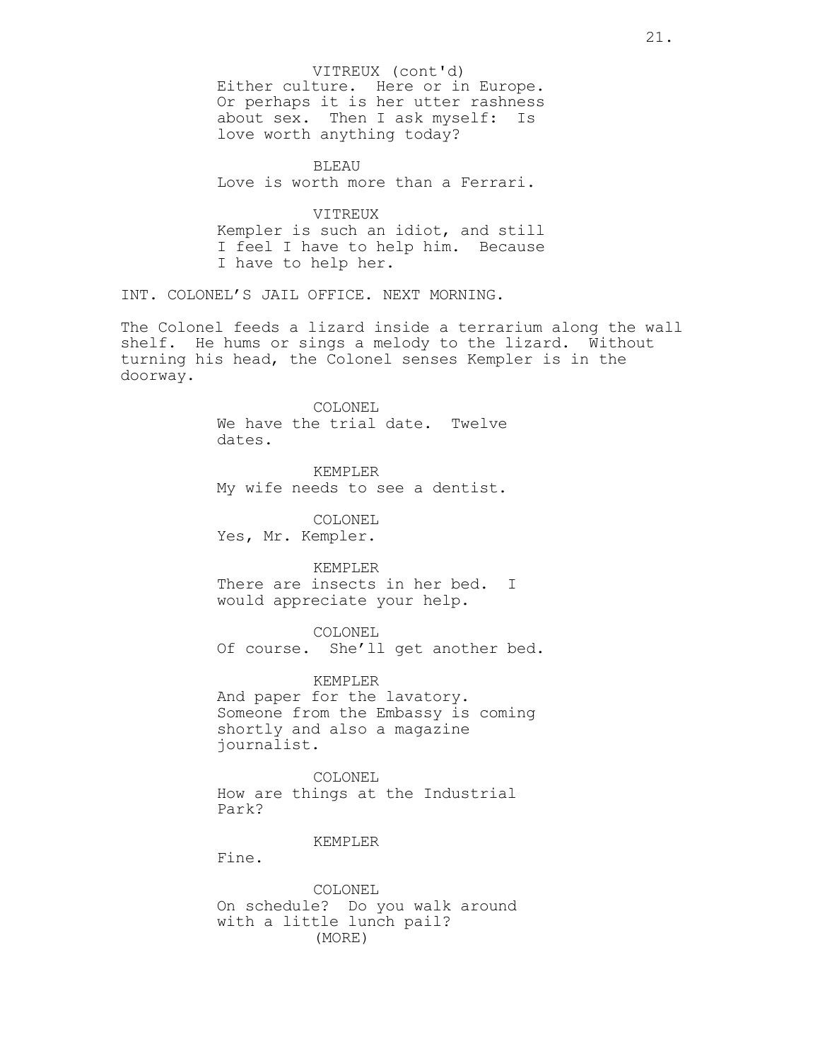VITREUX (cont'd)
Either culture. Here or in Europe. Or perhaps it is her utter rashness about sex. Then I ask myself: Is love worth anything today?

BLEAU
Love is worth more than a Ferrari.

VITREUX
Kempler is such an idiot, and still I feel I have to help him. Because I have to help her.

INT. COLONEL'S JAIL OFFICE. NEXT MORNING.

The Colonel feeds a lizard inside a terrarium along the wall shelf. He hums or sings a melody to the lizard. Without turning his head, the Colonel senses Kempler is in the doorway.

COLONEL
We have the trial date. Twelve dates.

KEMPLER
My wife needs to see a dentist.

COLONEL
Yes, Mr. Kempler.

KEMPLER
There are insects in her bed. I would appreciate your help.

COLONEL
Of course. She'll get another bed.

KEMPLER
And paper for the lavatory. Someone from the Embassy is coming shortly and also a magazine journalist.

COLONEL
How are things at the Industrial Park?

KEMPLER
Fine.

COLONEL
On schedule? Do you walk around with a little lunch pail?
(MORE)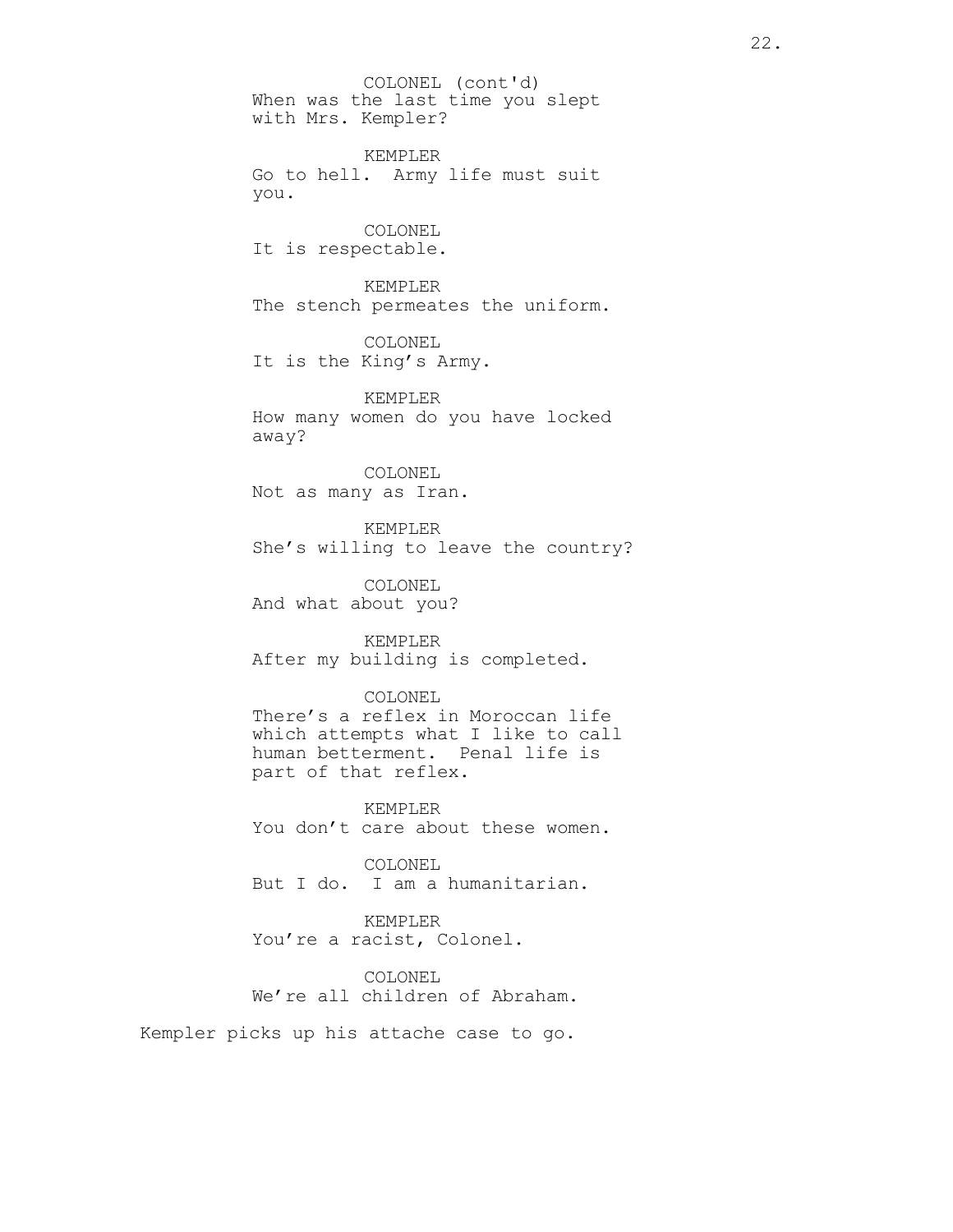COLONEL (cont'd)
When was the last time you slept with Mrs. Kempler?

KEMPLER
Go to hell. Army life must suit you.

COLONEL
It is respectable.

KEMPLER
The stench permeates the uniform.

COLONEL
It is the King's Army.

KEMPLER
How many women do you have locked away?

COLONEL
Not as many as Iran.

KEMPLER
She's willing to leave the country?

COLONEL
And what about you?

KEMPLER
After my building is completed.

COLONEL
There's a reflex in Moroccan life which attempts what I like to call human betterment. Penal life is part of that reflex.

KEMPLER
You don't care about these women.

COLONEL
But I do. I am a humanitarian.

KEMPLER
You're a racist, Colonel.

COLONEL
We're all children of Abraham.

Kempler picks up his attache case to go.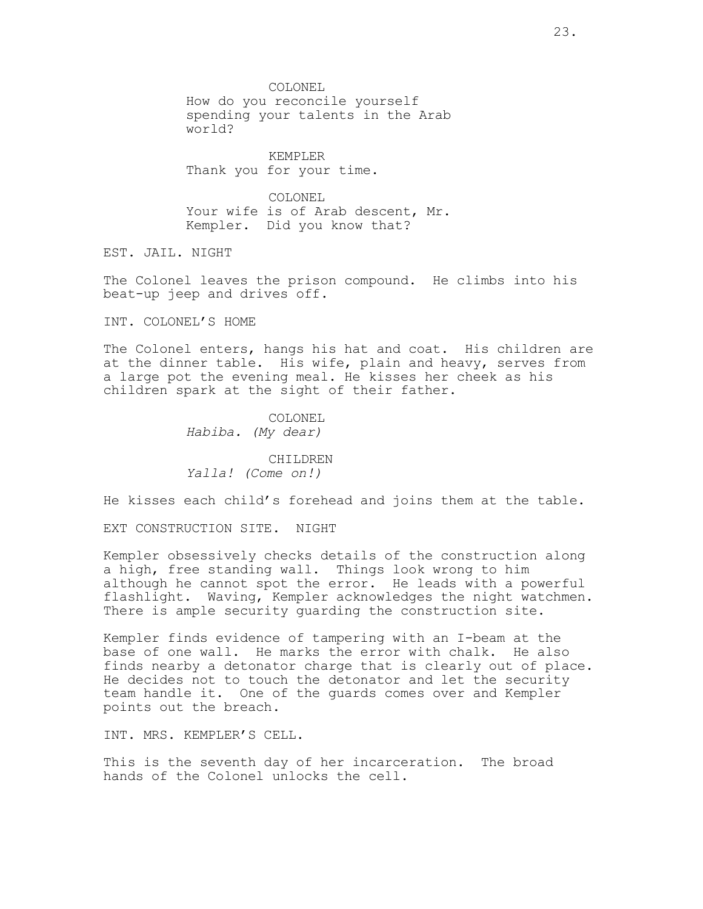COLONEL
How do you reconcile yourself spending your talents in the Arab world?

KEMPLER
Thank you for your time.

COLONEL
Your wife is of Arab descent, Mr. Kempler. Did you know that?

EST. JAIL. NIGHT

The Colonel leaves the prison compound. He climbs into his beat-up jeep and drives off.

INT. COLONEL'S HOME

The Colonel enters, hangs his hat and coat. His children are at the dinner table. His wife, plain and heavy, serves from a large pot the evening meal. He kisses her cheek as his children spark at the sight of their father.

COLONEL
*Habiba. (My dear)*

CHILDREN
*Yalla! (Come on!)*

He kisses each child's forehead and joins them at the table.

EXT CONSTRUCTION SITE. NIGHT

Kempler obsessively checks details of the construction along a high, free standing wall. Things look wrong to him although he cannot spot the error. He leads with a powerful flashlight. Waving, Kempler acknowledges the night watchmen. There is ample security guarding the construction site.

Kempler finds evidence of tampering with an I-beam at the base of one wall. He marks the error with chalk. He also finds nearby a detonator charge that is clearly out of place. He decides not to touch the detonator and let the security team handle it. One of the guards comes over and Kempler points out the breach.

INT. MRS. KEMPLER'S CELL.

This is the seventh day of her incarceration. The broad hands of the Colonel unlocks the cell.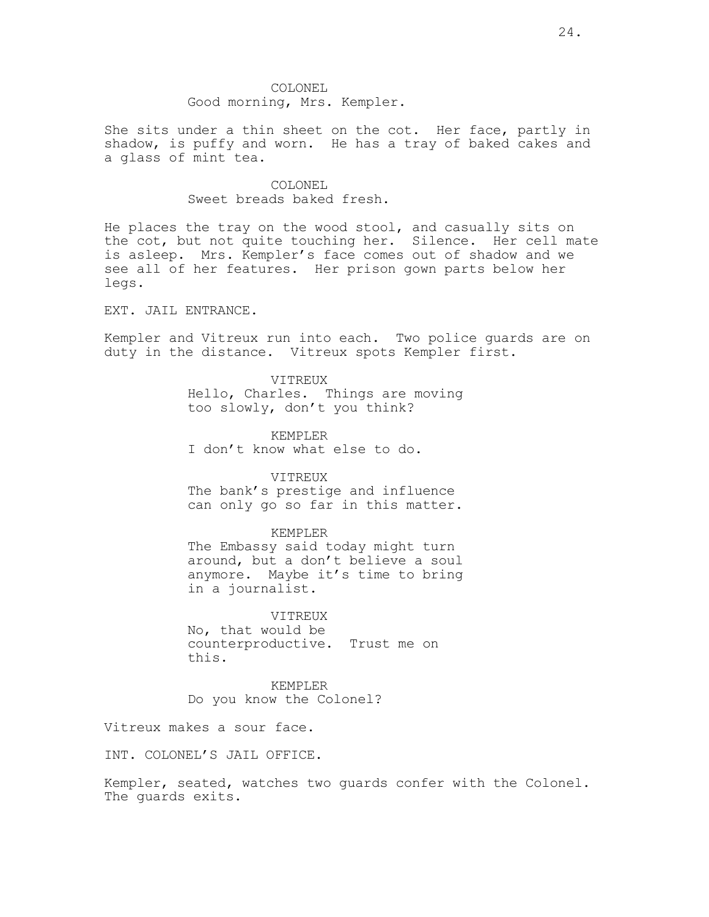COLONEL
Good morning, Mrs. Kempler.

She sits under a thin sheet on the cot. Her face, partly in shadow, is puffy and worn. He has a tray of baked cakes and a glass of mint tea.

COLONEL
Sweet breads baked fresh.

He places the tray on the wood stool, and casually sits on the cot, but not quite touching her. Silence. Her cell mate is asleep. Mrs. Kempler's face comes out of shadow and we see all of her features. Her prison gown parts below her legs.

EXT. JAIL ENTRANCE.

Kempler and Vitreux run into each. Two police guards are on duty in the distance. Vitreux spots Kempler first.

VITREUX
Hello, Charles. Things are moving too slowly, don't you think?

KEMPLER
I don't know what else to do.

VITREUX
The bank's prestige and influence can only go so far in this matter.

KEMPLER
The Embassy said today might turn around, but a don't believe a soul anymore. Maybe it's time to bring in a journalist.

VITREUX
No, that would be counterproductive. Trust me on this.

KEMPLER
Do you know the Colonel?

Vitreux makes a sour face.

INT. COLONEL'S JAIL OFFICE.

Kempler, seated, watches two guards confer with the Colonel. The guards exits.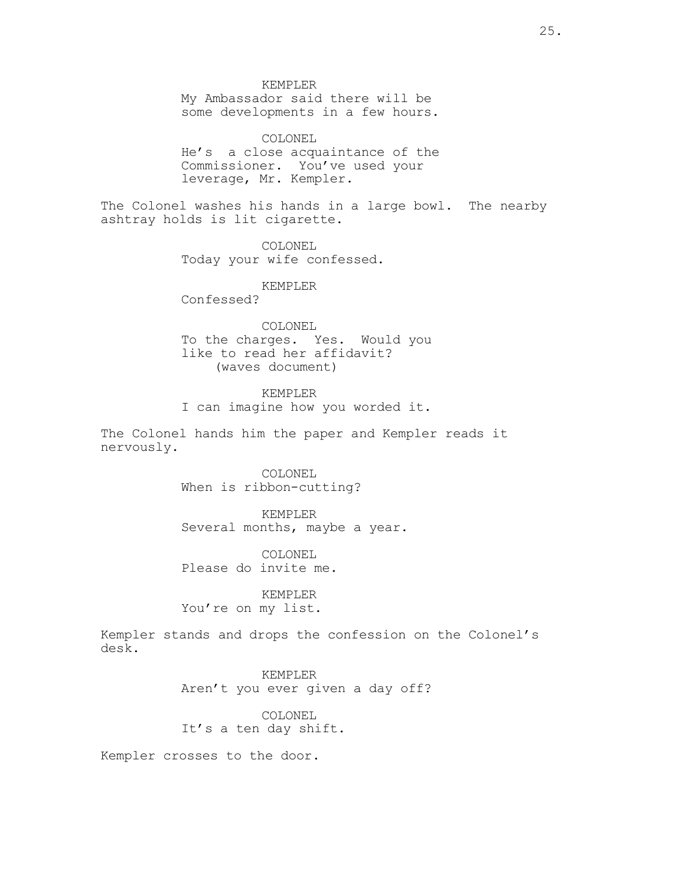KEMPLER
My Ambassador said there will be some developments in a few hours.

COLONEL
He's a close acquaintance of the Commissioner. You've used your leverage, Mr. Kempler.

The Colonel washes his hands in a large bowl. The nearby ashtray holds is lit cigarette.

COLONEL
Today your wife confessed.

KEMPLER
Confessed?

COLONEL
To the charges. Yes. Would you like to read her affidavit?
(waves document)

KEMPLER
I can imagine how you worded it.

The Colonel hands him the paper and Kempler reads it nervously.

COLONEL
When is ribbon-cutting?

KEMPLER
Several months, maybe a year.

COLONEL
Please do invite me.

KEMPLER
You're on my list.

Kempler stands and drops the confession on the Colonel's desk.

KEMPLER
Aren't you ever given a day off?

COLONEL
It's a ten day shift.

Kempler crosses to the door.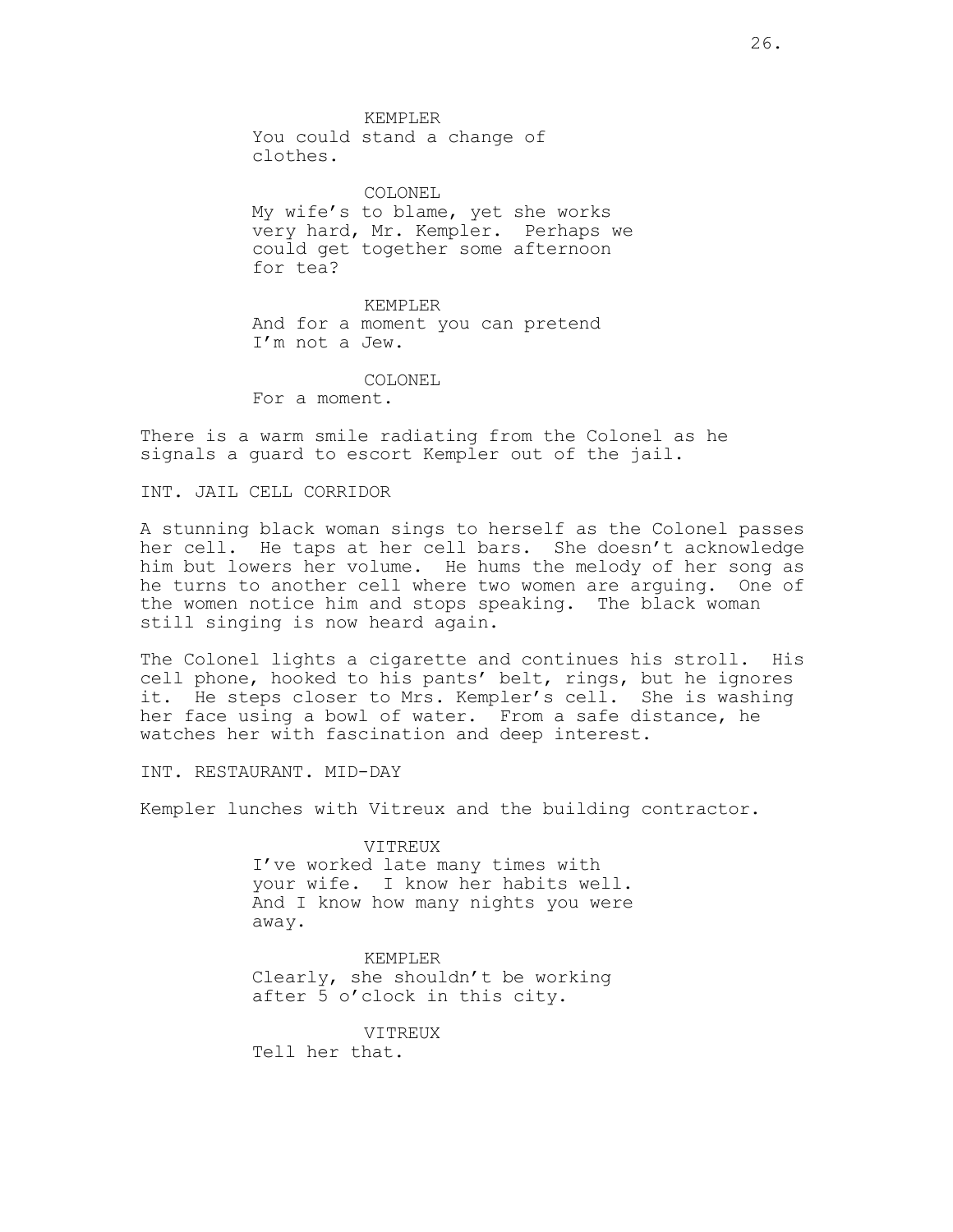KEMPLER

You could stand a change of clothes.

COLONEL

My wife's to blame, yet she works very hard, Mr. Kempler. Perhaps we could get together some afternoon for tea?

KEMPLER

And for a moment you can pretend I'm not a Jew.

COLONEL

For a moment.

There is a warm smile radiating from the Colonel as he signals a guard to escort Kempler out of the jail.

INT. JAIL CELL CORRIDOR

A stunning black woman sings to herself as the Colonel passes her cell. He taps at her cell bars. She doesn't acknowledge him but lowers her volume. He hums the melody of her song as he turns to another cell where two women are arguing. One of the women notice him and stops speaking. The black woman still singing is now heard again.

The Colonel lights a cigarette and continues his stroll. His cell phone, hooked to his pants' belt, rings, but he ignores it. He steps closer to Mrs. Kempler's cell. She is washing her face using a bowl of water. From a safe distance, he watches her with fascination and deep interest.

INT. RESTAURANT. MID-DAY

Kempler lunches with Vitreux and the building contractor.

VITREUX

I've worked late many times with your wife. I know her habits well. And I know how many nights you were away.

KEMPLER

Clearly, she shouldn't be working after 5 o'clock in this city.

VITREUX

Tell her that.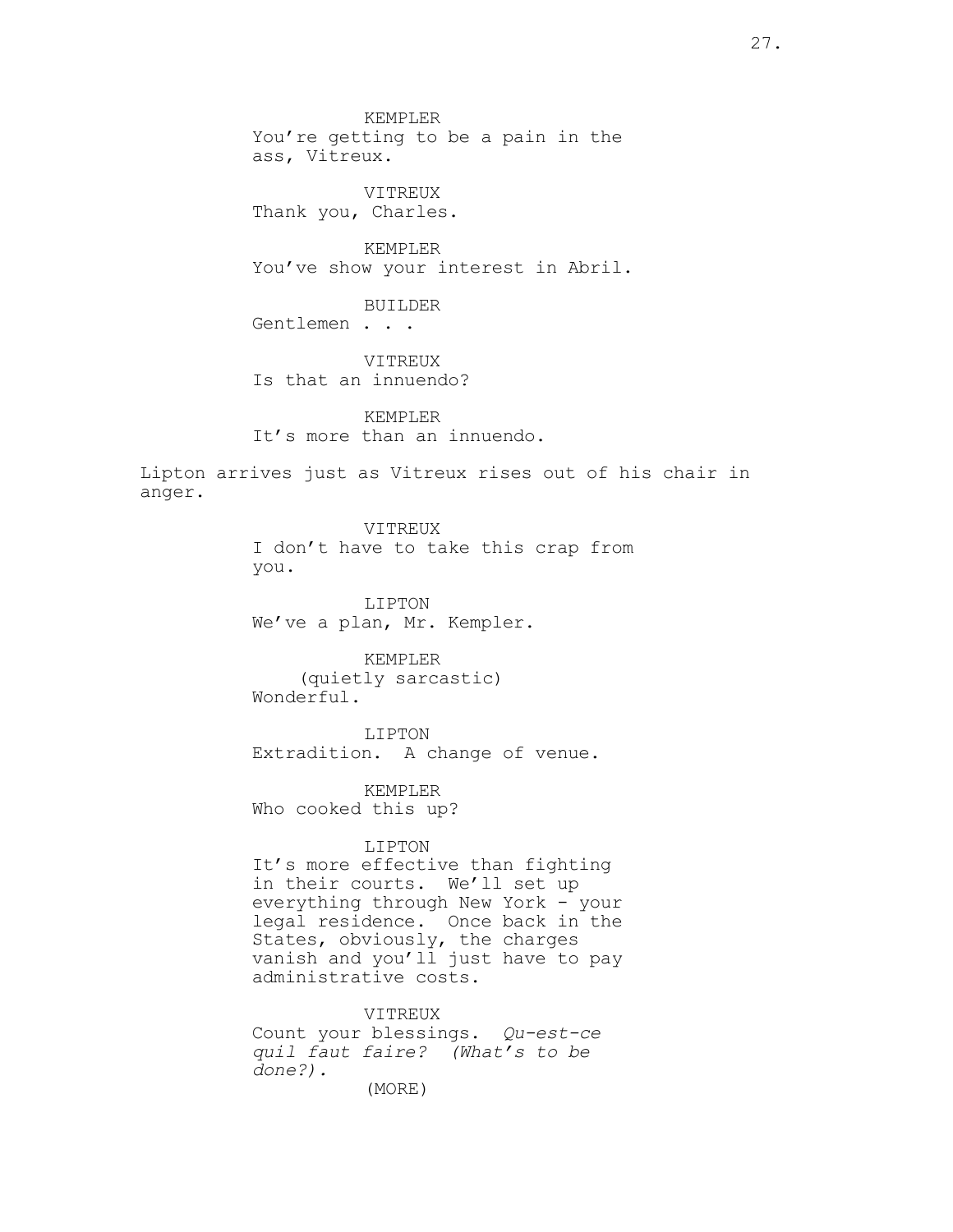KEMPLER
You're getting to be a pain in the ass, Vitreux.

VITREUX
Thank you, Charles.

KEMPLER
You've show your interest in Abril.

BUILDER
Gentlemen . . .

VITREUX
Is that an innuendo?

KEMPLER
It's more than an innuendo.

Lipton arrives just as Vitreux rises out of his chair in anger.

VITREUX
I don't have to take this crap from you.

LIPTON
We've a plan, Mr. Kempler.

KEMPLER
(quietly sarcastic)
Wonderful.

LIPTON
Extradition. A change of venue.

KEMPLER
Who cooked this up?

LIPTON
It's more effective than fighting in their courts. We'll set up everything through New York - your legal residence. Once back in the States, obviously, the charges vanish and you'll just have to pay administrative costs.

VITREUX
Count your blessings. *Qu-est-ce quil faut faire? (What's to be done?).*
(MORE)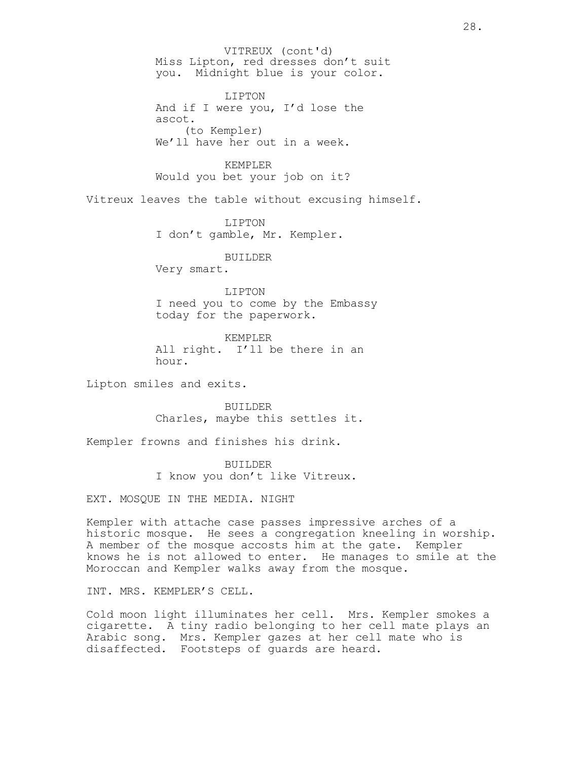VITREUX (cont'd)
Miss Lipton, red dresses don't suit you. Midnight blue is your color.

LIPTON
And if I were you, I'd lose the ascot.
(to Kempler)
We'll have her out in a week.

KEMPLER
Would you bet your job on it?

Vitreux leaves the table without excusing himself.

LIPTON
I don't gamble, Mr. Kempler.

BUILDER
Very smart.

LIPTON
I need you to come by the Embassy today for the paperwork.

KEMPLER
All right. I'll be there in an hour.

Lipton smiles and exits.

BUILDER
Charles, maybe this settles it.

Kempler frowns and finishes his drink.

BUILDER
I know you don't like Vitreux.

EXT. MOSQUE IN THE MEDIA. NIGHT

Kempler with attache case passes impressive arches of a historic mosque. He sees a congregation kneeling in worship. A member of the mosque accosts him at the gate. Kempler knows he is not allowed to enter. He manages to smile at the Moroccan and Kempler walks away from the mosque.

INT. MRS. KEMPLER'S CELL.

Cold moon light illuminates her cell. Mrs. Kempler smokes a cigarette. A tiny radio belonging to her cell mate plays an Arabic song. Mrs. Kempler gazes at her cell mate who is disaffected. Footsteps of guards are heard.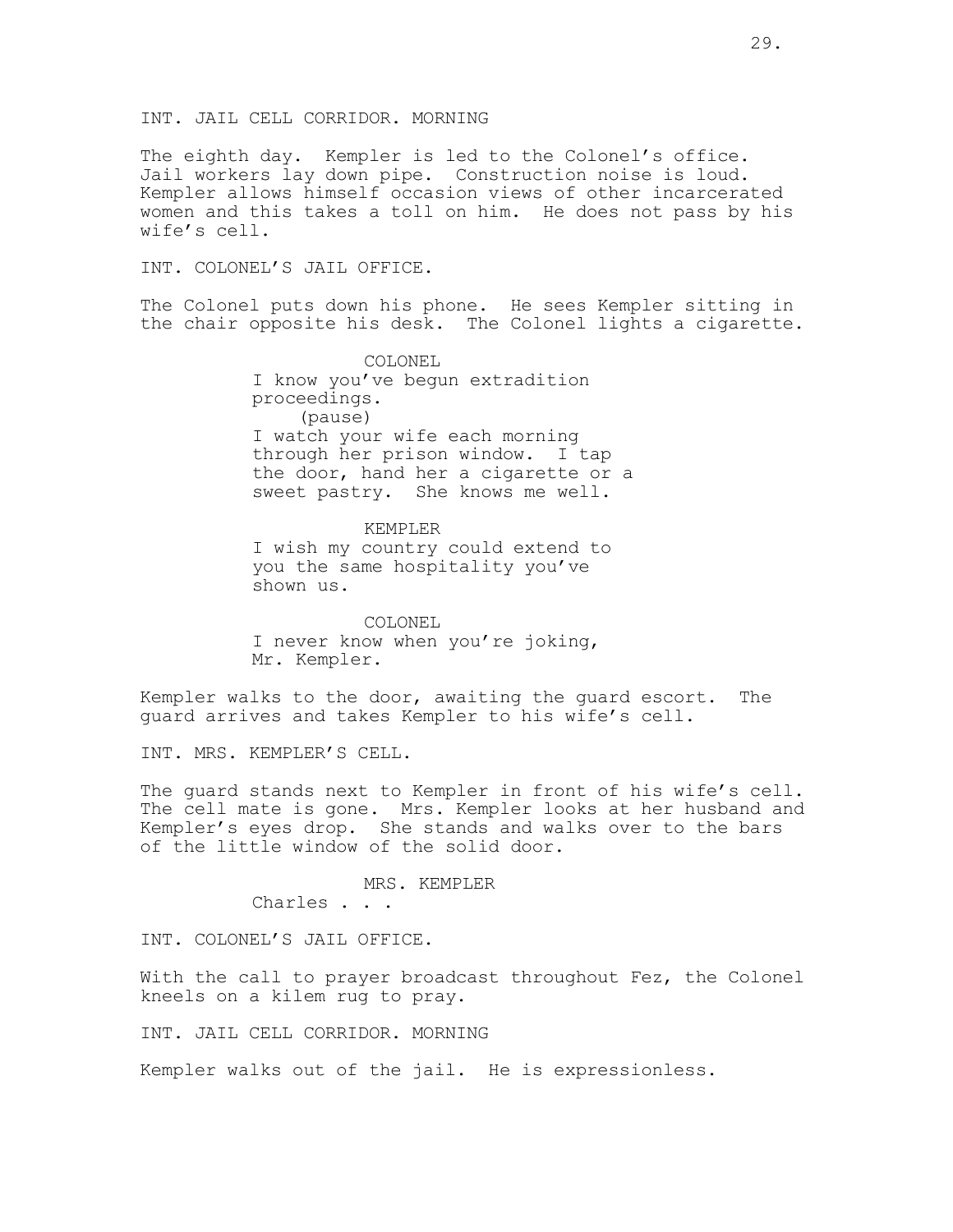INT. JAIL CELL CORRIDOR. MORNING

The eighth day. Kempler is led to the Colonel's office. Jail workers lay down pipe. Construction noise is loud. Kempler allows himself occasion views of other incarcerated women and this takes a toll on him. He does not pass by his wife's cell.

INT. COLONEL'S JAIL OFFICE.

The Colonel puts down his phone. He sees Kempler sitting in the chair opposite his desk. The Colonel lights a cigarette.

COLONEL
I know you've begun extradition proceedings.
(pause)
I watch your wife each morning through her prison window. I tap the door, hand her a cigarette or a sweet pastry. She knows me well.

KEMPLER
I wish my country could extend to you the same hospitality you've shown us.

COLONEL
I never know when you're joking, Mr. Kempler.

Kempler walks to the door, awaiting the guard escort. The guard arrives and takes Kempler to his wife's cell.

INT. MRS. KEMPLER'S CELL.

The guard stands next to Kempler in front of his wife's cell. The cell mate is gone. Mrs. Kempler looks at her husband and Kempler's eyes drop. She stands and walks over to the bars of the little window of the solid door.

MRS. KEMPLER
Charles . . .

INT. COLONEL'S JAIL OFFICE.

With the call to prayer broadcast throughout Fez, the Colonel kneels on a kilem rug to pray.

INT. JAIL CELL CORRIDOR. MORNING

Kempler walks out of the jail. He is expressionless.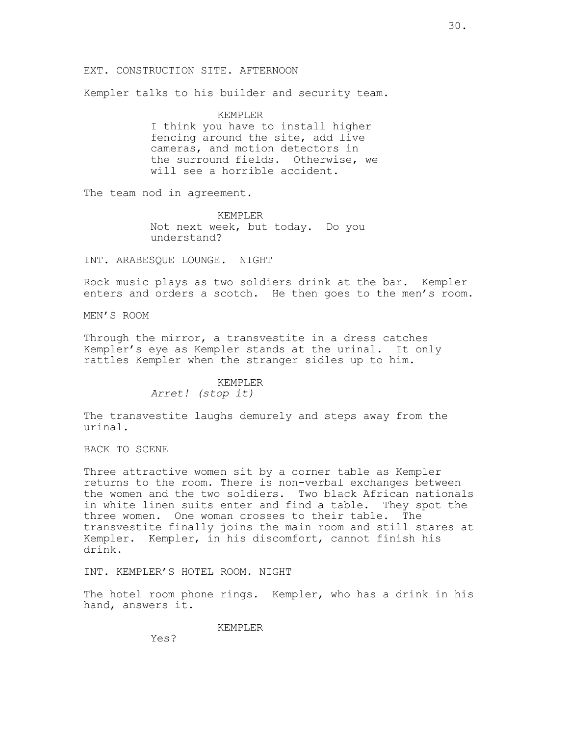EXT. CONSTRUCTION SITE. AFTERNOON

Kempler talks to his builder and security team.

KEMPLER
I think you have to install higher fencing around the site, add live cameras, and motion detectors in the surround fields. Otherwise, we will see a horrible accident.

The team nod in agreement.

KEMPLER
Not next week, but today. Do you understand?

INT. ARABESQUE LOUNGE. NIGHT

Rock music plays as two soldiers drink at the bar. Kempler enters and orders a scotch. He then goes to the men's room.

MEN'S ROOM

Through the mirror, a transvestite in a dress catches Kempler's eye as Kempler stands at the urinal. It only rattles Kempler when the stranger sidles up to him.

KEMPLER
*Arret! (stop it)*

The transvestite laughs demurely and steps away from the urinal.

BACK TO SCENE

Three attractive women sit by a corner table as Kempler returns to the room. There is non-verbal exchanges between the women and the two soldiers. Two black African nationals in white linen suits enter and find a table. They spot the three women. One woman crosses to their table. The transvestite finally joins the main room and still stares at Kempler. Kempler, in his discomfort, cannot finish his drink.

INT. KEMPLER'S HOTEL ROOM. NIGHT

The hotel room phone rings. Kempler, who has a drink in his hand, answers it.

KEMPLER
Yes?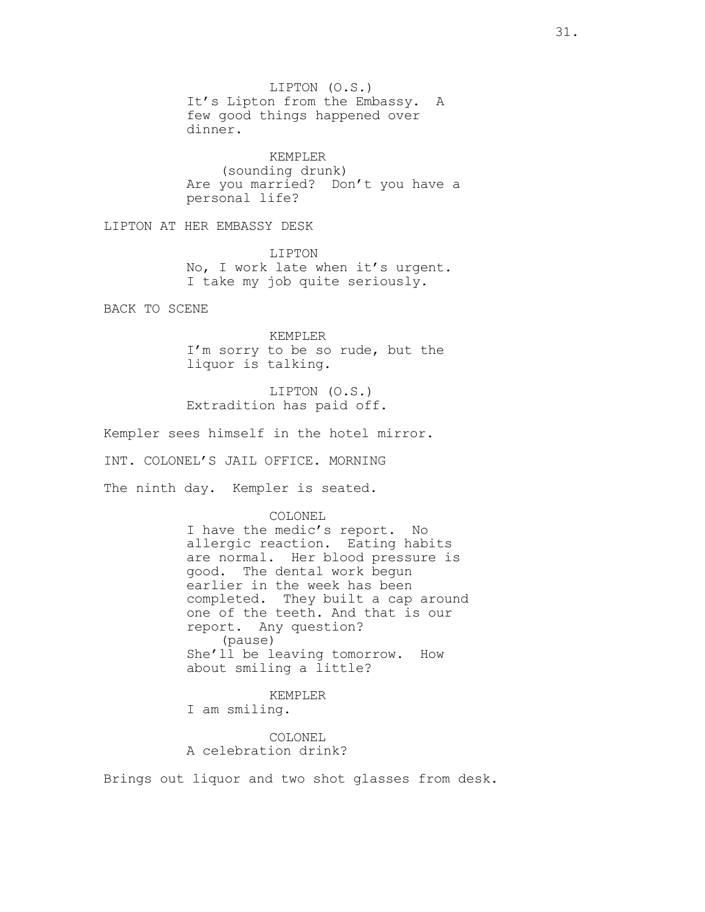LIPTON (O.S.)
It's Lipton from the Embassy. A few good things happened over dinner.

KEMPLER
(sounding drunk)
Are you married? Don't you have a personal life?

LIPTON AT HER EMBASSY DESK

LIPTON
No, I work late when it's urgent. I take my job quite seriously.

BACK TO SCENE

KEMPLER
I'm sorry to be so rude, but the liquor is talking.

LIPTON (O.S.)
Extradition has paid off.

Kempler sees himself in the hotel mirror.

INT. COLONEL'S JAIL OFFICE. MORNING

The ninth day. Kempler is seated.

COLONEL
I have the medic's report. No allergic reaction. Eating habits are normal. Her blood pressure is good. The dental work begun earlier in the week has been completed. They built a cap around one of the teeth. And that is our report. Any question?
(pause)
She'll be leaving tomorrow. How about smiling a little?

KEMPLER
I am smiling.

COLONEL
A celebration drink?

Brings out liquor and two shot glasses from desk.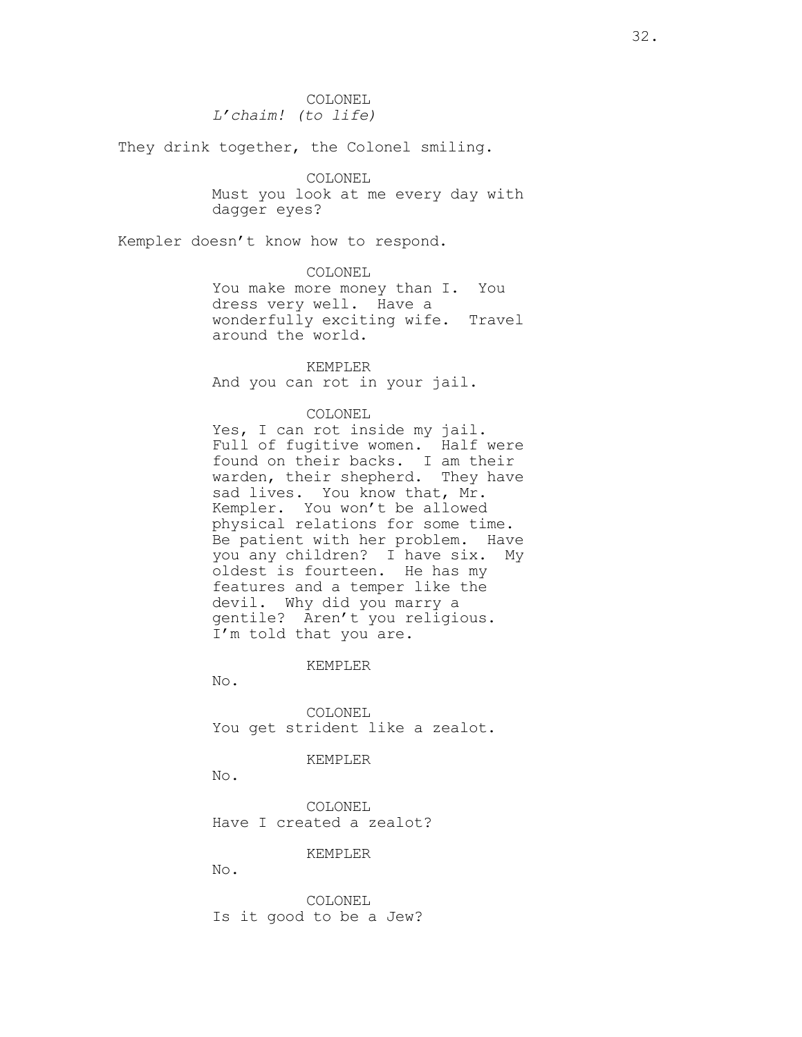COLONEL
*L'chaim! (to life)*

They drink together, the Colonel smiling.

COLONEL
Must you look at me every day with dagger eyes?

Kempler doesn't know how to respond.

COLONEL
You make more money than I. You dress very well. Have a wonderfully exciting wife. Travel around the world.

KEMPLER
And you can rot in your jail.

COLONEL
Yes, I can rot inside my jail. Full of fugitive women. Half were found on their backs. I am their warden, their shepherd. They have sad lives. You know that, Mr. Kempler. You won't be allowed physical relations for some time. Be patient with her problem. Have you any children? I have six. My oldest is fourteen. He has my features and a temper like the devil. Why did you marry a gentile? Aren't you religious. I'm told that you are.

KEMPLER
No.

COLONEL
You get strident like a zealot.

KEMPLER
No.

COLONEL
Have I created a zealot?

KEMPLER
No.

COLONEL
Is it good to be a Jew?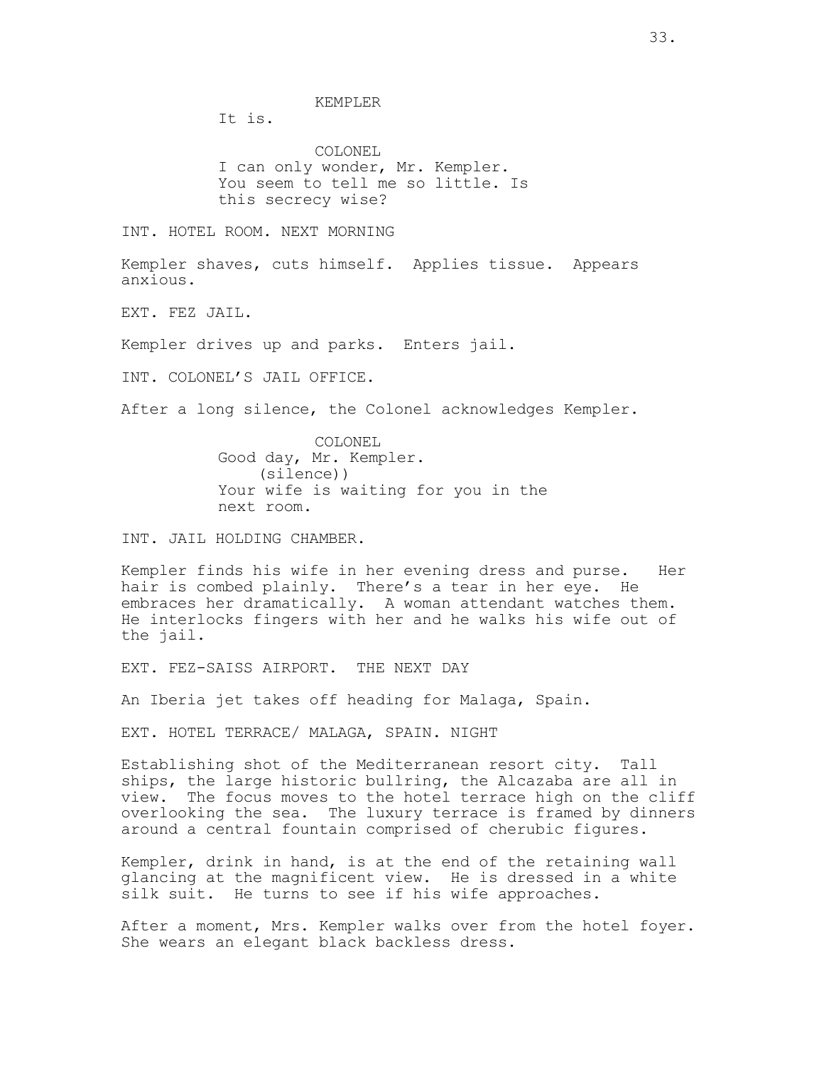KEMPLER

It is.

COLONEL

I can only wonder, Mr. Kempler. You seem to tell me so little. Is this secrecy wise?

INT. HOTEL ROOM. NEXT MORNING

Kempler shaves, cuts himself. Applies tissue. Appears anxious.

EXT. FEZ JAIL.

Kempler drives up and parks. Enters jail.

INT. COLONEL'S JAIL OFFICE.

After a long silence, the Colonel acknowledges Kempler.

COLONEL

Good day, Mr. Kempler.
(silence))
Your wife is waiting for you in the next room.

INT. JAIL HOLDING CHAMBER.

Kempler finds his wife in her evening dress and purse. Her hair is combed plainly. There's a tear in her eye. He embraces her dramatically. A woman attendant watches them. He interlocks fingers with her and he walks his wife out of the jail.

EXT. FEZ-SAISS AIRPORT. THE NEXT DAY

An Iberia jet takes off heading for Malaga, Spain.

EXT. HOTEL TERRACE/ MALAGA, SPAIN. NIGHT

Establishing shot of the Mediterranean resort city. Tall ships, the large historic bullring, the Alcazaba are all in view. The focus moves to the hotel terrace high on the cliff overlooking the sea. The luxury terrace is framed by dinners around a central fountain comprised of cherubic figures.

Kempler, drink in hand, is at the end of the retaining wall glancing at the magnificent view. He is dressed in a white silk suit. He turns to see if his wife approaches.

After a moment, Mrs. Kempler walks over from the hotel foyer. She wears an elegant black backless dress.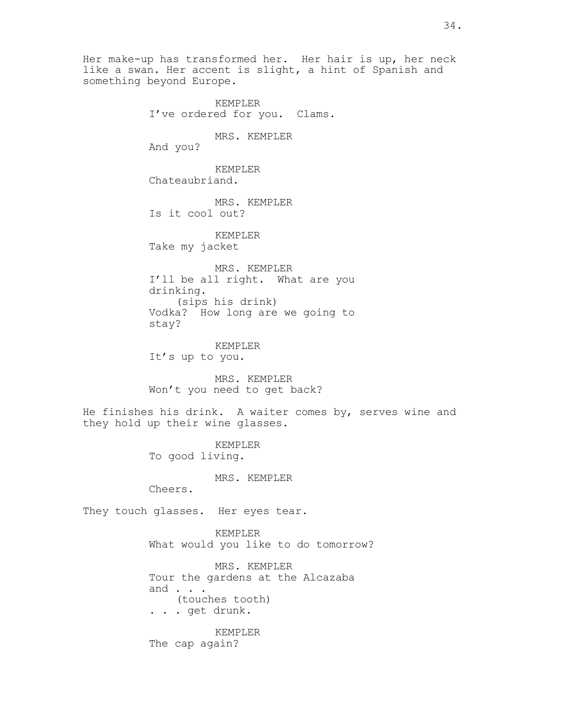Her make-up has transformed her. Her hair is up, her neck like a swan. Her accent is slight, a hint of Spanish and something beyond Europe.

KEMPLER
I've ordered for you. Clams.

MRS. KEMPLER
And you?

KEMPLER
Chateaubriand.

MRS. KEMPLER
Is it cool out?

KEMPLER
Take my jacket

MRS. KEMPLER
I'll be all right. What are you drinking.
(sips his drink)
Vodka? How long are we going to stay?

KEMPLER
It's up to you.

MRS. KEMPLER
Won't you need to get back?

He finishes his drink. A waiter comes by, serves wine and they hold up their wine glasses.

KEMPLER
To good living.

MRS. KEMPLER
Cheers.

They touch glasses. Her eyes tear.

KEMPLER
What would you like to do tomorrow?

MRS. KEMPLER
Tour the gardens at the Alcazaba and . . .
(touches tooth)
. . . get drunk.

KEMPLER
The cap again?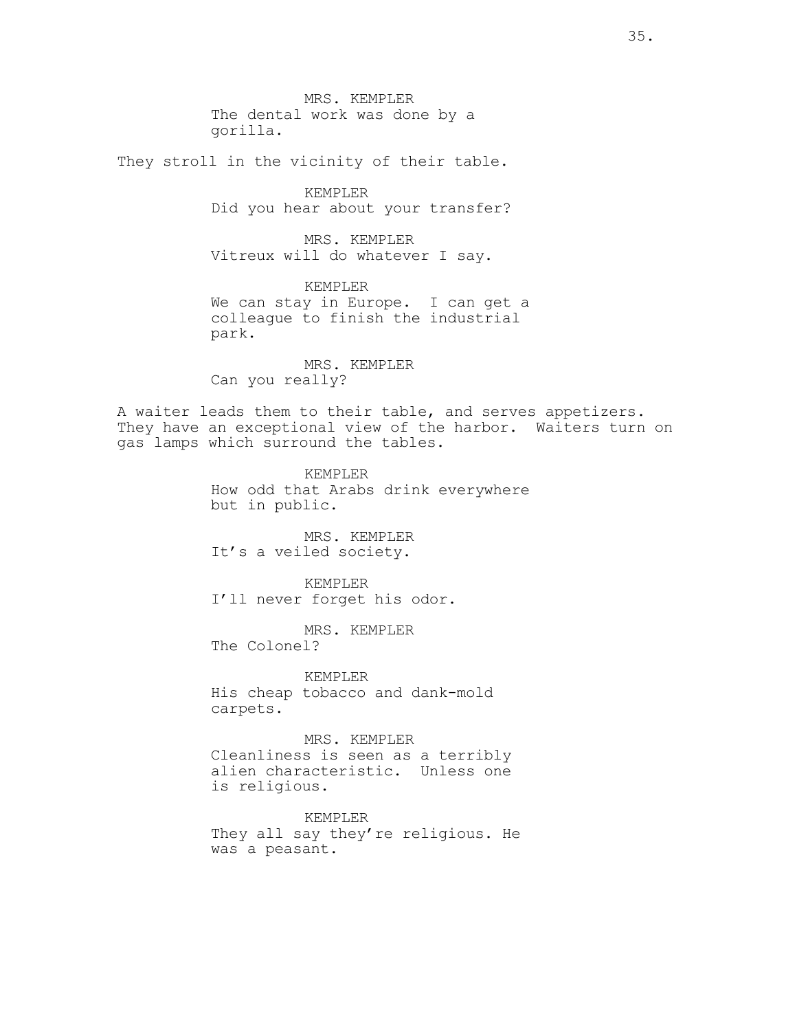MRS. KEMPLER
The dental work was done by a gorilla.

They stroll in the vicinity of their table.

KEMPLER
Did you hear about your transfer?

MRS. KEMPLER
Vitreux will do whatever I say.

KEMPLER
We can stay in Europe. I can get a colleague to finish the industrial park.

MRS. KEMPLER
Can you really?

A waiter leads them to their table, and serves appetizers. They have an exceptional view of the harbor. Waiters turn on gas lamps which surround the tables.

KEMPLER
How odd that Arabs drink everywhere but in public.

MRS. KEMPLER
It's a veiled society.

KEMPLER
I'll never forget his odor.

MRS. KEMPLER
The Colonel?

KEMPLER
His cheap tobacco and dank-mold carpets.

MRS. KEMPLER
Cleanliness is seen as a terribly alien characteristic. Unless one is religious.

KEMPLER
They all say they're religious. He was a peasant.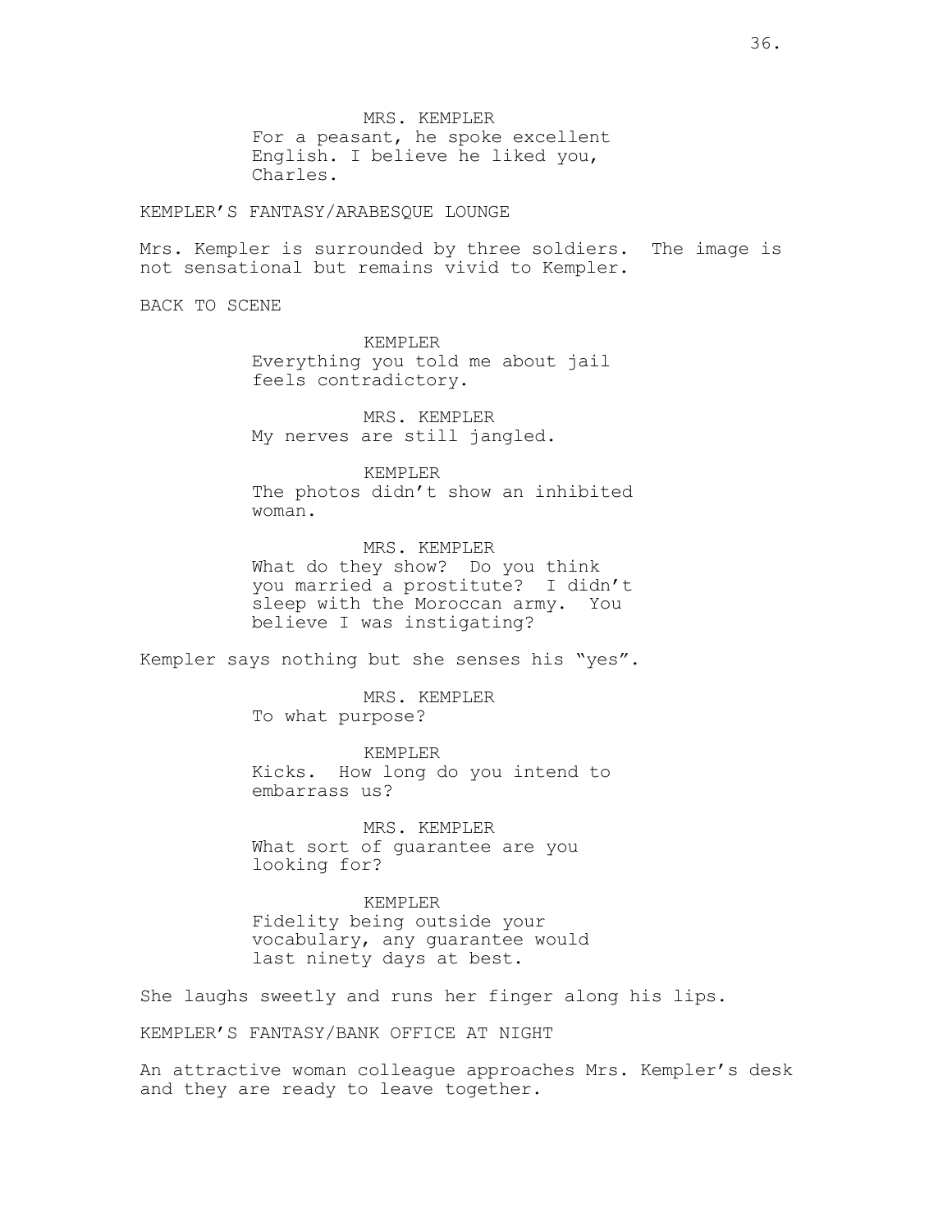MRS. KEMPLER

For a peasant, he spoke excellent English. I believe he liked you, Charles.

KEMPLER'S FANTASY/ARABESQUE LOUNGE

Mrs. Kempler is surrounded by three soldiers. The image is not sensational but remains vivid to Kempler.

BACK TO SCENE

KEMPLER

Everything you told me about jail feels contradictory.

MRS. KEMPLER

My nerves are still jangled.

KEMPLER

The photos didn't show an inhibited woman.

MRS. KEMPLER

What do they show? Do you think you married a prostitute? I didn't sleep with the Moroccan army. You believe I was instigating?

Kempler says nothing but she senses his "yes".

MRS. KEMPLER

To what purpose?

KEMPLER

Kicks. How long do you intend to embarrass us?

MRS. KEMPLER

What sort of guarantee are you looking for?

KEMPLER

Fidelity being outside your vocabulary, any guarantee would last ninety days at best.

She laughs sweetly and runs her finger along his lips.

KEMPLER'S FANTASY/BANK OFFICE AT NIGHT

An attractive woman colleague approaches Mrs. Kempler's desk and they are ready to leave together.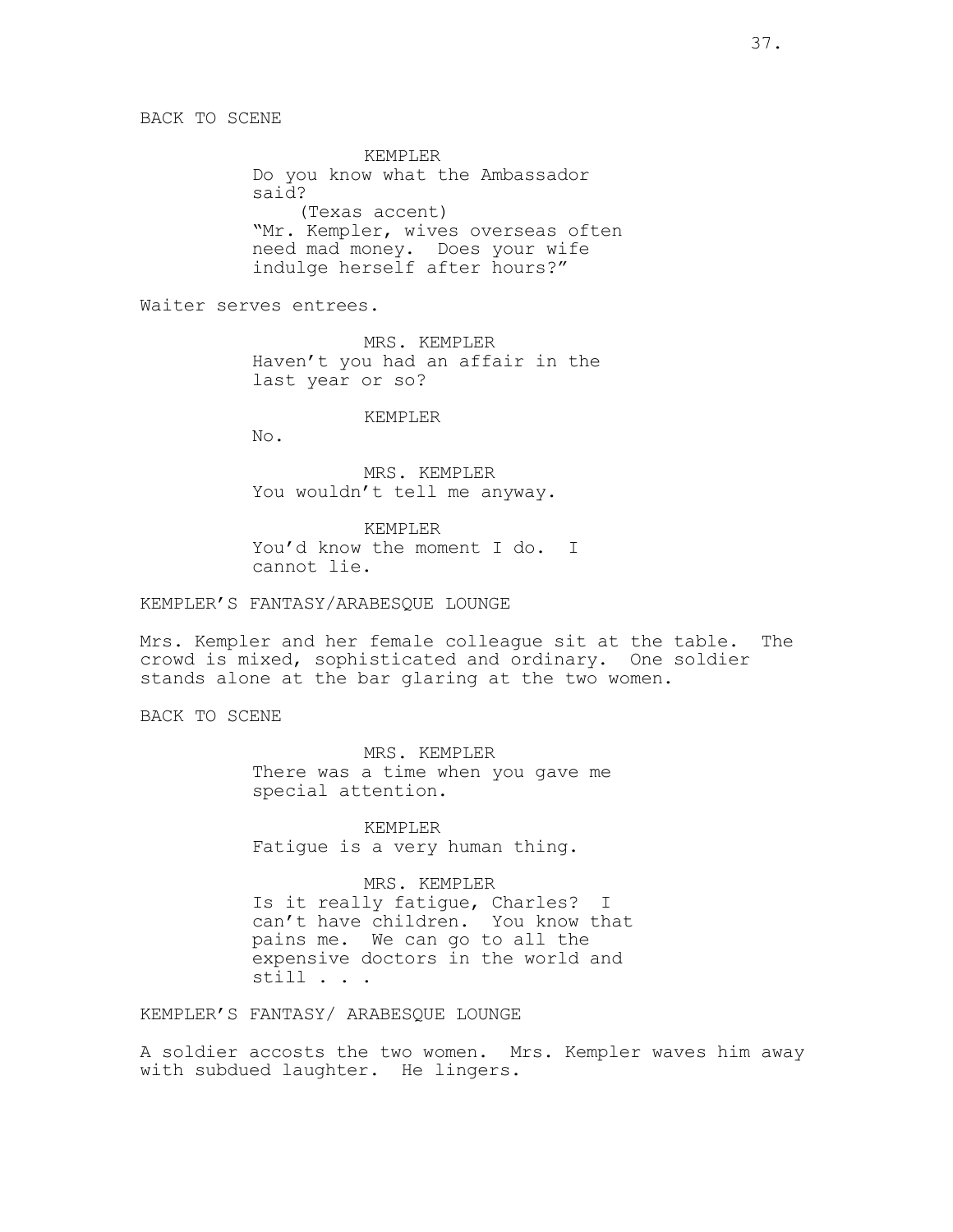BACK TO SCENE

KEMPLER
Do you know what the Ambassador said?
(Texas accent)
"Mr. Kempler, wives overseas often need mad money. Does your wife indulge herself after hours?"

Waiter serves entrees.

MRS. KEMPLER
Haven't you had an affair in the last year or so?

KEMPLER
No.

MRS. KEMPLER
You wouldn't tell me anyway.

KEMPLER
You'd know the moment I do. I cannot lie.

KEMPLER'S FANTASY/ARABESQUE LOUNGE

Mrs. Kempler and her female colleague sit at the table. The crowd is mixed, sophisticated and ordinary. One soldier stands alone at the bar glaring at the two women.

BACK TO SCENE

MRS. KEMPLER
There was a time when you gave me special attention.

KEMPLER
Fatigue is a very human thing.

MRS. KEMPLER
Is it really fatigue, Charles? I can't have children. You know that pains me. We can go to all the expensive doctors in the world and still . . .

KEMPLER'S FANTASY/ ARABESQUE LOUNGE

A soldier accosts the two women. Mrs. Kempler waves him away with subdued laughter. He lingers.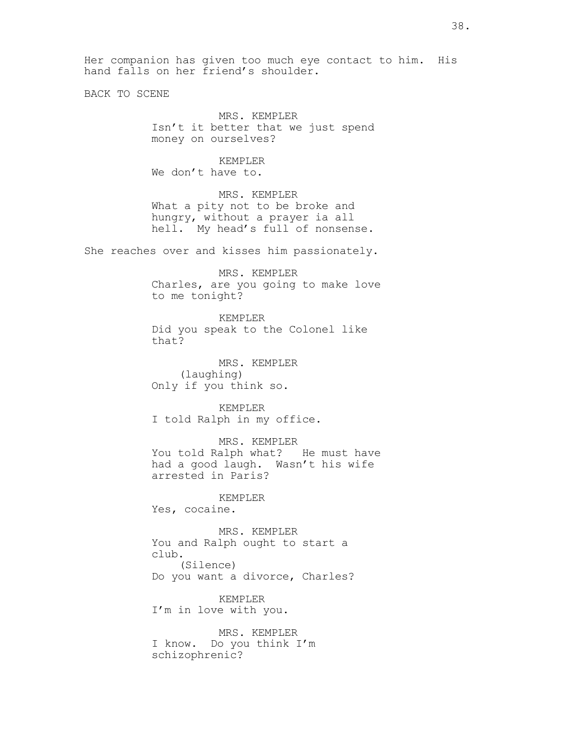Her companion has given too much eye contact to him. His hand falls on her friend's shoulder.

BACK TO SCENE

MRS. KEMPLER
Isn't it better that we just spend money on ourselves?

KEMPLER
We don't have to.

MRS. KEMPLER
What a pity not to be broke and hungry, without a prayer ia all hell. My head's full of nonsense.

She reaches over and kisses him passionately.

MRS. KEMPLER
Charles, are you going to make love to me tonight?

KEMPLER
Did you speak to the Colonel like that?

MRS. KEMPLER
(laughing)
Only if you think so.

KEMPLER
I told Ralph in my office.

MRS. KEMPLER
You told Ralph what? He must have had a good laugh. Wasn't his wife arrested in Paris?

KEMPLER
Yes, cocaine.

MRS. KEMPLER
You and Ralph ought to start a club.
(Silence)
Do you want a divorce, Charles?

KEMPLER
I'm in love with you.

MRS. KEMPLER
I know. Do you think I'm schizophrenic?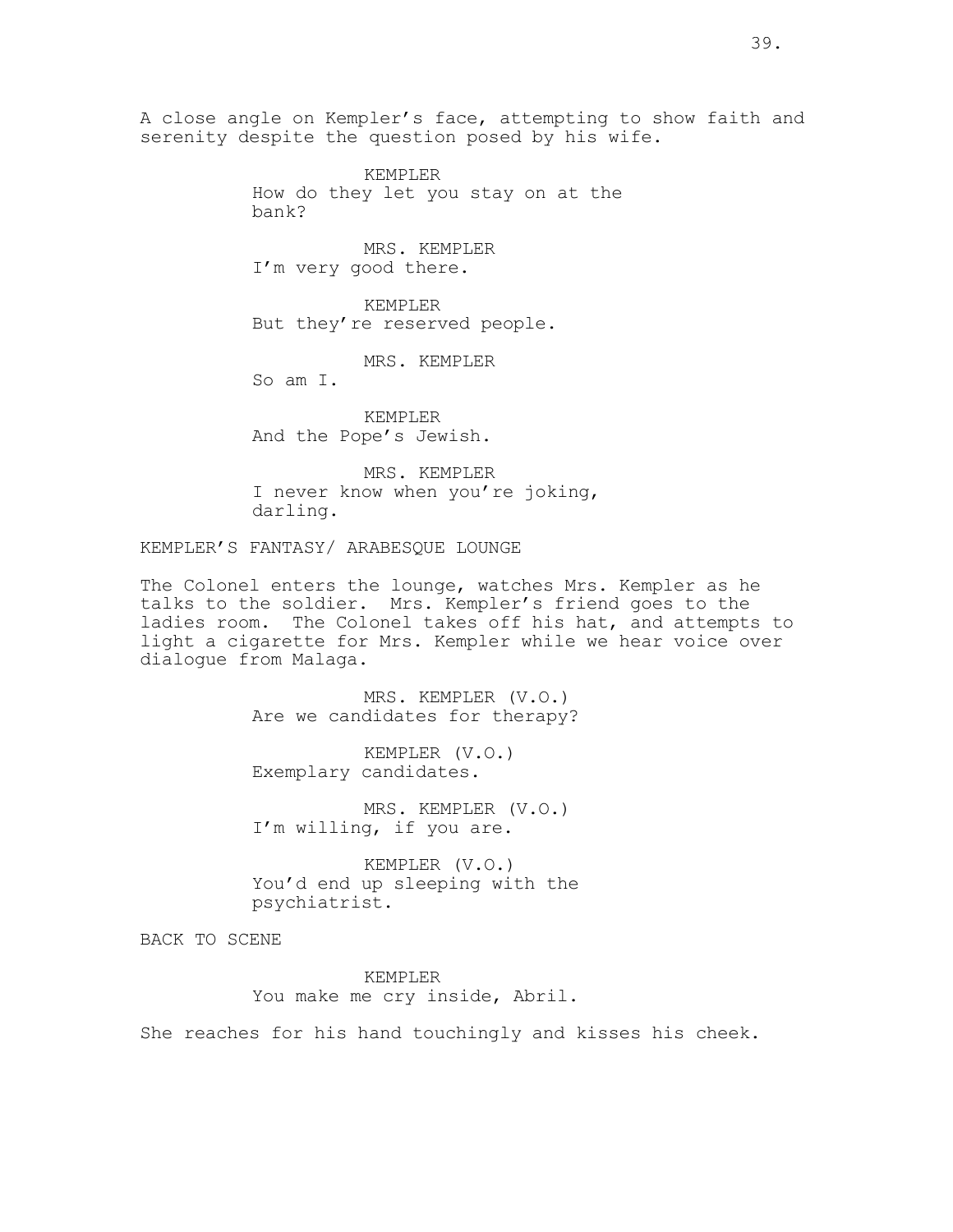A close angle on Kempler's face, attempting to show faith and serenity despite the question posed by his wife.

KEMPLER
How do they let you stay on at the bank?

MRS. KEMPLER
I'm very good there.

KEMPLER
But they're reserved people.

MRS. KEMPLER
So am I.

KEMPLER
And the Pope's Jewish.

MRS. KEMPLER
I never know when you're joking, darling.

KEMPLER'S FANTASY/ ARABESQUE LOUNGE

The Colonel enters the lounge, watches Mrs. Kempler as he talks to the soldier. Mrs. Kempler's friend goes to the ladies room. The Colonel takes off his hat, and attempts to light a cigarette for Mrs. Kempler while we hear voice over dialogue from Malaga.

MRS. KEMPLER (V.O.)
Are we candidates for therapy?

KEMPLER (V.O.)
Exemplary candidates.

MRS. KEMPLER (V.O.)
I'm willing, if you are.

KEMPLER (V.O.)
You'd end up sleeping with the psychiatrist.

BACK TO SCENE

KEMPLER
You make me cry inside, Abril.

She reaches for his hand touchingly and kisses his cheek.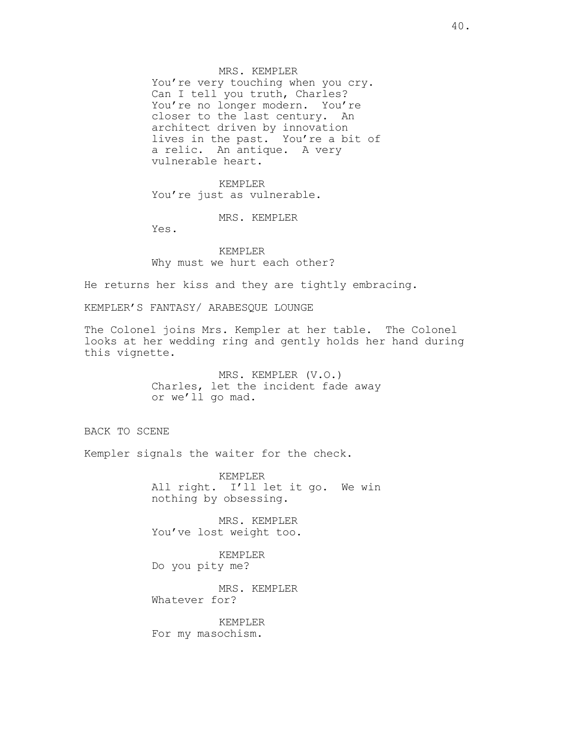MRS. KEMPLER
You're very touching when you cry. Can I tell you truth, Charles? You're no longer modern. You're closer to the last century. An architect driven by innovation lives in the past. You're a bit of a relic. An antique. A very vulnerable heart.

KEMPLER
You're just as vulnerable.

MRS. KEMPLER
Yes.

KEMPLER
Why must we hurt each other?

He returns her kiss and they are tightly embracing.

KEMPLER'S FANTASY/ ARABESQUE LOUNGE

The Colonel joins Mrs. Kempler at her table. The Colonel looks at her wedding ring and gently holds her hand during this vignette.

MRS. KEMPLER (V.O.)
Charles, let the incident fade away or we'll go mad.

BACK TO SCENE

Kempler signals the waiter for the check.

KEMPLER
All right. I'll let it go. We win nothing by obsessing.

MRS. KEMPLER
You've lost weight too.

KEMPLER
Do you pity me?

MRS. KEMPLER
Whatever for?

KEMPLER
For my masochism.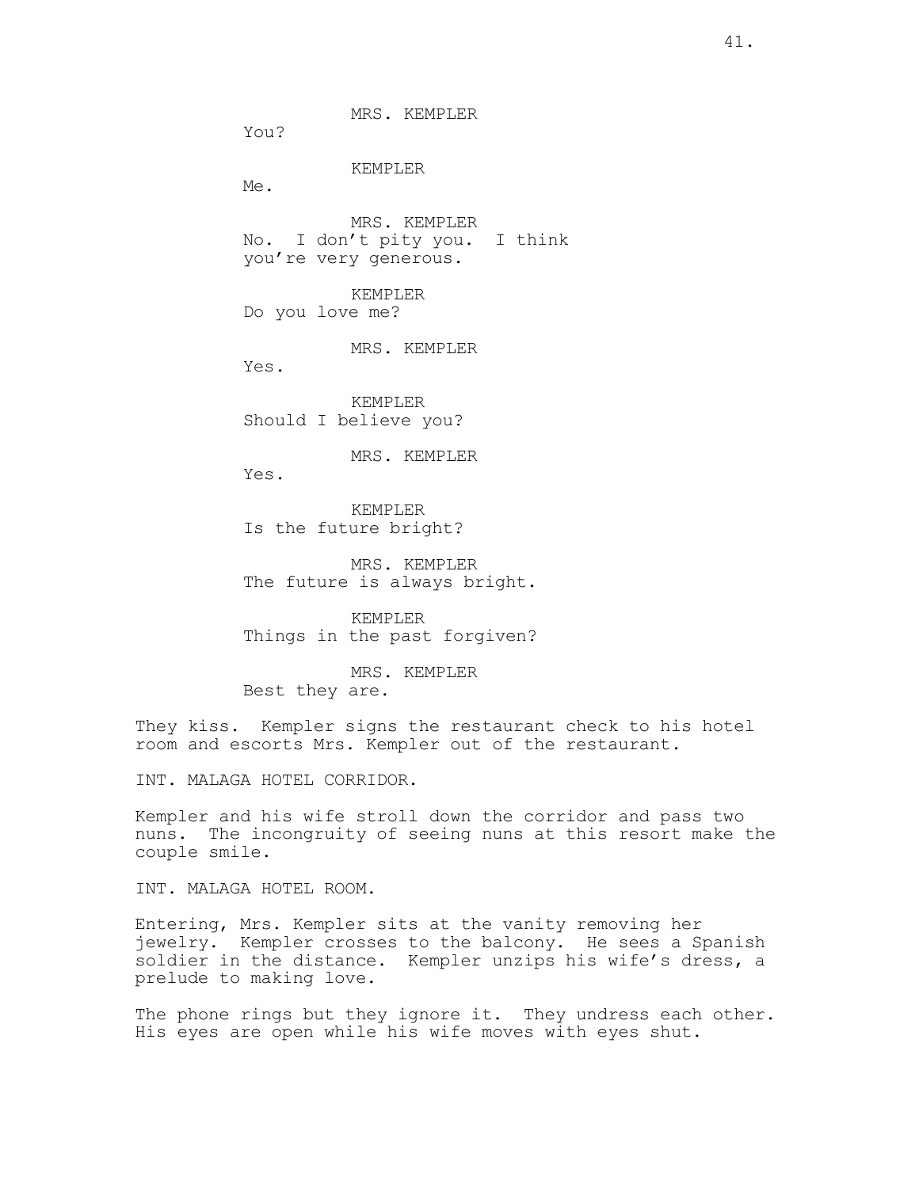MRS. KEMPLER
You?

KEMPLER
Me.

MRS. KEMPLER
No. I don't pity you. I think you're very generous.

KEMPLER
Do you love me?

MRS. KEMPLER
Yes.

KEMPLER
Should I believe you?

MRS. KEMPLER
Yes.

KEMPLER
Is the future bright?

MRS. KEMPLER
The future is always bright.

KEMPLER
Things in the past forgiven?

MRS. KEMPLER
Best they are.

They kiss. Kempler signs the restaurant check to his hotel room and escorts Mrs. Kempler out of the restaurant.

INT. MALAGA HOTEL CORRIDOR.

Kempler and his wife stroll down the corridor and pass two nuns. The incongruity of seeing nuns at this resort make the couple smile.

INT. MALAGA HOTEL ROOM.

Entering, Mrs. Kempler sits at the vanity removing her jewelry. Kempler crosses to the balcony. He sees a Spanish soldier in the distance. Kempler unzips his wife's dress, a prelude to making love.

The phone rings but they ignore it. They undress each other. His eyes are open while his wife moves with eyes shut.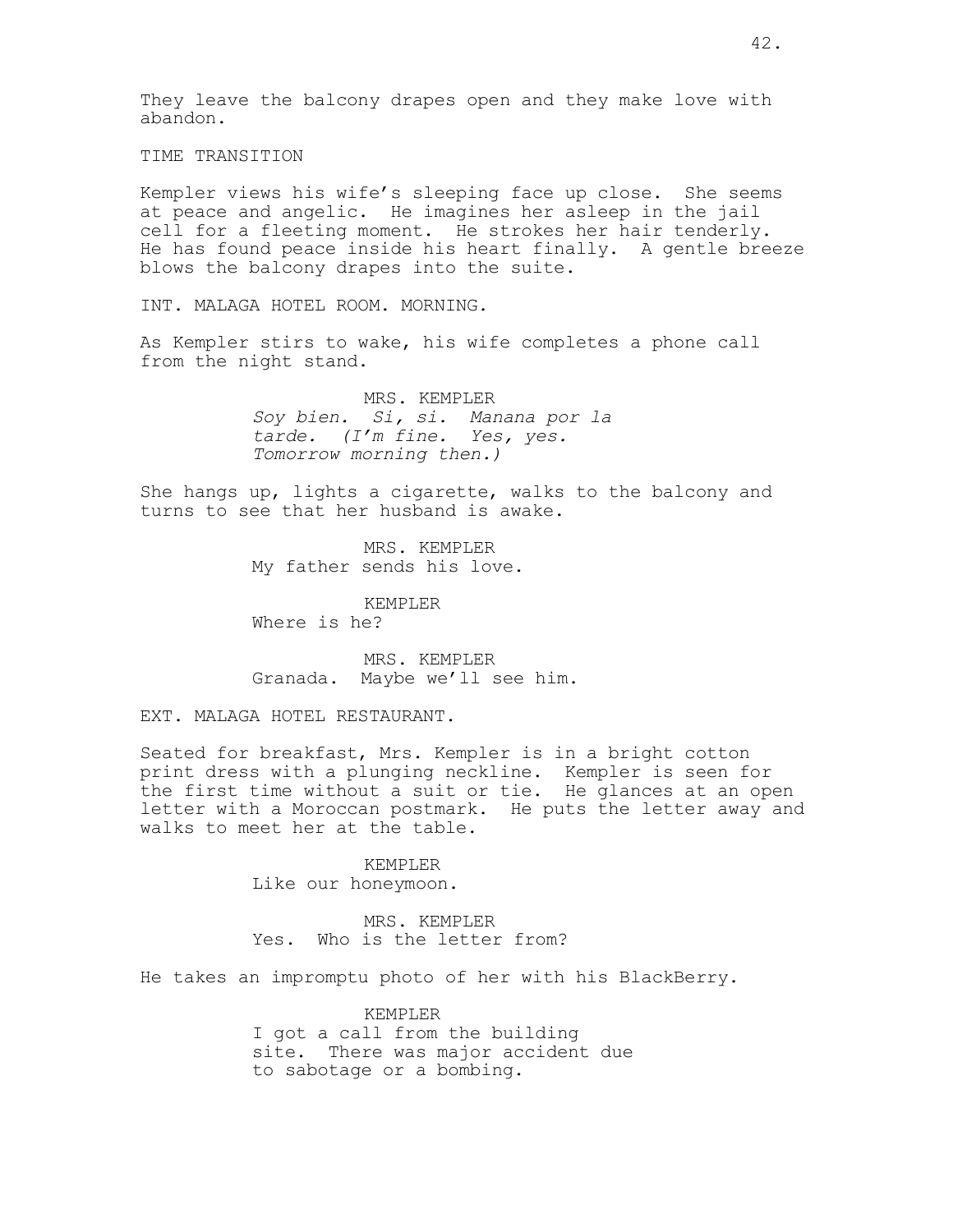They leave the balcony drapes open and they make love with abandon.

TIME TRANSITION

Kempler views his wife's sleeping face up close. She seems at peace and angelic. He imagines her asleep in the jail cell for a fleeting moment. He strokes her hair tenderly. He has found peace inside his heart finally. A gentle breeze blows the balcony drapes into the suite.

INT. MALAGA HOTEL ROOM. MORNING.

As Kempler stirs to wake, his wife completes a phone call from the night stand.

MRS. KEMPLER
*Soy bien. Si, si. Manana por la tarde. (I'm fine. Yes, yes. Tomorrow morning then.)*

She hangs up, lights a cigarette, walks to the balcony and turns to see that her husband is awake.

MRS. KEMPLER
My father sends his love.

KEMPLER
Where is he?

MRS. KEMPLER
Granada. Maybe we'll see him.

EXT. MALAGA HOTEL RESTAURANT.

Seated for breakfast, Mrs. Kempler is in a bright cotton print dress with a plunging neckline. Kempler is seen for the first time without a suit or tie. He glances at an open letter with a Moroccan postmark. He puts the letter away and walks to meet her at the table.

KEMPLER
Like our honeymoon.

MRS. KEMPLER
Yes. Who is the letter from?

He takes an impromptu photo of her with his BlackBerry.

KEMPLER
I got a call from the building site. There was major accident due to sabotage or a bombing.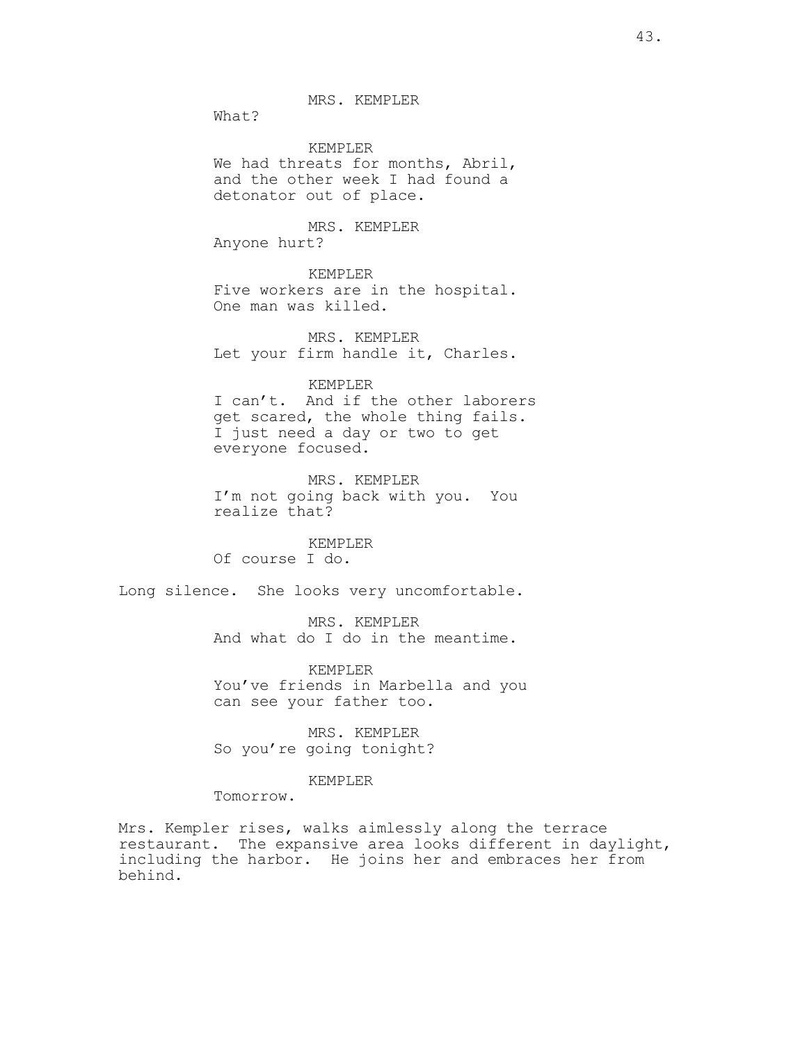MRS. KEMPLER
What?

KEMPLER
We had threats for months, Abril, and the other week I had found a detonator out of place.

MRS. KEMPLER
Anyone hurt?

KEMPLER
Five workers are in the hospital. One man was killed.

MRS. KEMPLER
Let your firm handle it, Charles.

KEMPLER
I can't. And if the other laborers get scared, the whole thing fails. I just need a day or two to get everyone focused.

MRS. KEMPLER
I'm not going back with you. You realize that?

KEMPLER
Of course I do.

Long silence. She looks very uncomfortable.

MRS. KEMPLER
And what do I do in the meantime.

KEMPLER
You've friends in Marbella and you can see your father too.

MRS. KEMPLER
So you're going tonight?

KEMPLER
Tomorrow.

Mrs. Kempler rises, walks aimlessly along the terrace restaurant. The expansive area looks different in daylight, including the harbor. He joins her and embraces her from behind.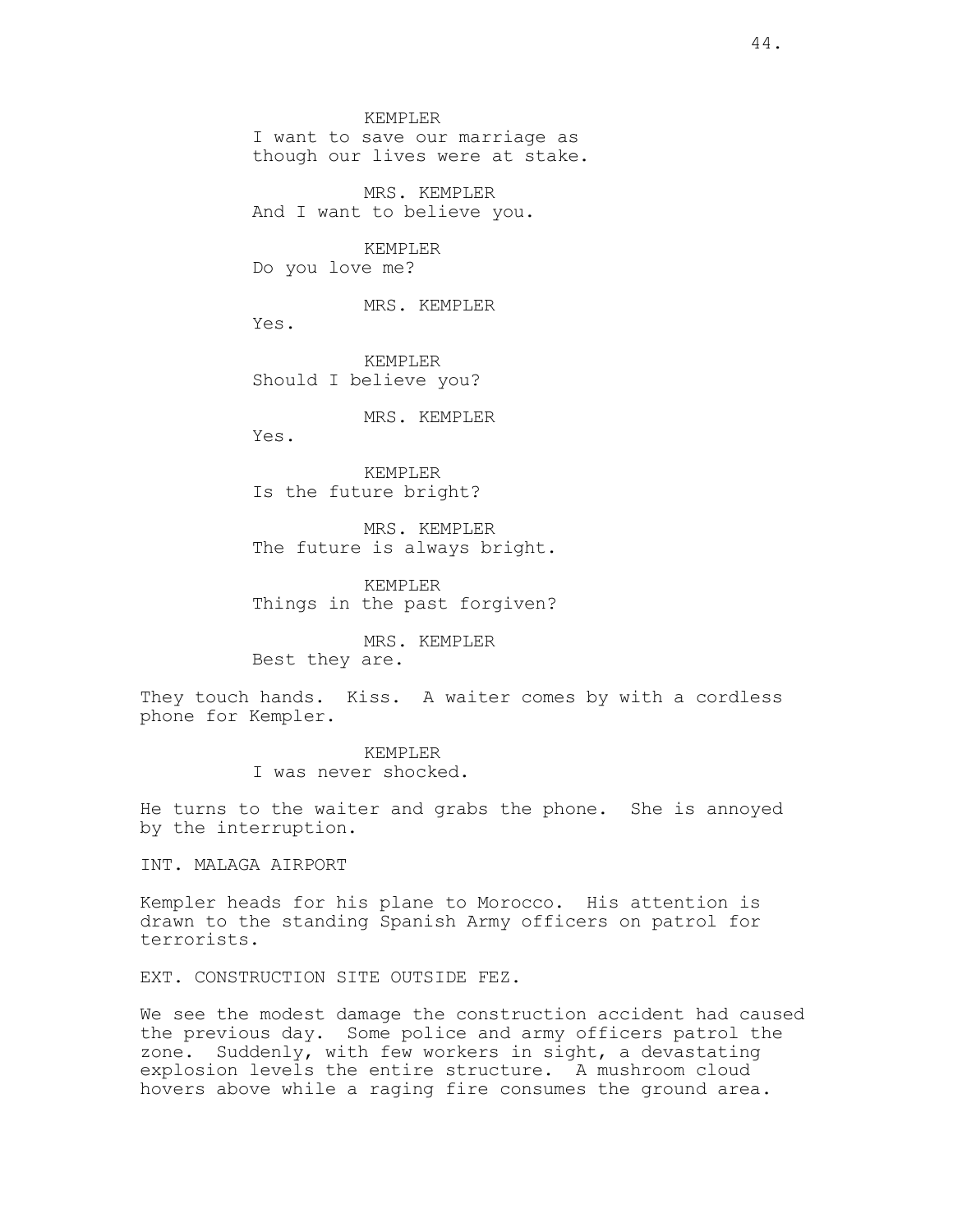KEMPLER
I want to save our marriage as though our lives were at stake.

MRS. KEMPLER
And I want to believe you.

KEMPLER
Do you love me?

MRS. KEMPLER
Yes.

KEMPLER
Should I believe you?

MRS. KEMPLER
Yes.

KEMPLER
Is the future bright?

MRS. KEMPLER
The future is always bright.

KEMPLER
Things in the past forgiven?

MRS. KEMPLER
Best they are.

They touch hands. Kiss. A waiter comes by with a cordless phone for Kempler.

KEMPLER
I was never shocked.

He turns to the waiter and grabs the phone. She is annoyed by the interruption.

INT. MALAGA AIRPORT

Kempler heads for his plane to Morocco. His attention is drawn to the standing Spanish Army officers on patrol for terrorists.

EXT. CONSTRUCTION SITE OUTSIDE FEZ.

We see the modest damage the construction accident had caused the previous day. Some police and army officers patrol the zone. Suddenly, with few workers in sight, a devastating explosion levels the entire structure. A mushroom cloud hovers above while a raging fire consumes the ground area.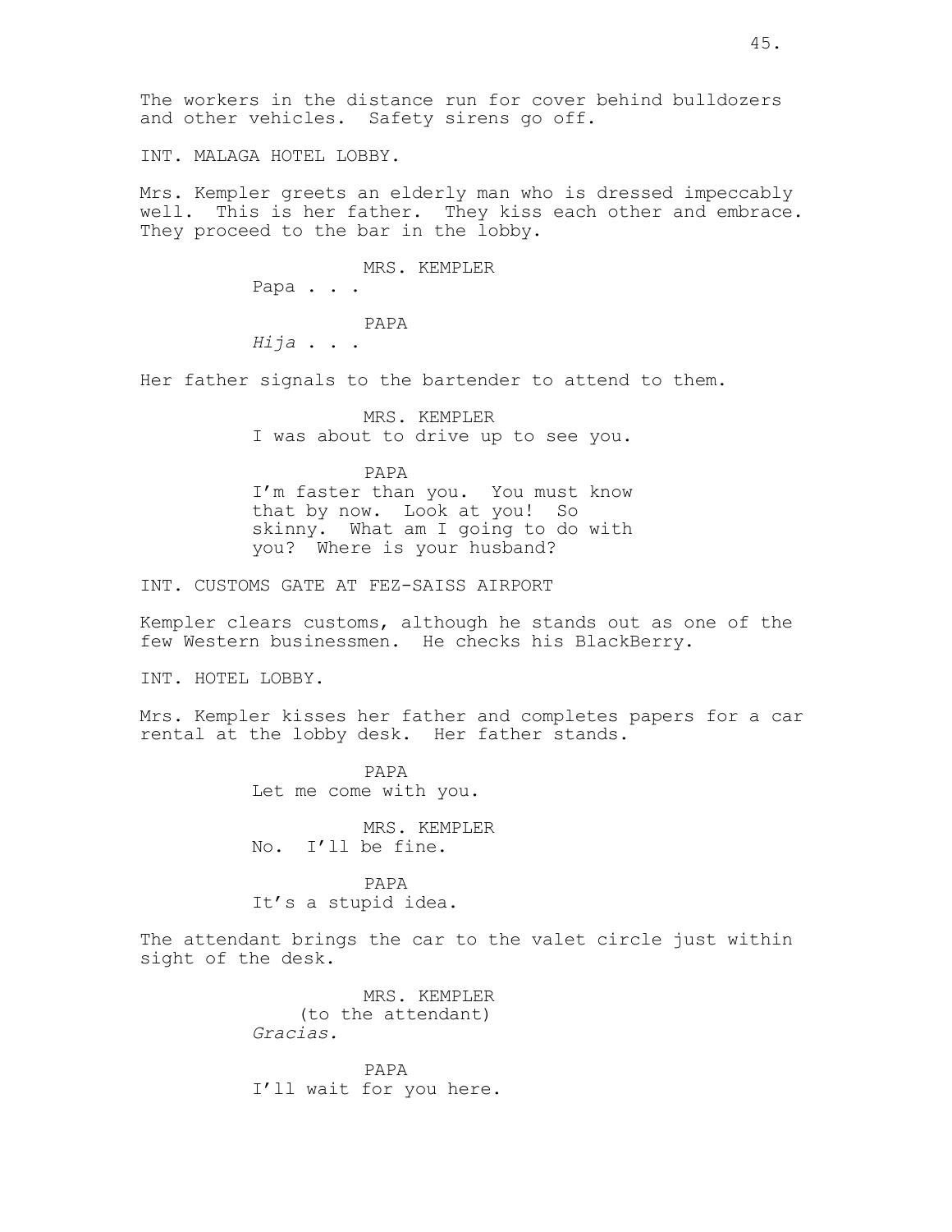The workers in the distance run for cover behind bulldozers and other vehicles. Safety sirens go off.

INT. MALAGA HOTEL LOBBY.

Mrs. Kempler greets an elderly man who is dressed impeccably well. This is her father. They kiss each other and embrace. They proceed to the bar in the lobby.

MRS. KEMPLER
Papa . . .

PAPA
*Hija* . . .

Her father signals to the bartender to attend to them.

MRS. KEMPLER
I was about to drive up to see you.

PAPA
I'm faster than you. You must know that by now. Look at you! So skinny. What am I going to do with you? Where is your husband?

INT. CUSTOMS GATE AT FEZ-SAISS AIRPORT

Kempler clears customs, although he stands out as one of the few Western businessmen. He checks his BlackBerry.

INT. HOTEL LOBBY.

Mrs. Kempler kisses her father and completes papers for a car rental at the lobby desk. Her father stands.

PAPA
Let me come with you.

MRS. KEMPLER
No. I'll be fine.

PAPA
It's a stupid idea.

The attendant brings the car to the valet circle just within sight of the desk.

MRS. KEMPLER
(to the attendant)
*Gracias.*

PAPA
I'll wait for you here.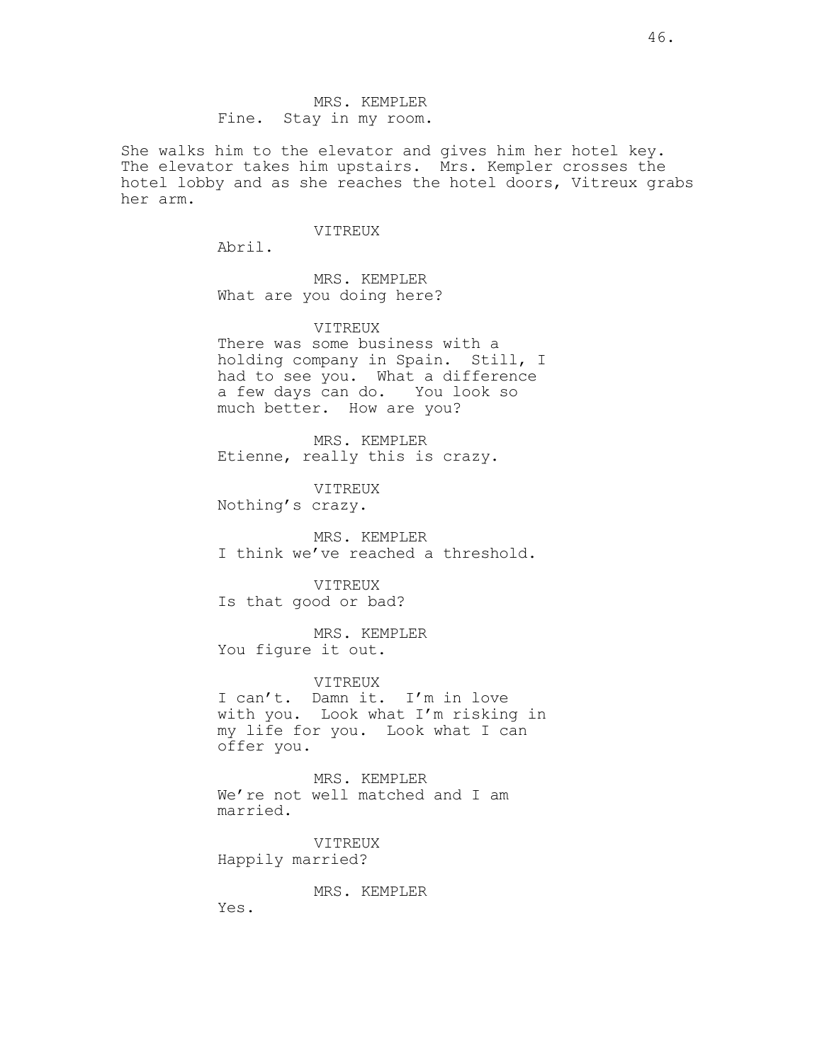MRS. KEMPLER
Fine. Stay in my room.

She walks him to the elevator and gives him her hotel key. The elevator takes him upstairs. Mrs. Kempler crosses the hotel lobby and as she reaches the hotel doors, Vitreux grabs her arm.

VITREUX
Abril.

MRS. KEMPLER
What are you doing here?

VITREUX
There was some business with a holding company in Spain. Still, I had to see you. What a difference a few days can do. You look so much better. How are you?

MRS. KEMPLER
Etienne, really this is crazy.

VITREUX
Nothing's crazy.

MRS. KEMPLER
I think we've reached a threshold.

VITREUX
Is that good or bad?

MRS. KEMPLER
You figure it out.

VITREUX
I can't. Damn it. I'm in love with you. Look what I'm risking in my life for you. Look what I can offer you.

MRS. KEMPLER
We're not well matched and I am married.

VITREUX
Happily married?

MRS. KEMPLER
Yes.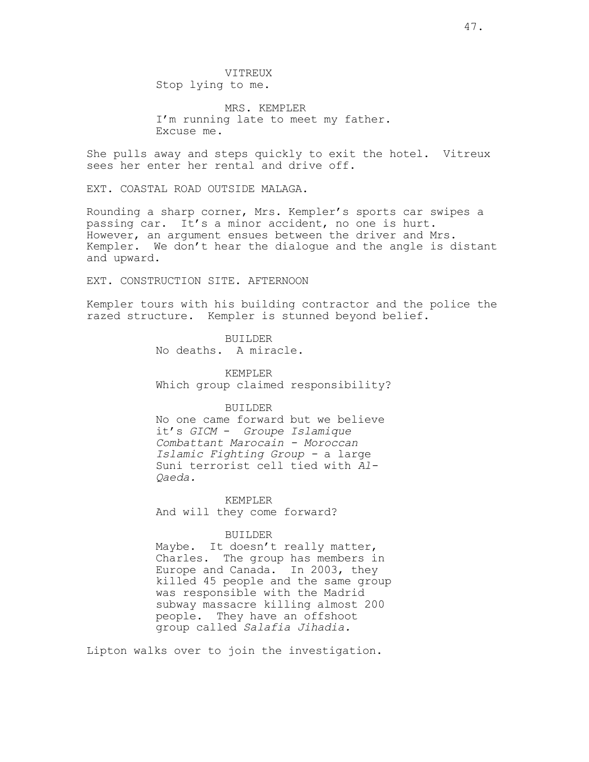VITREUX
Stop lying to me.

MRS. KEMPLER
I'm running late to meet my father.
Excuse me.

She pulls away and steps quickly to exit the hotel. Vitreux sees her enter her rental and drive off.

EXT. COASTAL ROAD OUTSIDE MALAGA.

Rounding a sharp corner, Mrs. Kempler's sports car swipes a passing car. It's a minor accident, no one is hurt. However, an argument ensues between the driver and Mrs. Kempler. We don't hear the dialogue and the angle is distant and upward.

EXT. CONSTRUCTION SITE. AFTERNOON

Kempler tours with his building contractor and the police the razed structure. Kempler is stunned beyond belief.

BUILDER
No deaths. A miracle.

KEMPLER
Which group claimed responsibility?

BUILDER
No one came forward but we believe it's *GICM - Groupe Islamique Combattant Marocain - Moroccan Islamic Fighting Group* - a large Suni terrorist cell tied with *Al-Qaeda.*

KEMPLER
And will they come forward?

BUILDER
Maybe. It doesn't really matter, Charles. The group has members in Europe and Canada. In 2003, they killed 45 people and the same group was responsible with the Madrid subway massacre killing almost 200 people. They have an offshoot group called *Salafia Jihadia.*

Lipton walks over to join the investigation.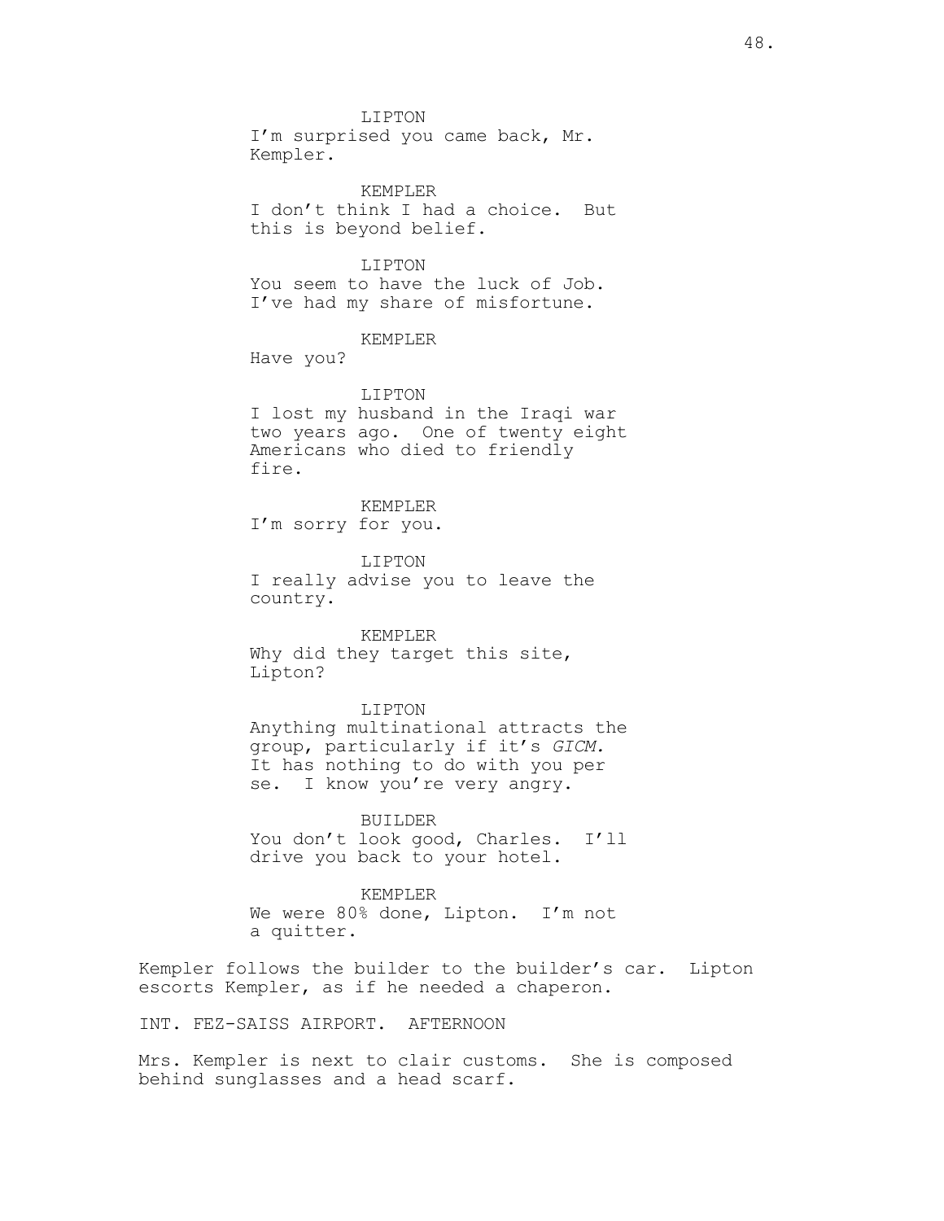LIPTON
I'm surprised you came back, Mr. Kempler.

KEMPLER
I don't think I had a choice. But this is beyond belief.

LIPTON
You seem to have the luck of Job. I've had my share of misfortune.

KEMPLER
Have you?

LIPTON
I lost my husband in the Iraqi war two years ago. One of twenty eight Americans who died to friendly fire.

KEMPLER
I'm sorry for you.

LIPTON
I really advise you to leave the country.

KEMPLER
Why did they target this site, Lipton?

LIPTON
Anything multinational attracts the group, particularly if it's *GICM.* It has nothing to do with you per se. I know you're very angry.

BUILDER
You don't look good, Charles. I'll drive you back to your hotel.

KEMPLER
We were 80% done, Lipton. I'm not a quitter.

Kempler follows the builder to the builder's car. Lipton escorts Kempler, as if he needed a chaperon.

INT. FEZ-SAISS AIRPORT. AFTERNOON

Mrs. Kempler is next to clair customs. She is composed behind sunglasses and a head scarf.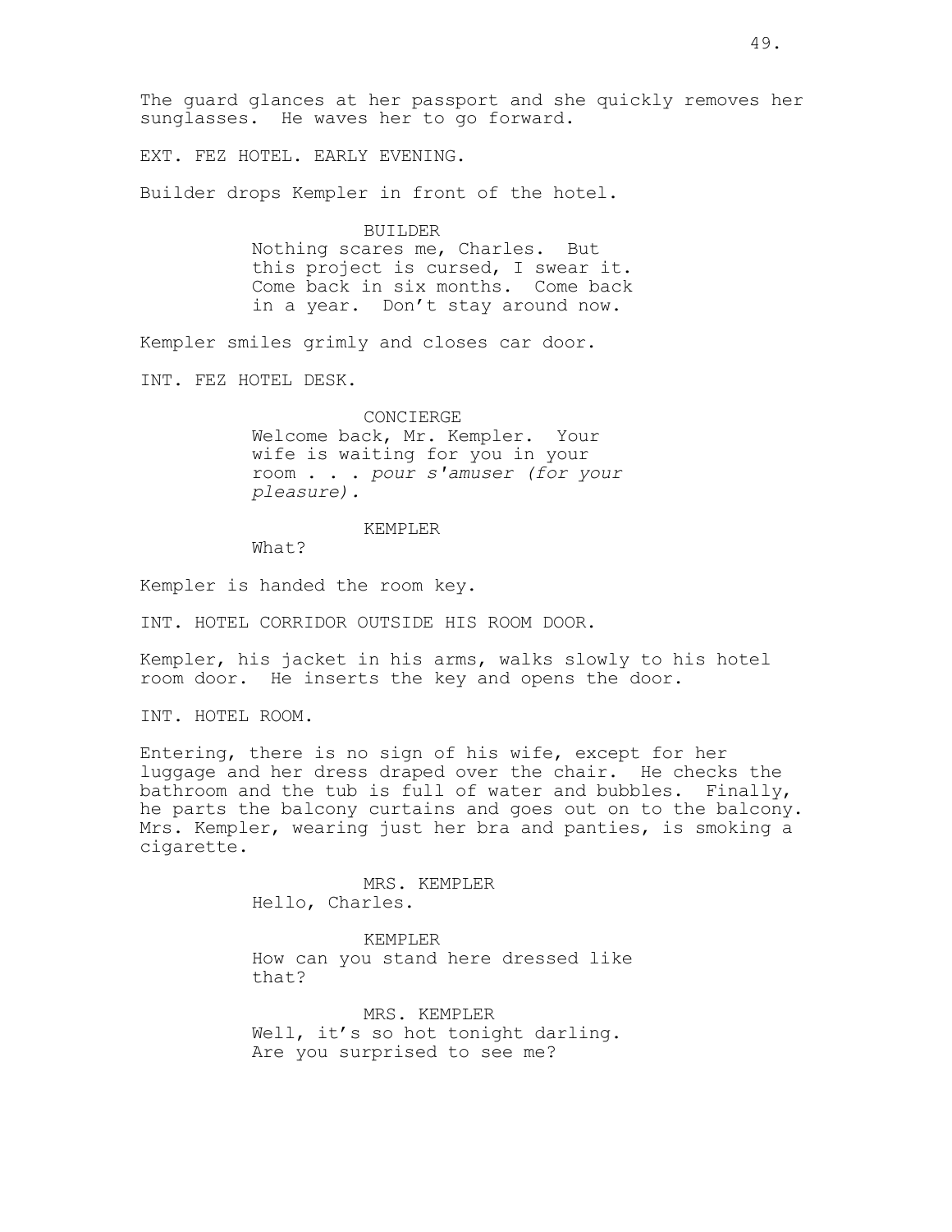The guard glances at her passport and she quickly removes her sunglasses. He waves her to go forward.

EXT. FEZ HOTEL. EARLY EVENING.

Builder drops Kempler in front of the hotel.

BUILDER
Nothing scares me, Charles. But this project is cursed, I swear it. Come back in six months. Come back in a year. Don't stay around now.

Kempler smiles grimly and closes car door.

INT. FEZ HOTEL DESK.

CONCIERGE
Welcome back, Mr. Kempler. Your wife is waiting for you in your room . . . *pour s'amuser (for your pleasure).*

KEMPLER
What?

Kempler is handed the room key.

INT. HOTEL CORRIDOR OUTSIDE HIS ROOM DOOR.

Kempler, his jacket in his arms, walks slowly to his hotel room door. He inserts the key and opens the door.

INT. HOTEL ROOM.

Entering, there is no sign of his wife, except for her luggage and her dress draped over the chair. He checks the bathroom and the tub is full of water and bubbles. Finally, he parts the balcony curtains and goes out on to the balcony. Mrs. Kempler, wearing just her bra and panties, is smoking a cigarette.

MRS. KEMPLER
Hello, Charles.

KEMPLER
How can you stand here dressed like that?

MRS. KEMPLER
Well, it's so hot tonight darling. Are you surprised to see me?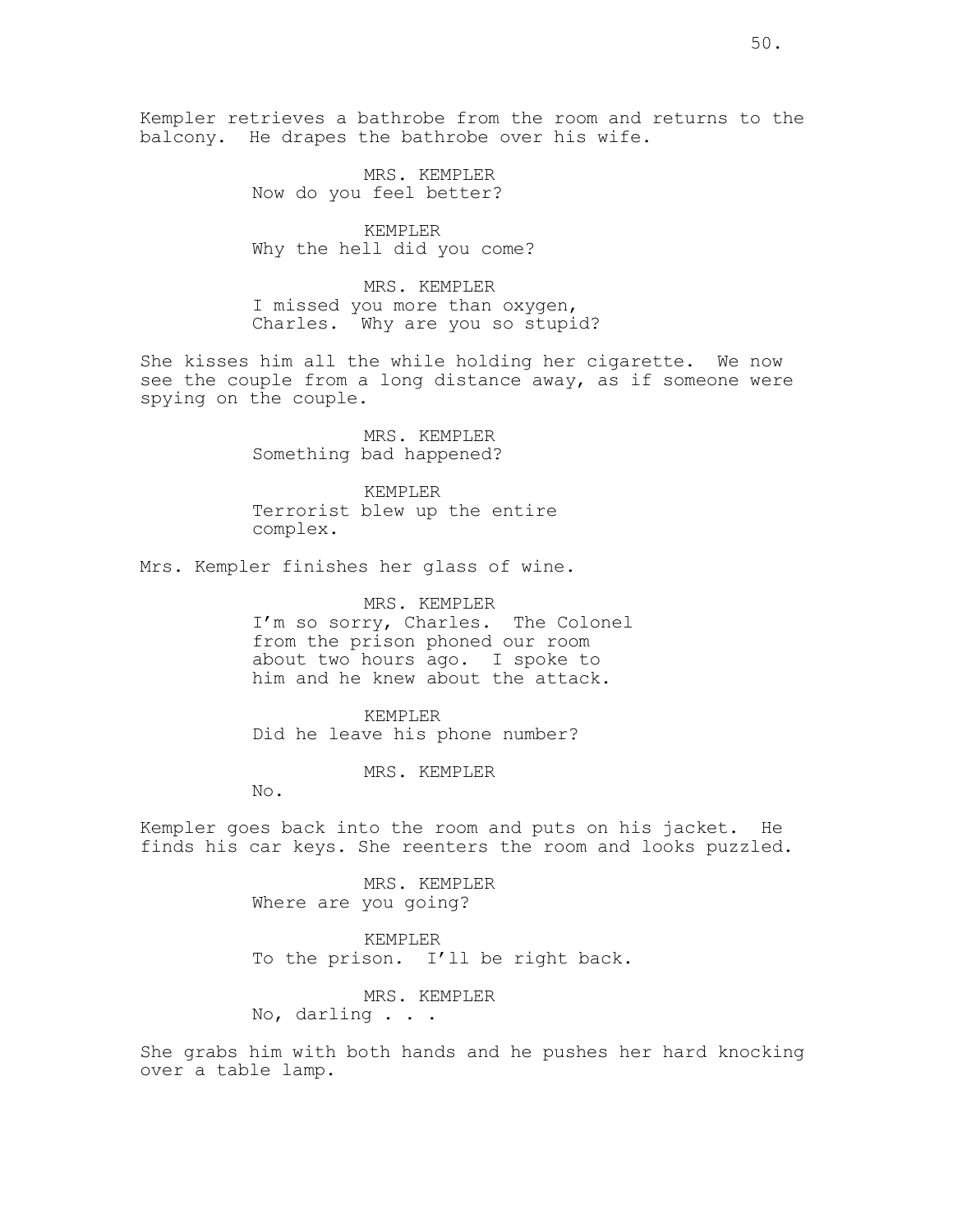Kempler retrieves a bathrobe from the room and returns to the balcony. He drapes the bathrobe over his wife.

MRS. KEMPLER
Now do you feel better?

KEMPLER
Why the hell did you come?

MRS. KEMPLER
I missed you more than oxygen, Charles. Why are you so stupid?

She kisses him all the while holding her cigarette. We now see the couple from a long distance away, as if someone were spying on the couple.

MRS. KEMPLER
Something bad happened?

KEMPLER
Terrorist blew up the entire complex.

Mrs. Kempler finishes her glass of wine.

MRS. KEMPLER
I'm so sorry, Charles. The Colonel from the prison phoned our room about two hours ago. I spoke to him and he knew about the attack.

KEMPLER
Did he leave his phone number?

MRS. KEMPLER
No.

Kempler goes back into the room and puts on his jacket. He finds his car keys. She reenters the room and looks puzzled.

MRS. KEMPLER
Where are you going?

KEMPLER
To the prison. I'll be right back.

MRS. KEMPLER
No, darling . . .

She grabs him with both hands and he pushes her hard knocking over a table lamp.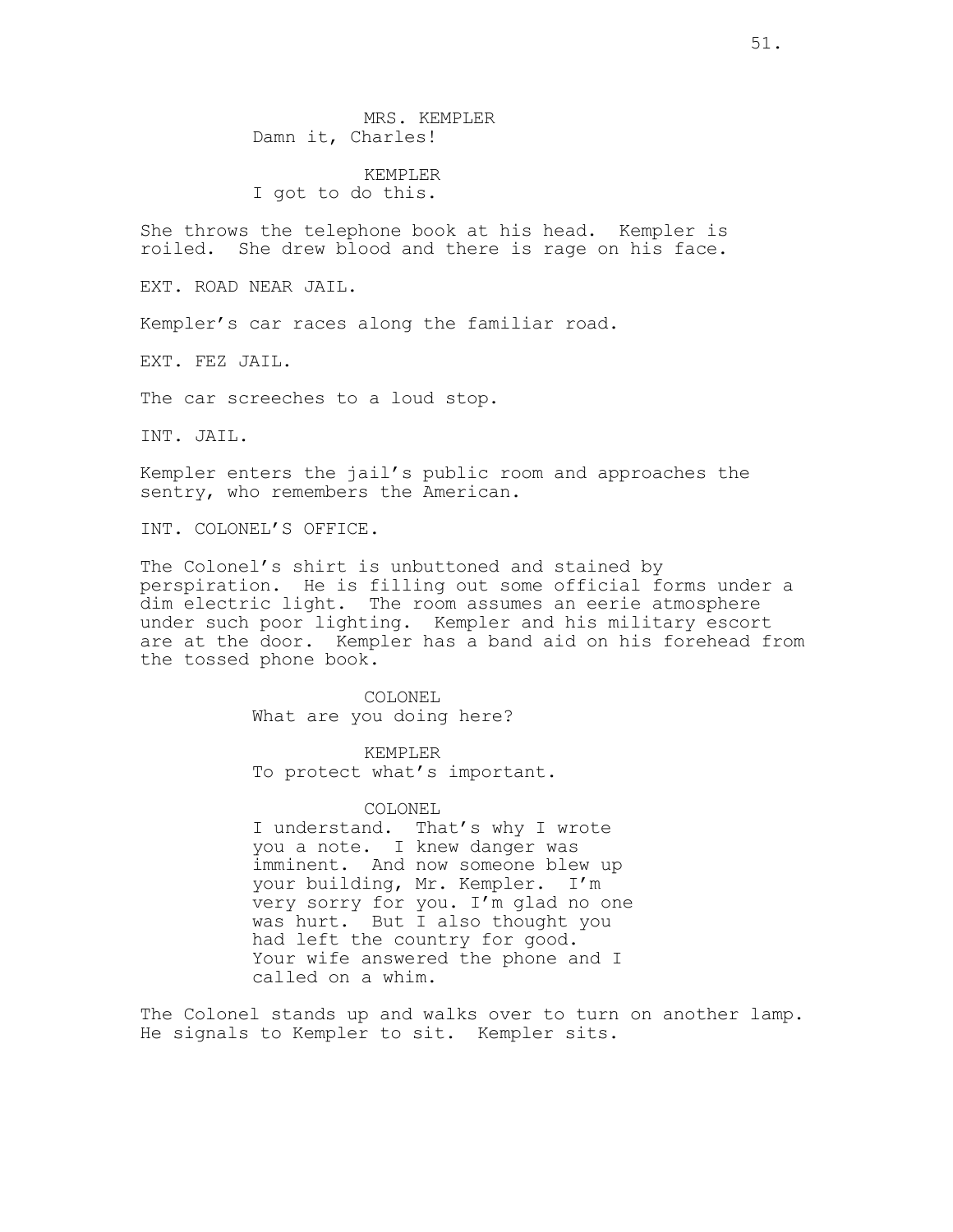MRS. KEMPLER
Damn it, Charles!

KEMPLER
I got to do this.

She throws the telephone book at his head. Kempler is roiled. She drew blood and there is rage on his face.

EXT. ROAD NEAR JAIL.

Kempler's car races along the familiar road.

EXT. FEZ JAIL.

The car screeches to a loud stop.

INT. JAIL.

Kempler enters the jail's public room and approaches the sentry, who remembers the American.

INT. COLONEL'S OFFICE.

The Colonel's shirt is unbuttoned and stained by perspiration. He is filling out some official forms under a dim electric light. The room assumes an eerie atmosphere under such poor lighting. Kempler and his military escort are at the door. Kempler has a band aid on his forehead from the tossed phone book.

COLONEL
What are you doing here?

KEMPLER
To protect what's important.

COLONEL
I understand. That's why I wrote you a note. I knew danger was imminent. And now someone blew up your building, Mr. Kempler. I'm very sorry for you. I'm glad no one was hurt. But I also thought you had left the country for good. Your wife answered the phone and I called on a whim.

The Colonel stands up and walks over to turn on another lamp. He signals to Kempler to sit. Kempler sits.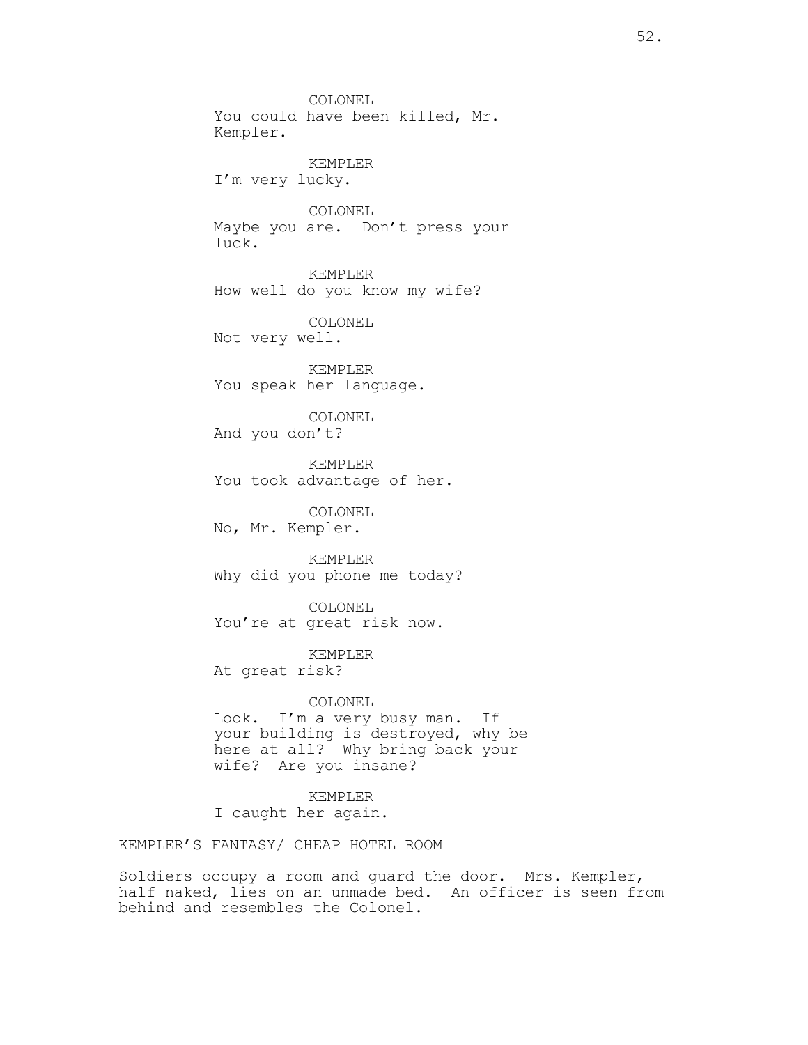COLONEL
You could have been killed, Mr. Kempler.

KEMPLER
I'm very lucky.

COLONEL
Maybe you are. Don't press your luck.

KEMPLER
How well do you know my wife?

COLONEL
Not very well.

KEMPLER
You speak her language.

COLONEL
And you don't?

KEMPLER
You took advantage of her.

COLONEL
No, Mr. Kempler.

KEMPLER
Why did you phone me today?

COLONEL
You're at great risk now.

KEMPLER
At great risk?

COLONEL
Look. I'm a very busy man. If your building is destroyed, why be here at all? Why bring back your wife? Are you insane?

KEMPLER
I caught her again.

KEMPLER'S FANTASY/ CHEAP HOTEL ROOM

Soldiers occupy a room and guard the door. Mrs. Kempler, half naked, lies on an unmade bed. An officer is seen from behind and resembles the Colonel.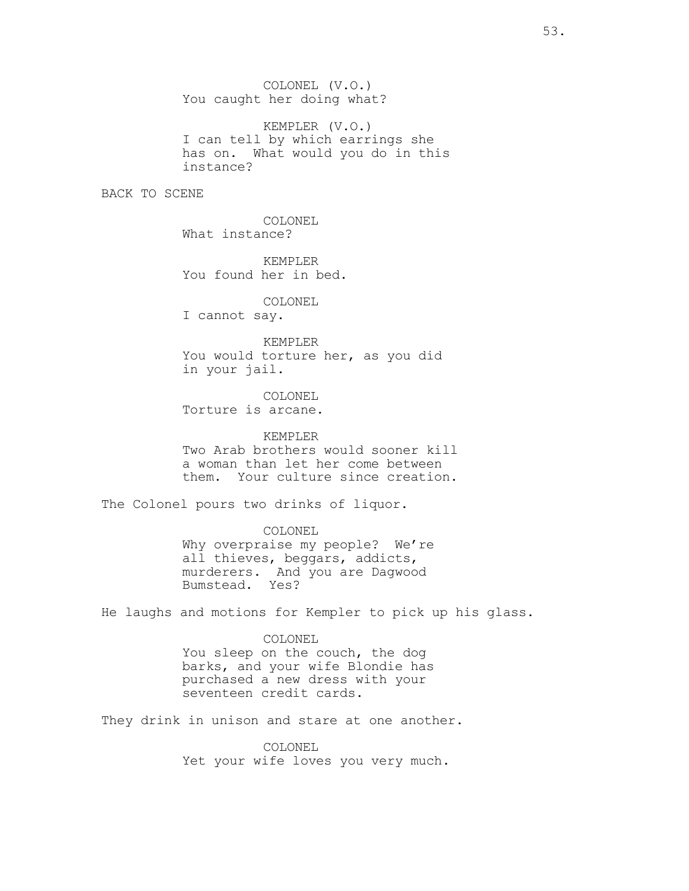COLONEL (V.O.)
You caught her doing what?

KEMPLER (V.O.)
I can tell by which earrings she has on. What would you do in this instance?

BACK TO SCENE

COLONEL
What instance?

KEMPLER
You found her in bed.

COLONEL
I cannot say.

KEMPLER
You would torture her, as you did in your jail.

COLONEL
Torture is arcane.

KEMPLER
Two Arab brothers would sooner kill a woman than let her come between them. Your culture since creation.

The Colonel pours two drinks of liquor.

COLONEL
Why overpraise my people? We're all thieves, beggars, addicts, murderers. And you are Dagwood Bumstead. Yes?

He laughs and motions for Kempler to pick up his glass.

COLONEL
You sleep on the couch, the dog barks, and your wife Blondie has purchased a new dress with your seventeen credit cards.

They drink in unison and stare at one another.

COLONEL
Yet your wife loves you very much.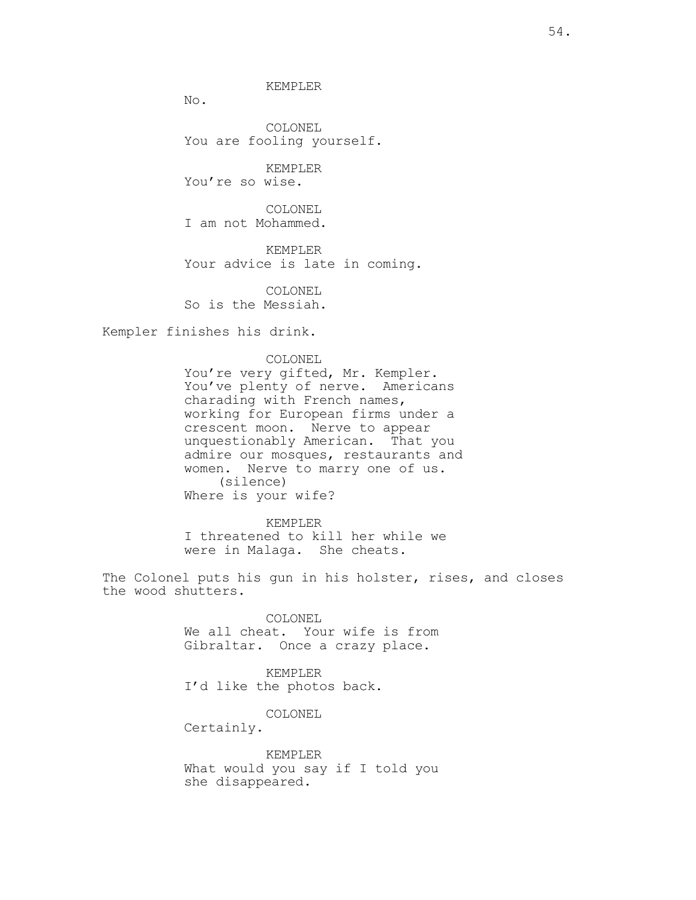KEMPLER
No.

COLONEL
You are fooling yourself.

KEMPLER
You're so wise.

COLONEL
I am not Mohammed.

KEMPLER
Your advice is late in coming.

COLONEL
So is the Messiah.

Kempler finishes his drink.

COLONEL
You're very gifted, Mr. Kempler. You've plenty of nerve. Americans charading with French names, working for European firms under a crescent moon. Nerve to appear unquestionably American. That you admire our mosques, restaurants and women. Nerve to marry one of us.
(silence)
Where is your wife?

KEMPLER
I threatened to kill her while we were in Malaga. She cheats.

The Colonel puts his gun in his holster, rises, and closes the wood shutters.

COLONEL
We all cheat. Your wife is from Gibraltar. Once a crazy place.

KEMPLER
I'd like the photos back.

COLONEL
Certainly.

KEMPLER
What would you say if I told you she disappeared.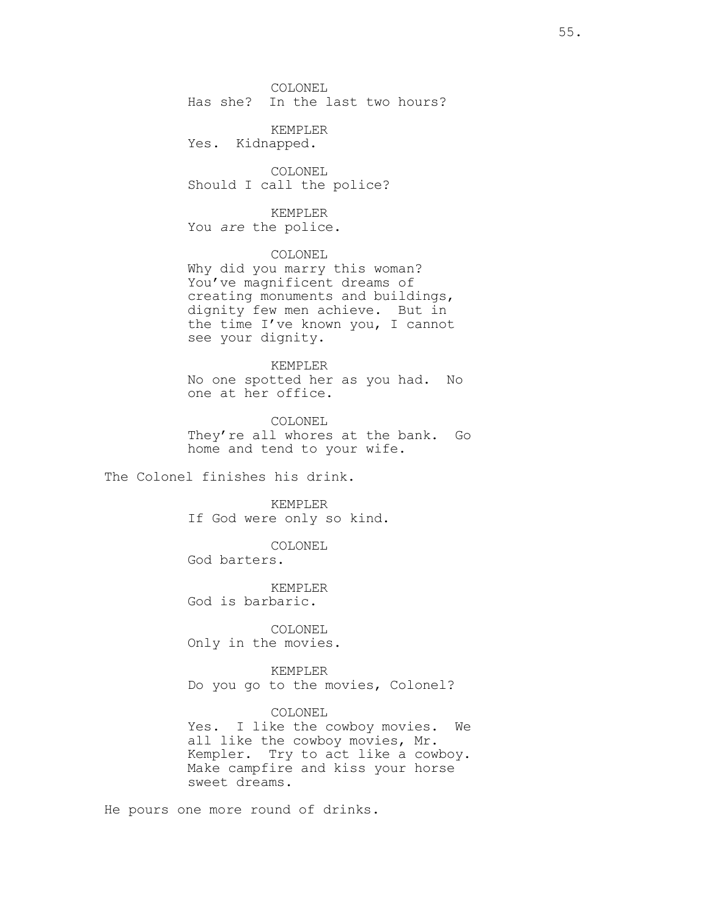COLONEL
Has she? In the last two hours?

KEMPLER
Yes. Kidnapped.

COLONEL
Should I call the police?

KEMPLER
You *are* the police.

COLONEL
Why did you marry this woman? You've magnificent dreams of creating monuments and buildings, dignity few men achieve. But in the time I've known you, I cannot see your dignity.

KEMPLER
No one spotted her as you had. No one at her office.

COLONEL
They're all whores at the bank. Go home and tend to your wife.

The Colonel finishes his drink.

KEMPLER
If God were only so kind.

COLONEL
God barters.

KEMPLER
God is barbaric.

COLONEL
Only in the movies.

KEMPLER
Do you go to the movies, Colonel?

COLONEL
Yes. I like the cowboy movies. We all like the cowboy movies, Mr. Kempler. Try to act like a cowboy. Make campfire and kiss your horse sweet dreams.

He pours one more round of drinks.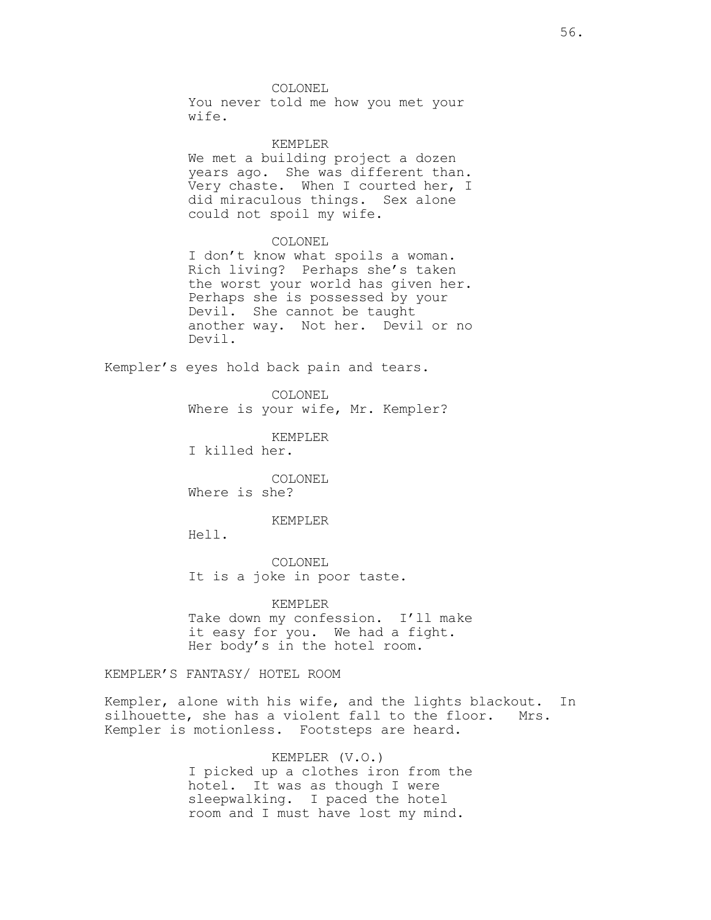COLONEL
You never told me how you met your wife.

KEMPLER
We met a building project a dozen years ago. She was different than. Very chaste. When I courted her, I did miraculous things. Sex alone could not spoil my wife.

COLONEL
I don't know what spoils a woman. Rich living? Perhaps she's taken the worst your world has given her. Perhaps she is possessed by your Devil. She cannot be taught another way. Not her. Devil or no Devil.

Kempler's eyes hold back pain and tears.

COLONEL
Where is your wife, Mr. Kempler?

KEMPLER
I killed her.

COLONEL
Where is she?

KEMPLER
Hell.

COLONEL
It is a joke in poor taste.

KEMPLER
Take down my confession. I'll make it easy for you. We had a fight. Her body's in the hotel room.

KEMPLER'S FANTASY/ HOTEL ROOM

Kempler, alone with his wife, and the lights blackout. In silhouette, she has a violent fall to the floor. Mrs. Kempler is motionless. Footsteps are heard.

KEMPLER (V.O.)
I picked up a clothes iron from the hotel. It was as though I were sleepwalking. I paced the hotel room and I must have lost my mind.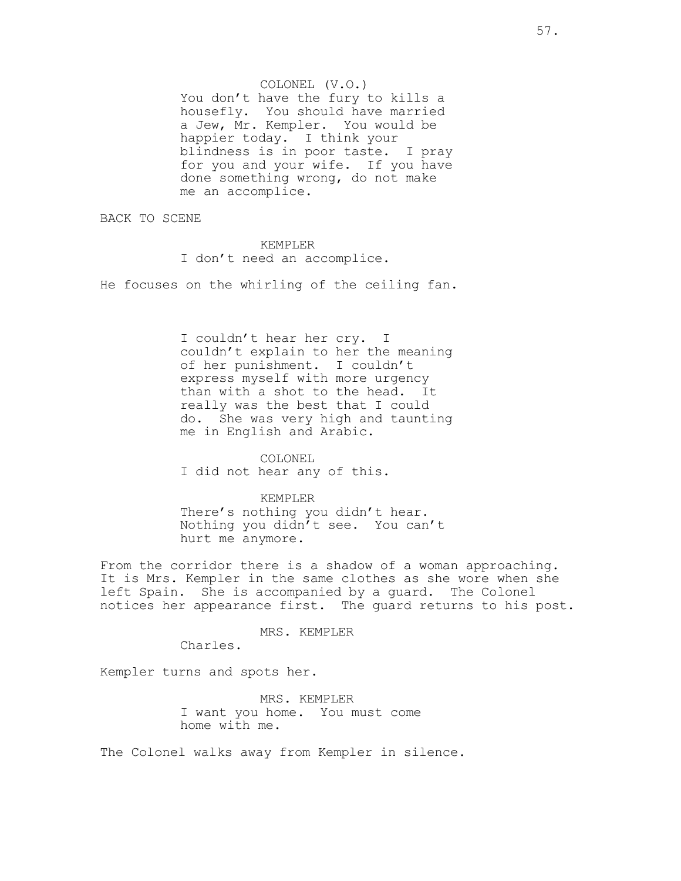COLONEL (V.O.)
You don't have the fury to kills a housefly. You should have married a Jew, Mr. Kempler. You would be happier today. I think your blindness is in poor taste. I pray for you and your wife. If you have done something wrong, do not make me an accomplice.

BACK TO SCENE

KEMPLER
I don't need an accomplice.

He focuses on the whirling of the ceiling fan.

I couldn't hear her cry. I couldn't explain to her the meaning of her punishment. I couldn't express myself with more urgency than with a shot to the head. It really was the best that I could do. She was very high and taunting me in English and Arabic.

COLONEL
I did not hear any of this.

KEMPLER
There's nothing you didn't hear. Nothing you didn't see. You can't hurt me anymore.

From the corridor there is a shadow of a woman approaching. It is Mrs. Kempler in the same clothes as she wore when she left Spain. She is accompanied by a guard. The Colonel notices her appearance first. The guard returns to his post.

MRS. KEMPLER
Charles.

Kempler turns and spots her.

MRS. KEMPLER
I want you home. You must come home with me.

The Colonel walks away from Kempler in silence.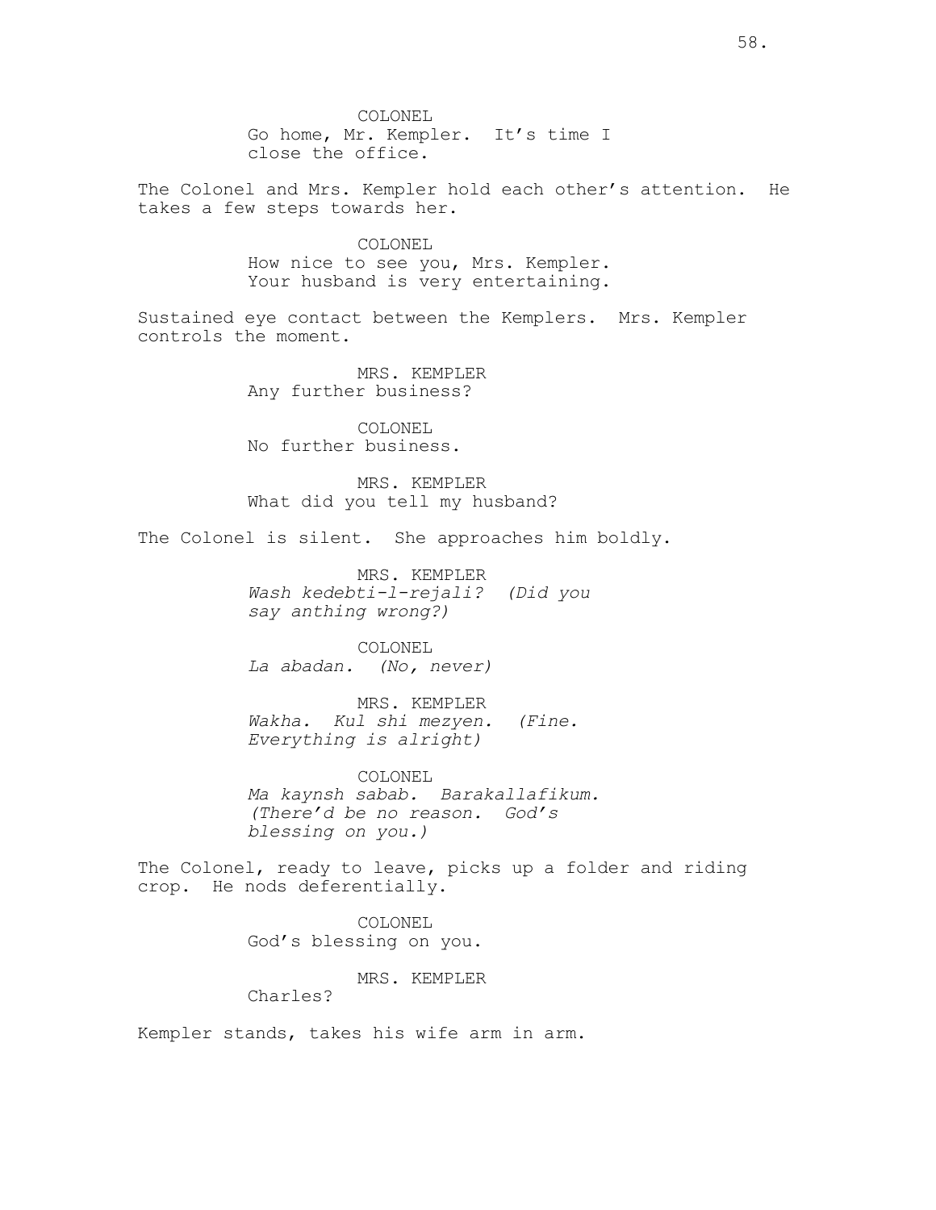COLONEL
Go home, Mr. Kempler. It’s time I close the office.

The Colonel and Mrs. Kempler hold each other’s attention. He takes a few steps towards her.

COLONEL
How nice to see you, Mrs. Kempler. Your husband is very entertaining.

Sustained eye contact between the Kemplers. Mrs. Kempler controls the moment.

MRS. KEMPLER
Any further business?

COLONEL
No further business.

MRS. KEMPLER
What did you tell my husband?

The Colonel is silent. She approaches him boldly.

MRS. KEMPLER
*Wash kedebti-l-rejali? (Did you say anthing wrong?)*

COLONEL
*La abadan. (No, never)*

MRS. KEMPLER
*Wakha. Kul shi mezyen. (Fine. Everything is alright)*

COLONEL
*Ma kaynsh sabab. Barakallafikum. (There’d be no reason. God’s blessing on you.)*

The Colonel, ready to leave, picks up a folder and riding crop. He nods deferentially.

COLONEL
God’s blessing on you.

MRS. KEMPLER
Charles?

Kempler stands, takes his wife arm in arm.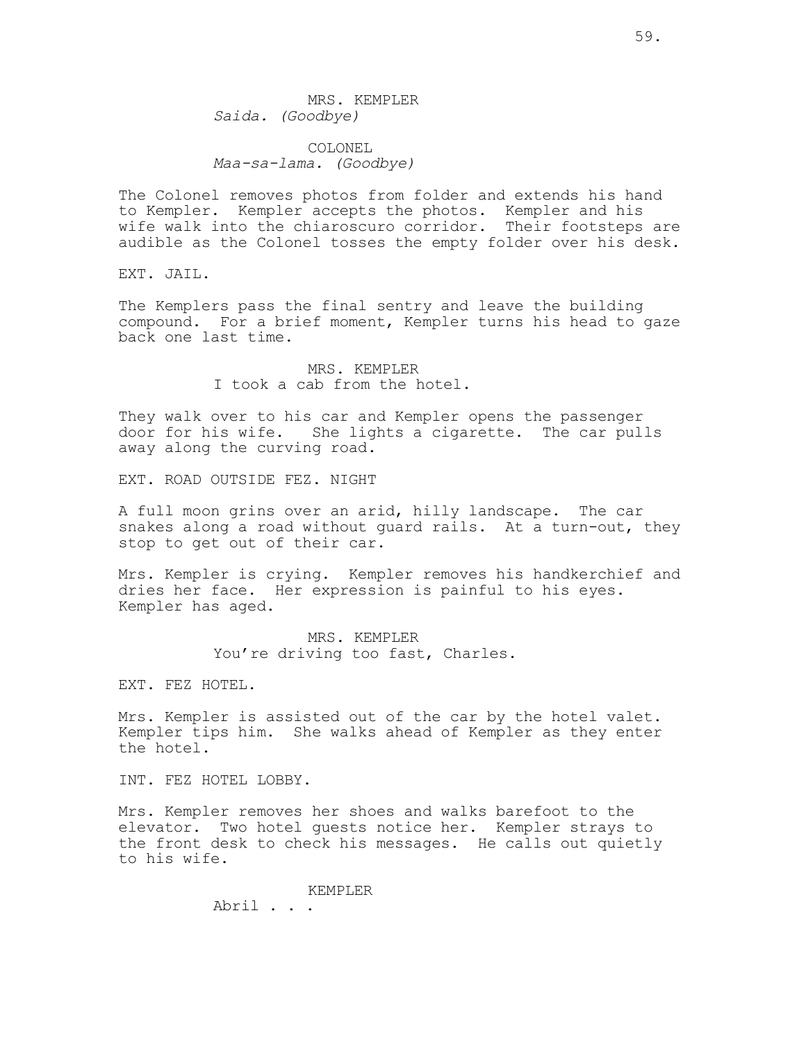MRS. KEMPLER
*Saida. (Goodbye)*

COLONEL
*Maa-sa-lama. (Goodbye)*

The Colonel removes photos from folder and extends his hand to Kempler. Kempler accepts the photos. Kempler and his wife walk into the chiaroscuro corridor. Their footsteps are audible as the Colonel tosses the empty folder over his desk.

EXT. JAIL.

The Kemplers pass the final sentry and leave the building compound. For a brief moment, Kempler turns his head to gaze back one last time.

MRS. KEMPLER
I took a cab from the hotel.

They walk over to his car and Kempler opens the passenger door for his wife. She lights a cigarette. The car pulls away along the curving road.

EXT. ROAD OUTSIDE FEZ. NIGHT

A full moon grins over an arid, hilly landscape. The car snakes along a road without guard rails. At a turn-out, they stop to get out of their car.

Mrs. Kempler is crying. Kempler removes his handkerchief and dries her face. Her expression is painful to his eyes. Kempler has aged.

MRS. KEMPLER
You're driving too fast, Charles.

EXT. FEZ HOTEL.

Mrs. Kempler is assisted out of the car by the hotel valet. Kempler tips him. She walks ahead of Kempler as they enter the hotel.

INT. FEZ HOTEL LOBBY.

Mrs. Kempler removes her shoes and walks barefoot to the elevator. Two hotel guests notice her. Kempler strays to the front desk to check his messages. He calls out quietly to his wife.

KEMPLER
Abril . . .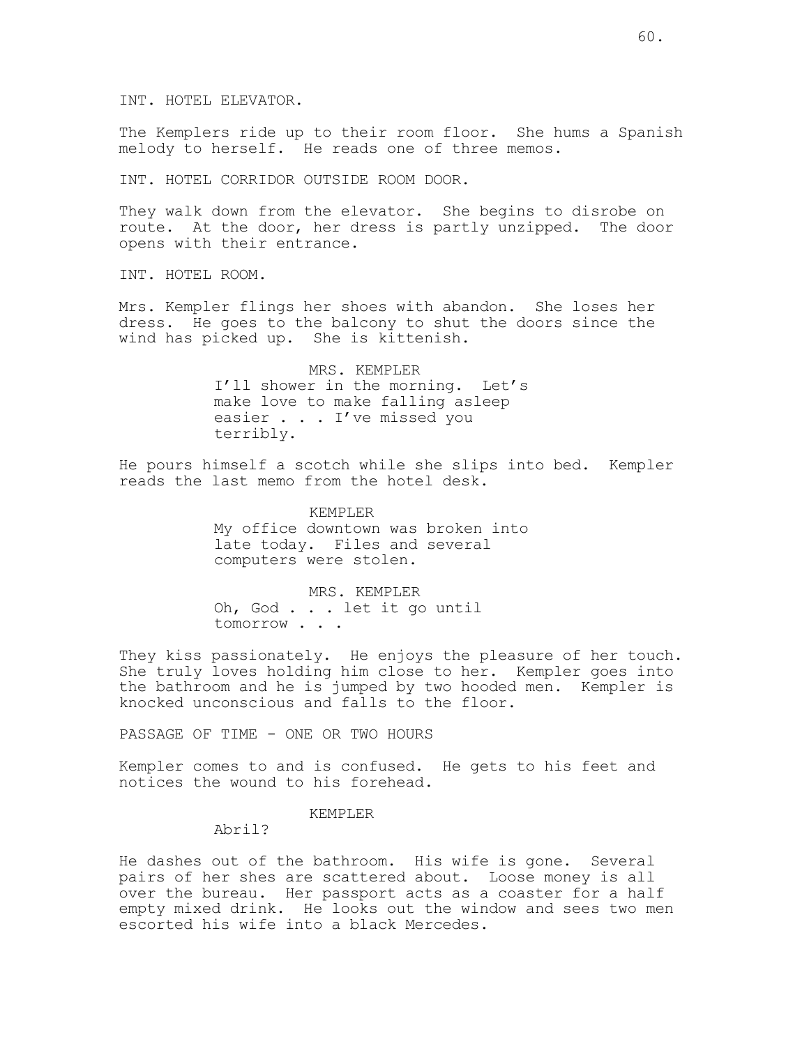INT. HOTEL ELEVATOR.

The Kemplers ride up to their room floor. She hums a Spanish melody to herself. He reads one of three memos.

INT. HOTEL CORRIDOR OUTSIDE ROOM DOOR.

They walk down from the elevator. She begins to disrobe on route. At the door, her dress is partly unzipped. The door opens with their entrance.

INT. HOTEL ROOM.

Mrs. Kempler flings her shoes with abandon. She loses her dress. He goes to the balcony to shut the doors since the wind has picked up. She is kittenish.

MRS. KEMPLER
I'll shower in the morning. Let's make love to make falling asleep easier . . . I've missed you terribly.

He pours himself a scotch while she slips into bed. Kempler reads the last memo from the hotel desk.

KEMPLER
My office downtown was broken into late today. Files and several computers were stolen.

MRS. KEMPLER
Oh, God . . . let it go until tomorrow . . .

They kiss passionately. He enjoys the pleasure of her touch. She truly loves holding him close to her. Kempler goes into the bathroom and he is jumped by two hooded men. Kempler is knocked unconscious and falls to the floor.

PASSAGE OF TIME - ONE OR TWO HOURS

Kempler comes to and is confused. He gets to his feet and notices the wound to his forehead.

KEMPLER
Abril?

He dashes out of the bathroom. His wife is gone. Several pairs of her shes are scattered about. Loose money is all over the bureau. Her passport acts as a coaster for a half empty mixed drink. He looks out the window and sees two men escorted his wife into a black Mercedes.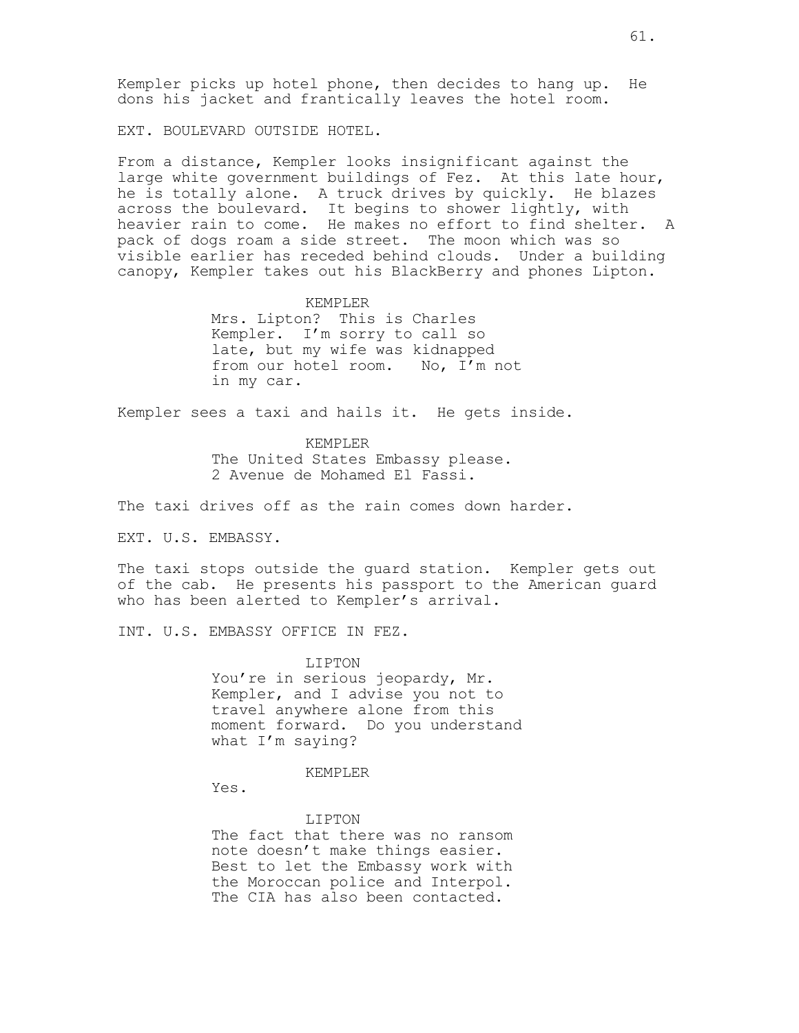Kempler picks up hotel phone, then decides to hang up. He dons his jacket and frantically leaves the hotel room.

EXT. BOULEVARD OUTSIDE HOTEL.

From a distance, Kempler looks insignificant against the large white government buildings of Fez. At this late hour, he is totally alone. A truck drives by quickly. He blazes across the boulevard. It begins to shower lightly, with heavier rain to come. He makes no effort to find shelter. A pack of dogs roam a side street. The moon which was so visible earlier has receded behind clouds. Under a building canopy, Kempler takes out his BlackBerry and phones Lipton.

KEMPLER
Mrs. Lipton? This is Charles Kempler. I'm sorry to call so late, but my wife was kidnapped from our hotel room. No, I'm not in my car.

Kempler sees a taxi and hails it. He gets inside.

KEMPLER
The United States Embassy please. 2 Avenue de Mohamed El Fassi.

The taxi drives off as the rain comes down harder.

EXT. U.S. EMBASSY.

The taxi stops outside the guard station. Kempler gets out of the cab. He presents his passport to the American guard who has been alerted to Kempler's arrival.

INT. U.S. EMBASSY OFFICE IN FEZ.

LIPTON
You're in serious jeopardy, Mr. Kempler, and I advise you not to travel anywhere alone from this moment forward. Do you understand what I'm saying?

KEMPLER
Yes.

LIPTON
The fact that there was no ransom note doesn't make things easier. Best to let the Embassy work with the Moroccan police and Interpol. The CIA has also been contacted.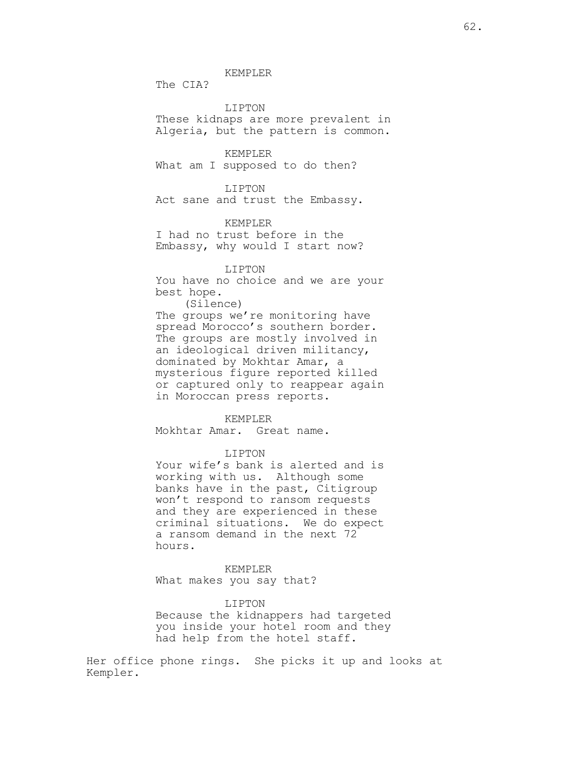KEMPLER
The CIA?

LIPTON
These kidnaps are more prevalent in Algeria, but the pattern is common.

KEMPLER
What am I supposed to do then?

LIPTON
Act sane and trust the Embassy.

KEMPLER
I had no trust before in the Embassy, why would I start now?

LIPTON
You have no choice and we are your best hope.
(Silence)
The groups we're monitoring have spread Morocco's southern border. The groups are mostly involved in an ideological driven militancy, dominated by Mokhtar Amar, a mysterious figure reported killed or captured only to reappear again in Moroccan press reports.

KEMPLER
Mokhtar Amar. Great name.

LIPTON
Your wife's bank is alerted and is working with us. Although some banks have in the past, Citigroup won't respond to ransom requests and they are experienced in these criminal situations. We do expect a ransom demand in the next 72 hours.

KEMPLER
What makes you say that?

LIPTON
Because the kidnappers had targeted you inside your hotel room and they had help from the hotel staff.

Her office phone rings. She picks it up and looks at Kempler.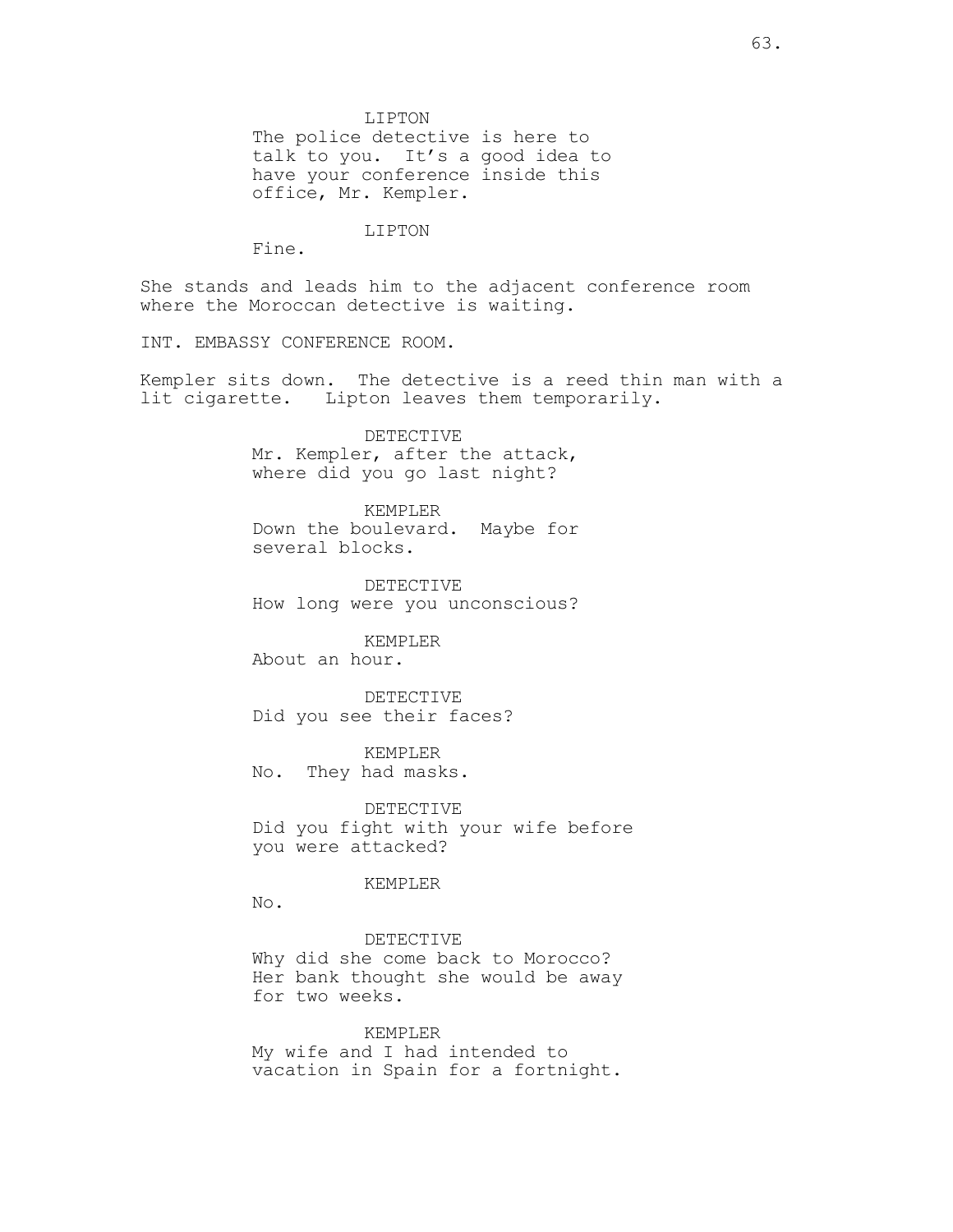LIPTON

The police detective is here to talk to you. It’s a good idea to have your conference inside this office, Mr. Kempler.

LIPTON

Fine.

She stands and leads him to the adjacent conference room where the Moroccan detective is waiting.

INT. EMBASSY CONFERENCE ROOM.

Kempler sits down. The detective is a reed thin man with a lit cigarette. Lipton leaves them temporarily.

DETECTIVE

Mr. Kempler, after the attack, where did you go last night?

KEMPLER

Down the boulevard. Maybe for several blocks.

DETECTIVE

How long were you unconscious?

KEMPLER

About an hour.

DETECTIVE

Did you see their faces?

KEMPLER

No. They had masks.

DETECTIVE

Did you fight with your wife before you were attacked?

KEMPLER

No.

DETECTIVE

Why did she come back to Morocco? Her bank thought she would be away for two weeks.

KEMPLER

My wife and I had intended to vacation in Spain for a fortnight.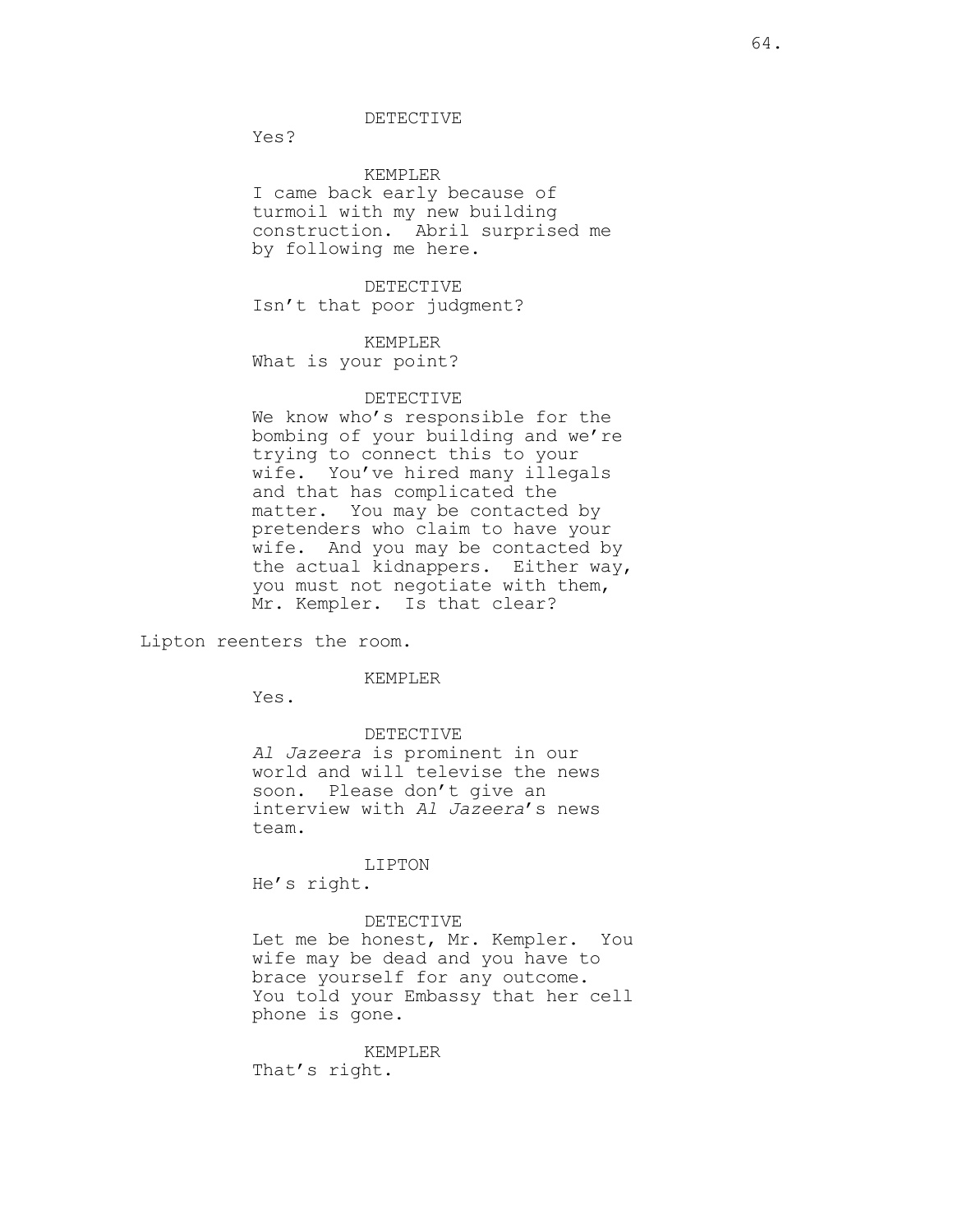DETECTIVE

Yes?

KEMPLER

I came back early because of turmoil with my new building construction. Abril surprised me by following me here.

DETECTIVE

Isn't that poor judgment?

KEMPLER

What is your point?

DETECTIVE

We know who's responsible for the bombing of your building and we're trying to connect this to your wife. You've hired many illegals and that has complicated the matter. You may be contacted by pretenders who claim to have your wife. And you may be contacted by the actual kidnappers. Either way, you must not negotiate with them, Mr. Kempler. Is that clear?

Lipton reenters the room.

KEMPLER

Yes.

DETECTIVE

*Al Jazeera* is prominent in our world and will televise the news soon. Please don't give an interview with *Al Jazeera*'s news team.

LIPTON

He's right.

DETECTIVE

Let me be honest, Mr. Kempler. You wife may be dead and you have to brace yourself for any outcome. You told your Embassy that her cell phone is gone.

KEMPLER

That's right.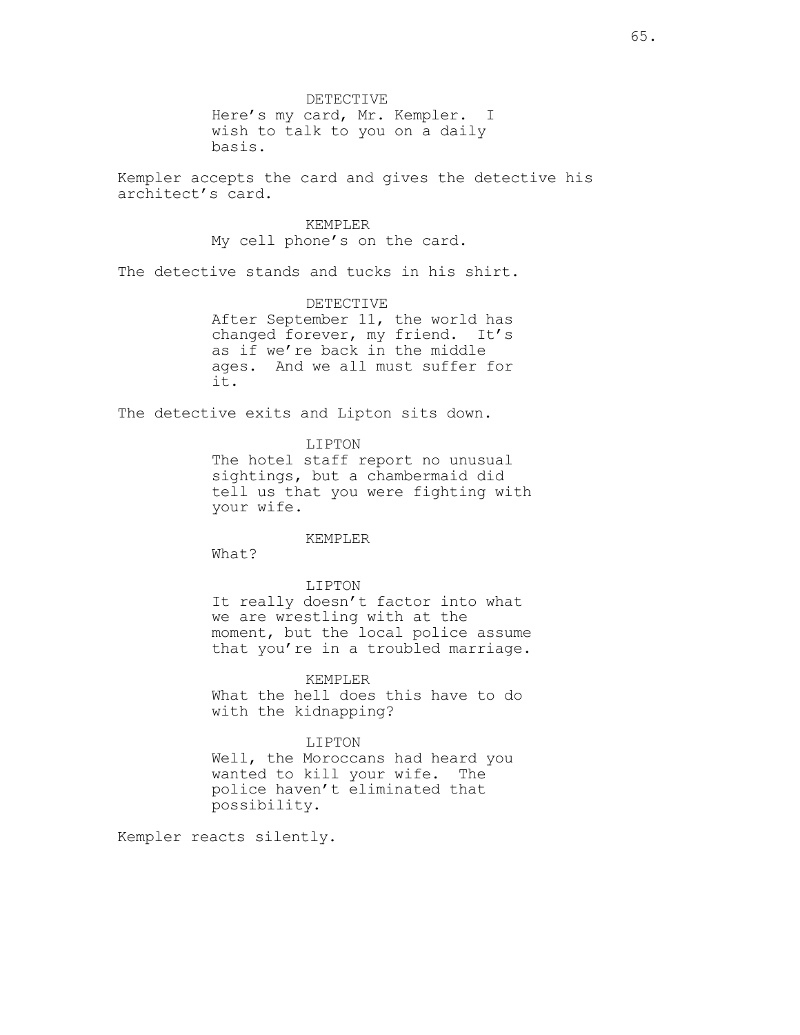DETECTIVE

Here's my card, Mr. Kempler. I wish to talk to you on a daily basis.

Kempler accepts the card and gives the detective his architect's card.

KEMPLER

My cell phone's on the card.

The detective stands and tucks in his shirt.

DETECTIVE

After September 11, the world has changed forever, my friend. It's as if we're back in the middle ages. And we all must suffer for it.

The detective exits and Lipton sits down.

LIPTON

The hotel staff report no unusual sightings, but a chambermaid did tell us that you were fighting with your wife.

KEMPLER

What?

LIPTON

It really doesn't factor into what we are wrestling with at the moment, but the local police assume that you're in a troubled marriage.

KEMPLER

What the hell does this have to do with the kidnapping?

LIPTON

Well, the Moroccans had heard you wanted to kill your wife. The police haven't eliminated that possibility.

Kempler reacts silently.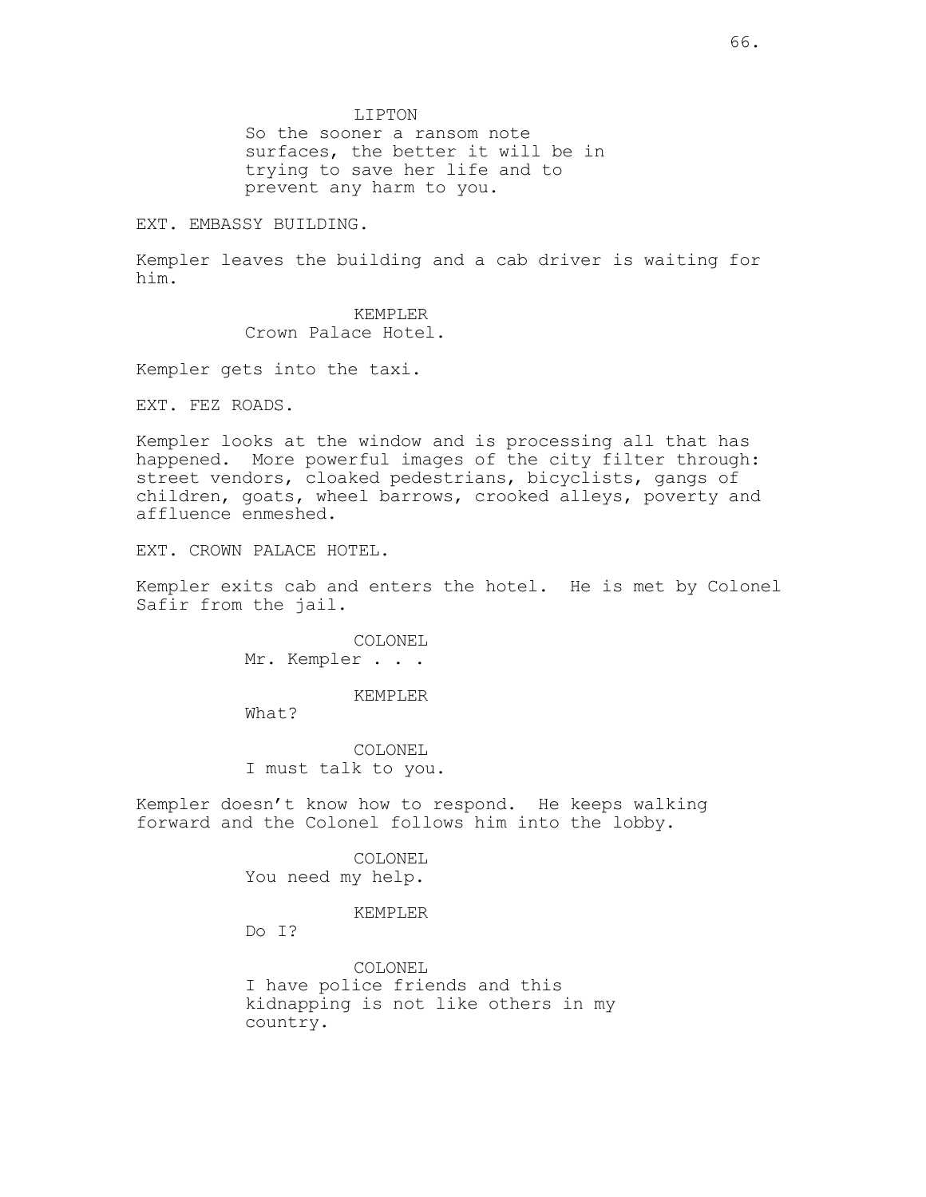LIPTON
So the sooner a ransom note surfaces, the better it will be in trying to save her life and to prevent any harm to you.

EXT. EMBASSY BUILDING.

Kempler leaves the building and a cab driver is waiting for him.

KEMPLER
Crown Palace Hotel.

Kempler gets into the taxi.

EXT. FEZ ROADS.

Kempler looks at the window and is processing all that has happened. More powerful images of the city filter through: street vendors, cloaked pedestrians, bicyclists, gangs of children, goats, wheel barrows, crooked alleys, poverty and affluence enmeshed.

EXT. CROWN PALACE HOTEL.

Kempler exits cab and enters the hotel. He is met by Colonel Safir from the jail.

COLONEL
Mr. Kempler . . .

KEMPLER
What?

COLONEL
I must talk to you.

Kempler doesn't know how to respond. He keeps walking forward and the Colonel follows him into the lobby.

COLONEL
You need my help.

KEMPLER
Do I?

COLONEL
I have police friends and this kidnapping is not like others in my country.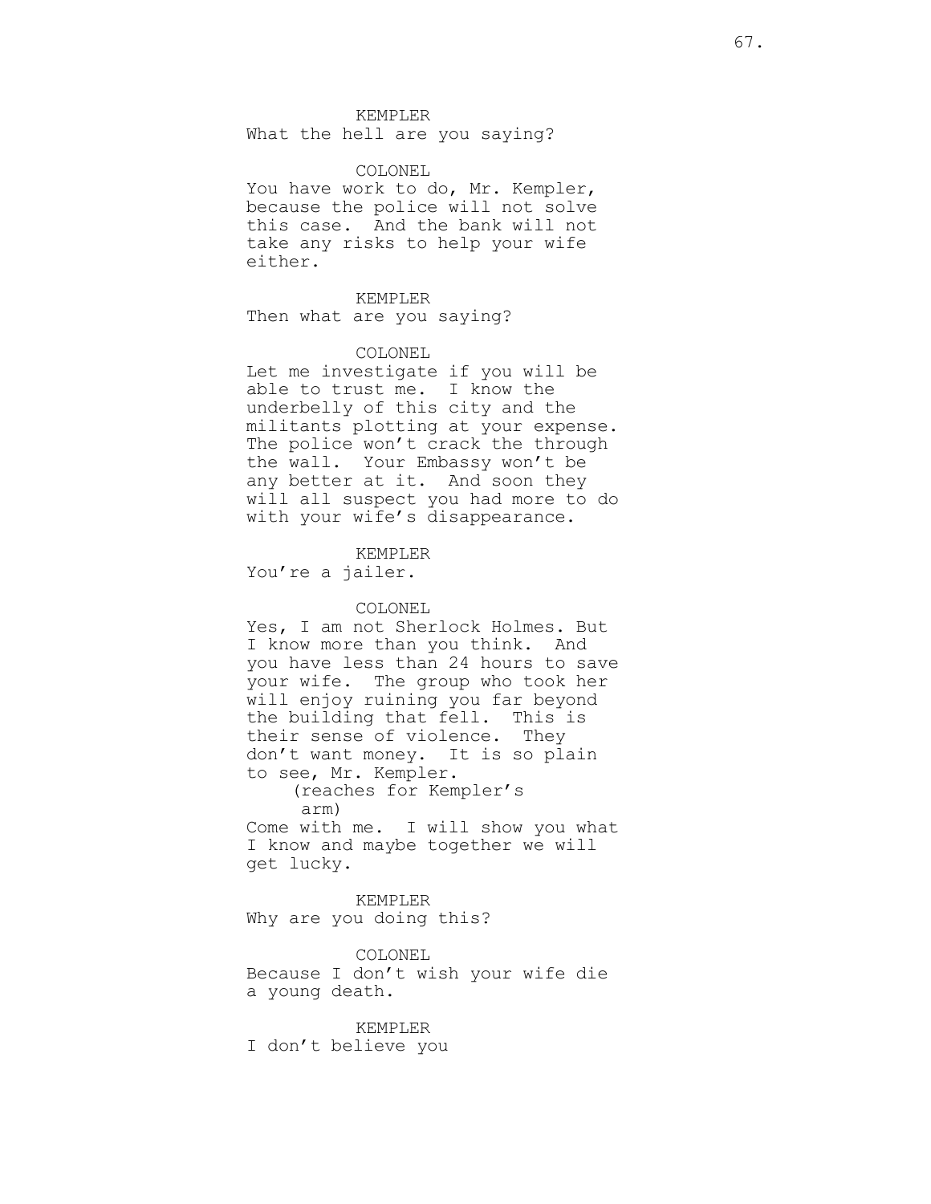KEMPLER
What the hell are you saying?

COLONEL
You have work to do, Mr. Kempler, because the police will not solve this case. And the bank will not take any risks to help your wife either.

KEMPLER
Then what are you saying?

COLONEL
Let me investigate if you will be able to trust me. I know the underbelly of this city and the militants plotting at your expense. The police won't crack the through the wall. Your Embassy won't be any better at it. And soon they will all suspect you had more to do with your wife's disappearance.

KEMPLER
You're a jailer.

COLONEL
Yes, I am not Sherlock Holmes. But I know more than you think. And you have less than 24 hours to save your wife. The group who took her will enjoy ruining you far beyond the building that fell. This is their sense of violence. They don't want money. It is so plain to see, Mr. Kempler.
(reaches for Kempler's arm)
Come with me. I will show you what I know and maybe together we will get lucky.

KEMPLER
Why are you doing this?

COLONEL
Because I don't wish your wife die a young death.

KEMPLER
I don't believe you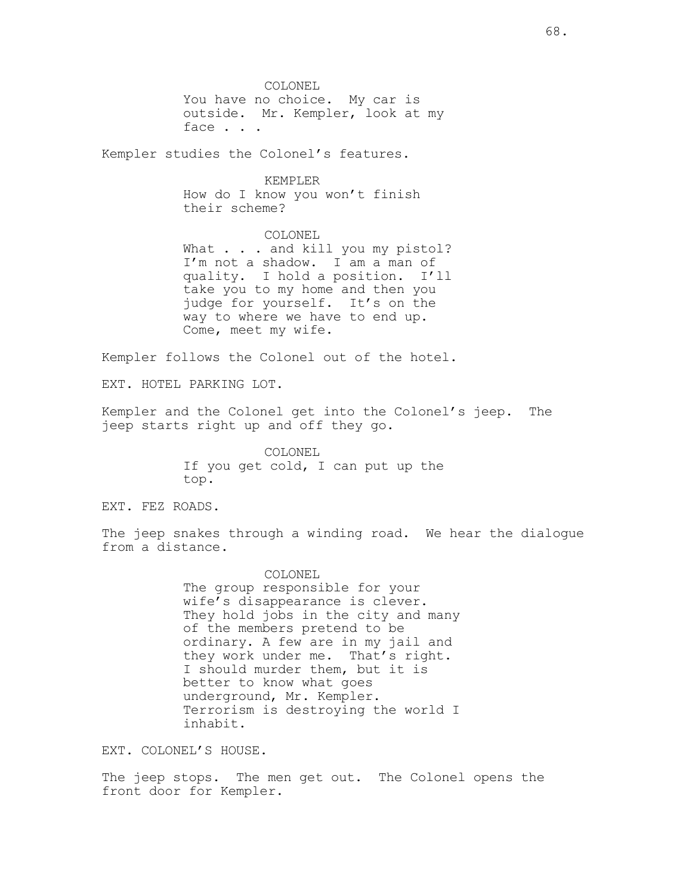COLONEL
You have no choice. My car is outside. Mr. Kempler, look at my face . . .

Kempler studies the Colonel's features.

KEMPLER
How do I know you won't finish their scheme?

COLONEL
What . . . and kill you my pistol? I'm not a shadow. I am a man of quality. I hold a position. I'll take you to my home and then you judge for yourself. It's on the way to where we have to end up. Come, meet my wife.

Kempler follows the Colonel out of the hotel.

EXT. HOTEL PARKING LOT.

Kempler and the Colonel get into the Colonel's jeep. The jeep starts right up and off they go.

COLONEL
If you get cold, I can put up the top.

EXT. FEZ ROADS.

The jeep snakes through a winding road. We hear the dialogue from a distance.

COLONEL
The group responsible for your wife's disappearance is clever. They hold jobs in the city and many of the members pretend to be ordinary. A few are in my jail and they work under me. That's right. I should murder them, but it is better to know what goes underground, Mr. Kempler. Terrorism is destroying the world I inhabit.

EXT. COLONEL'S HOUSE.

The jeep stops. The men get out. The Colonel opens the front door for Kempler.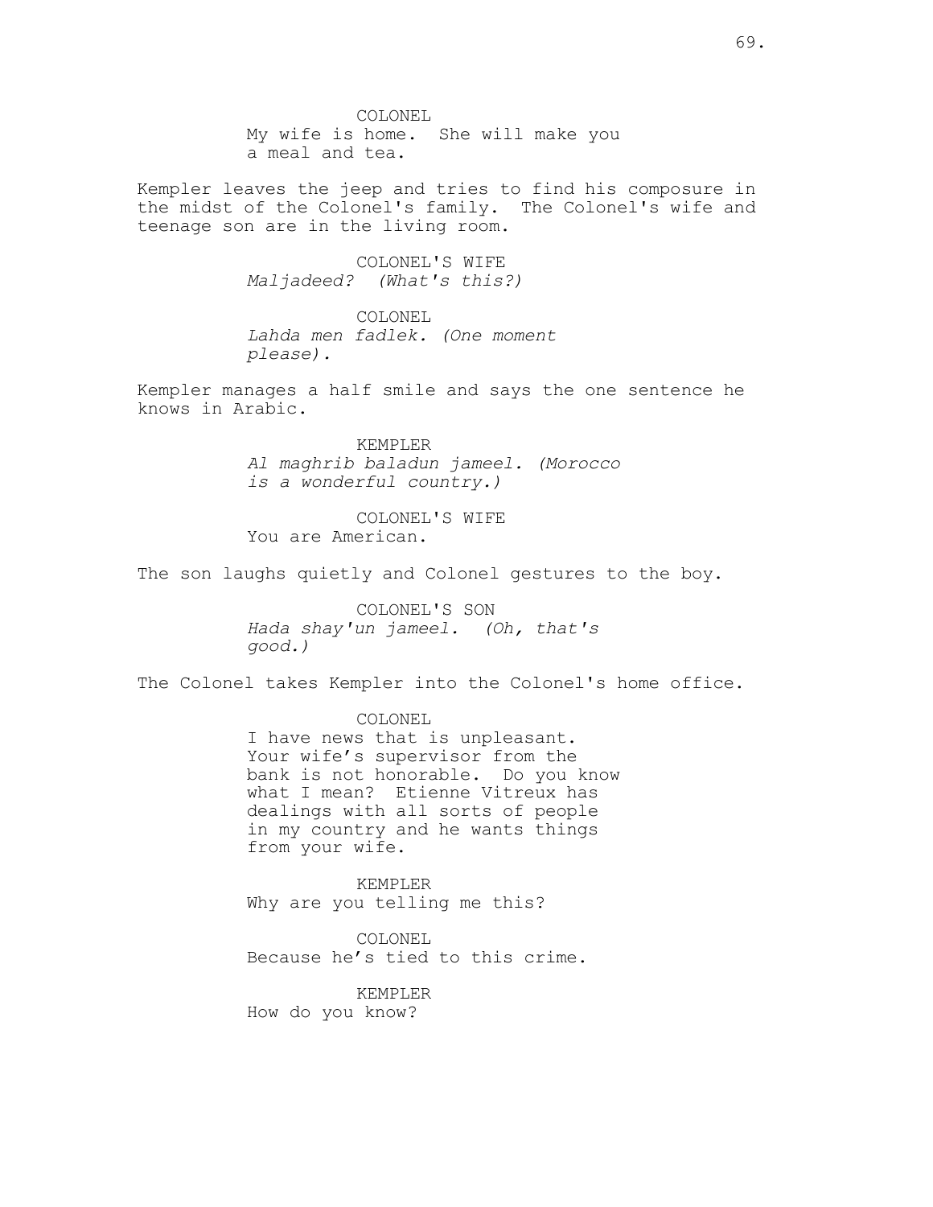COLONEL
My wife is home. She will make you a meal and tea.

Kempler leaves the jeep and tries to find his composure in the midst of the Colonel's family. The Colonel's wife and teenage son are in the living room.

COLONEL'S WIFE
*Maljadeed? (What's this?)*

COLONEL
*Lahda men fadlek. (One moment please).*

Kempler manages a half smile and says the one sentence he knows in Arabic.

KEMPLER
*Al maghrib baladun jameel. (Morocco is a wonderful country.)*

COLONEL'S WIFE
You are American.

The son laughs quietly and Colonel gestures to the boy.

COLONEL'S SON
*Hada shay'un jameel. (Oh, that's good.)*

The Colonel takes Kempler into the Colonel's home office.

COLONEL
I have news that is unpleasant. Your wife's supervisor from the bank is not honorable. Do you know what I mean? Etienne Vitreux has dealings with all sorts of people in my country and he wants things from your wife.

KEMPLER
Why are you telling me this?

COLONEL
Because he's tied to this crime.

KEMPLER
How do you know?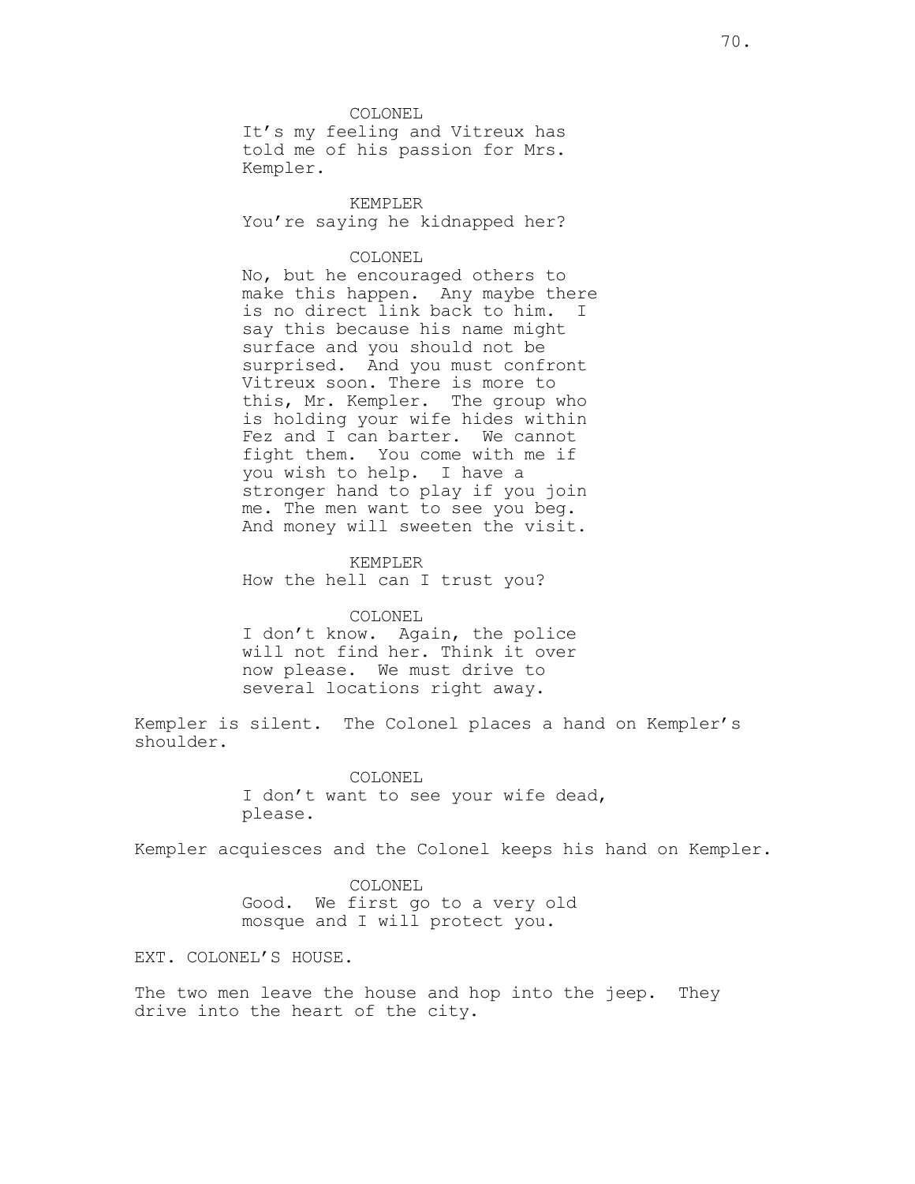COLONEL
It's my feeling and Vitreux has told me of his passion for Mrs. Kempler.

KEMPLER
You're saying he kidnapped her?

COLONEL
No, but he encouraged others to make this happen. Any maybe there is no direct link back to him. I say this because his name might surface and you should not be surprised. And you must confront Vitreux soon. There is more to this, Mr. Kempler. The group who is holding your wife hides within Fez and I can barter. We cannot fight them. You come with me if you wish to help. I have a stronger hand to play if you join me. The men want to see you beg. And money will sweeten the visit.

KEMPLER
How the hell can I trust you?

COLONEL
I don't know. Again, the police will not find her. Think it over now please. We must drive to several locations right away.

Kempler is silent. The Colonel places a hand on Kempler's shoulder.

COLONEL
I don't want to see your wife dead, please.

Kempler acquiesces and the Colonel keeps his hand on Kempler.

COLONEL
Good. We first go to a very old mosque and I will protect you.

EXT. COLONEL'S HOUSE.

The two men leave the house and hop into the jeep. They drive into the heart of the city.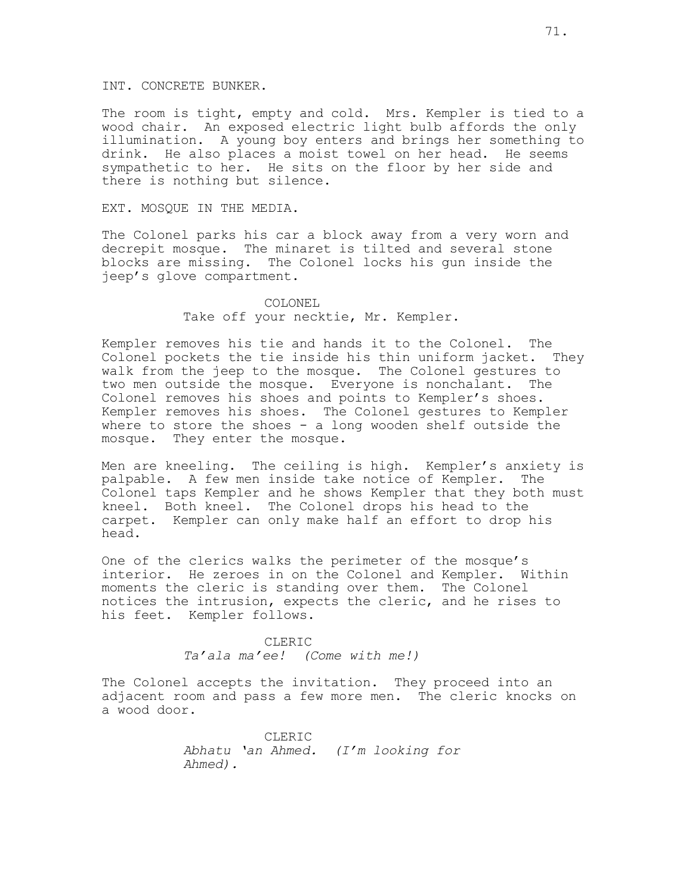INT. CONCRETE BUNKER.

The room is tight, empty and cold. Mrs. Kempler is tied to a wood chair. An exposed electric light bulb affords the only illumination. A young boy enters and brings her something to drink. He also places a moist towel on her head. He seems sympathetic to her. He sits on the floor by her side and there is nothing but silence.

EXT. MOSQUE IN THE MEDIA.

The Colonel parks his car a block away from a very worn and decrepit mosque. The minaret is tilted and several stone blocks are missing. The Colonel locks his gun inside the jeep's glove compartment.

COLONEL
Take off your necktie, Mr. Kempler.

Kempler removes his tie and hands it to the Colonel. The Colonel pockets the tie inside his thin uniform jacket. They walk from the jeep to the mosque. The Colonel gestures to two men outside the mosque. Everyone is nonchalant. The Colonel removes his shoes and points to Kempler's shoes. Kempler removes his shoes. The Colonel gestures to Kempler where to store the shoes - a long wooden shelf outside the mosque. They enter the mosque.

Men are kneeling. The ceiling is high. Kempler's anxiety is palpable. A few men inside take notice of Kempler. The Colonel taps Kempler and he shows Kempler that they both must kneel. Both kneel. The Colonel drops his head to the carpet. Kempler can only make half an effort to drop his head.

One of the clerics walks the perimeter of the mosque's interior. He zeroes in on the Colonel and Kempler. Within moments the cleric is standing over them. The Colonel notices the intrusion, expects the cleric, and he rises to his feet. Kempler follows.

CLERIC
*Ta'ala ma'ee! (Come with me!)*

The Colonel accepts the invitation. They proceed into an adjacent room and pass a few more men. The cleric knocks on a wood door.

CLERIC
*Abhatu 'an Ahmed. (I'm looking for Ahmed).*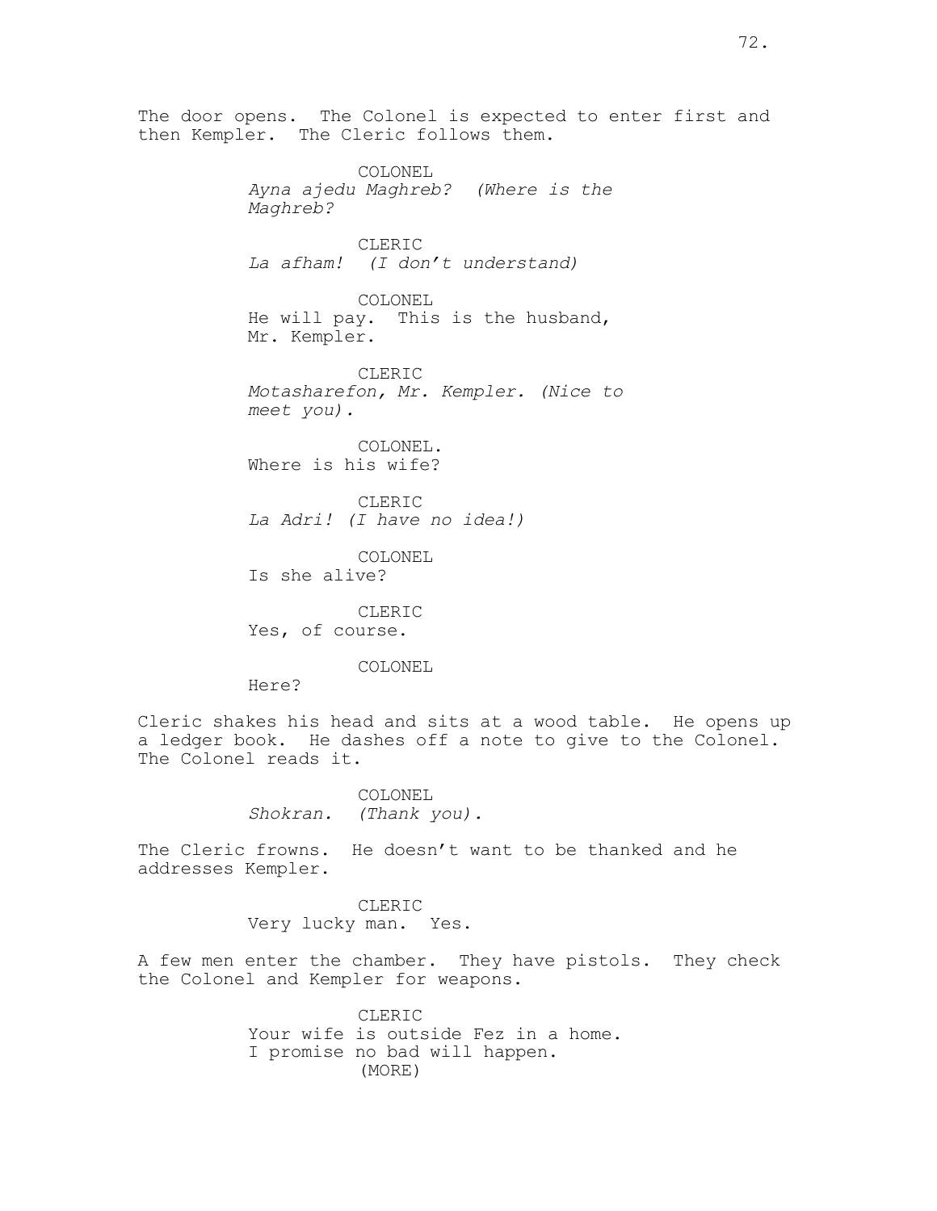The door opens. The Colonel is expected to enter first and then Kempler. The Cleric follows them.

COLONEL
*Ayna ajedu Maghreb? (Where is the Maghreb?*

CLERIC
*La afham! (I don't understand)*

COLONEL
He will pay. This is the husband, Mr. Kempler.

CLERIC
*Motasharefon, Mr. Kempler. (Nice to meet you).*

COLONEL.
Where is his wife?

CLERIC
*La Adri! (I have no idea!)*

COLONEL
Is she alive?

CLERIC
Yes, of course.

COLONEL
Here?

Cleric shakes his head and sits at a wood table. He opens up a ledger book. He dashes off a note to give to the Colonel. The Colonel reads it.

COLONEL
*Shokran. (Thank you).*

The Cleric frowns. He doesn't want to be thanked and he addresses Kempler.

CLERIC
Very lucky man. Yes.

A few men enter the chamber. They have pistols. They check the Colonel and Kempler for weapons.

CLERIC
Your wife is outside Fez in a home. I promise no bad will happen.
(MORE)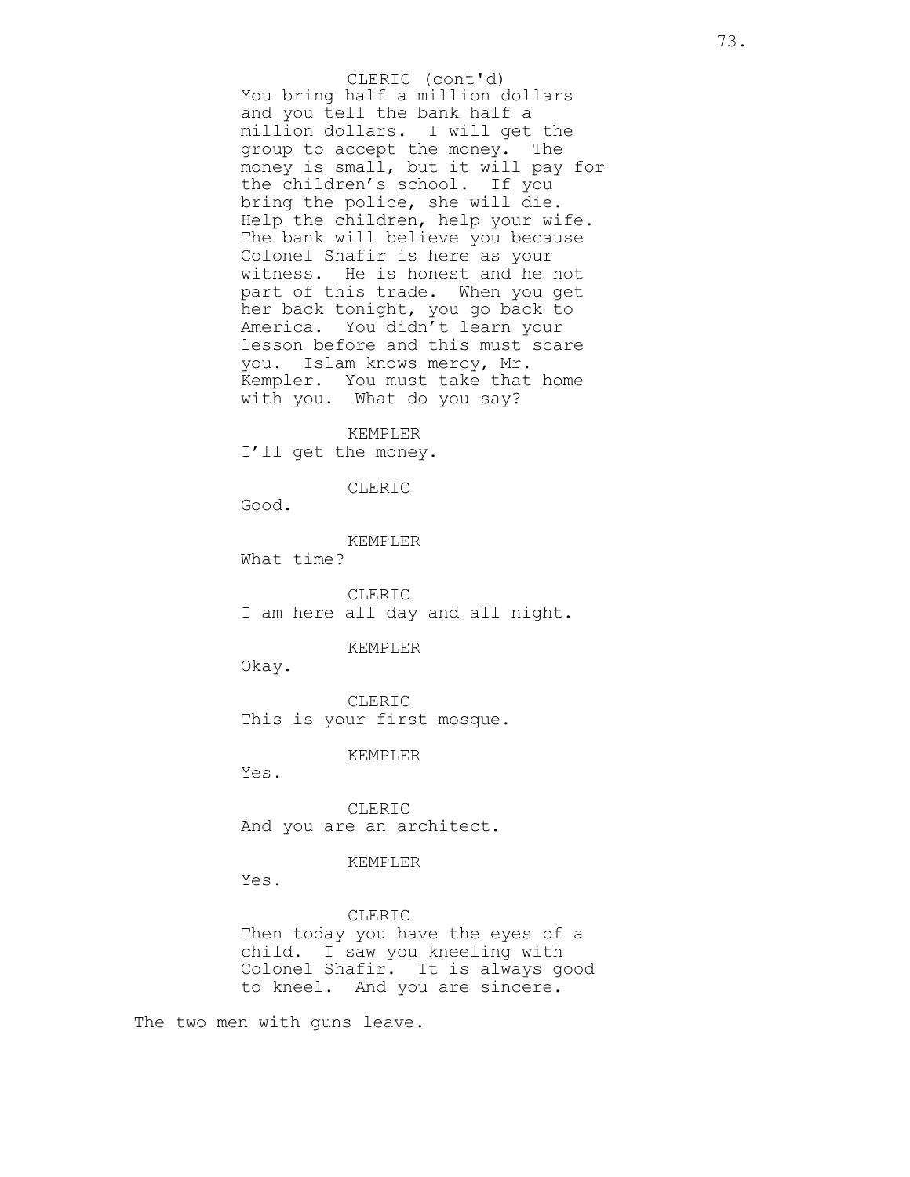CLERIC (cont'd)
You bring half a million dollars and you tell the bank half a million dollars. I will get the group to accept the money. The money is small, but it will pay for the children's school. If you bring the police, she will die. Help the children, help your wife. The bank will believe you because Colonel Shafir is here as your witness. He is honest and he not part of this trade. When you get her back tonight, you go back to America. You didn't learn your lesson before and this must scare you. Islam knows mercy, Mr. Kempler. You must take that home with you. What do you say?

KEMPLER
I'll get the money.

CLERIC
Good.

KEMPLER
What time?

CLERIC
I am here all day and all night.

KEMPLER
Okay.

CLERIC
This is your first mosque.

KEMPLER
Yes.

CLERIC
And you are an architect.

KEMPLER
Yes.

CLERIC
Then today you have the eyes of a child. I saw you kneeling with Colonel Shafir. It is always good to kneel. And you are sincere.

The two men with guns leave.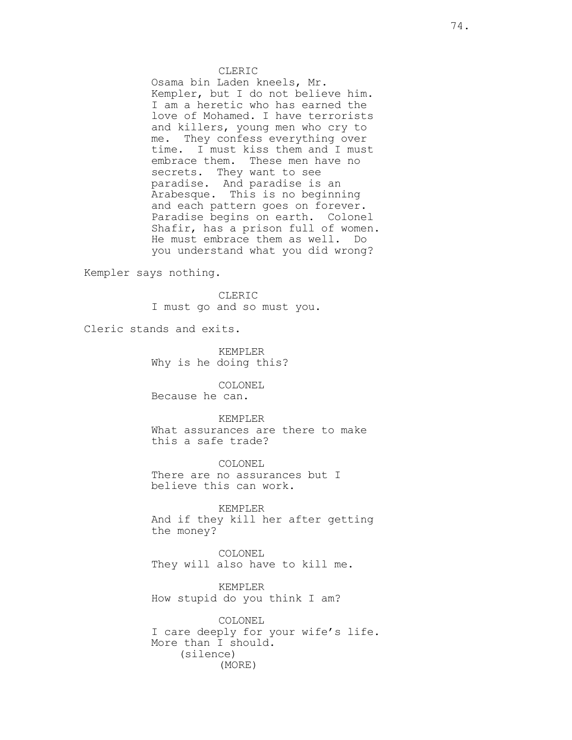CLERIC
Osama bin Laden kneels, Mr. Kempler, but I do not believe him. I am a heretic who has earned the love of Mohamed. I have terrorists and killers, young men who cry to me. They confess everything over time. I must kiss them and I must embrace them. These men have no secrets. They want to see paradise. And paradise is an Arabesque. This is no beginning and each pattern goes on forever. Paradise begins on earth. Colonel Shafir, has a prison full of women. He must embrace them as well. Do you understand what you did wrong?

Kempler says nothing.

CLERIC
I must go and so must you.

Cleric stands and exits.

KEMPLER
Why is he doing this?

COLONEL
Because he can.

KEMPLER
What assurances are there to make this a safe trade?

COLONEL
There are no assurances but I believe this can work.

KEMPLER
And if they kill her after getting the money?

COLONEL
They will also have to kill me.

KEMPLER
How stupid do you think I am?

COLONEL
I care deeply for your wife's life. More than I should.
(silence)
(MORE)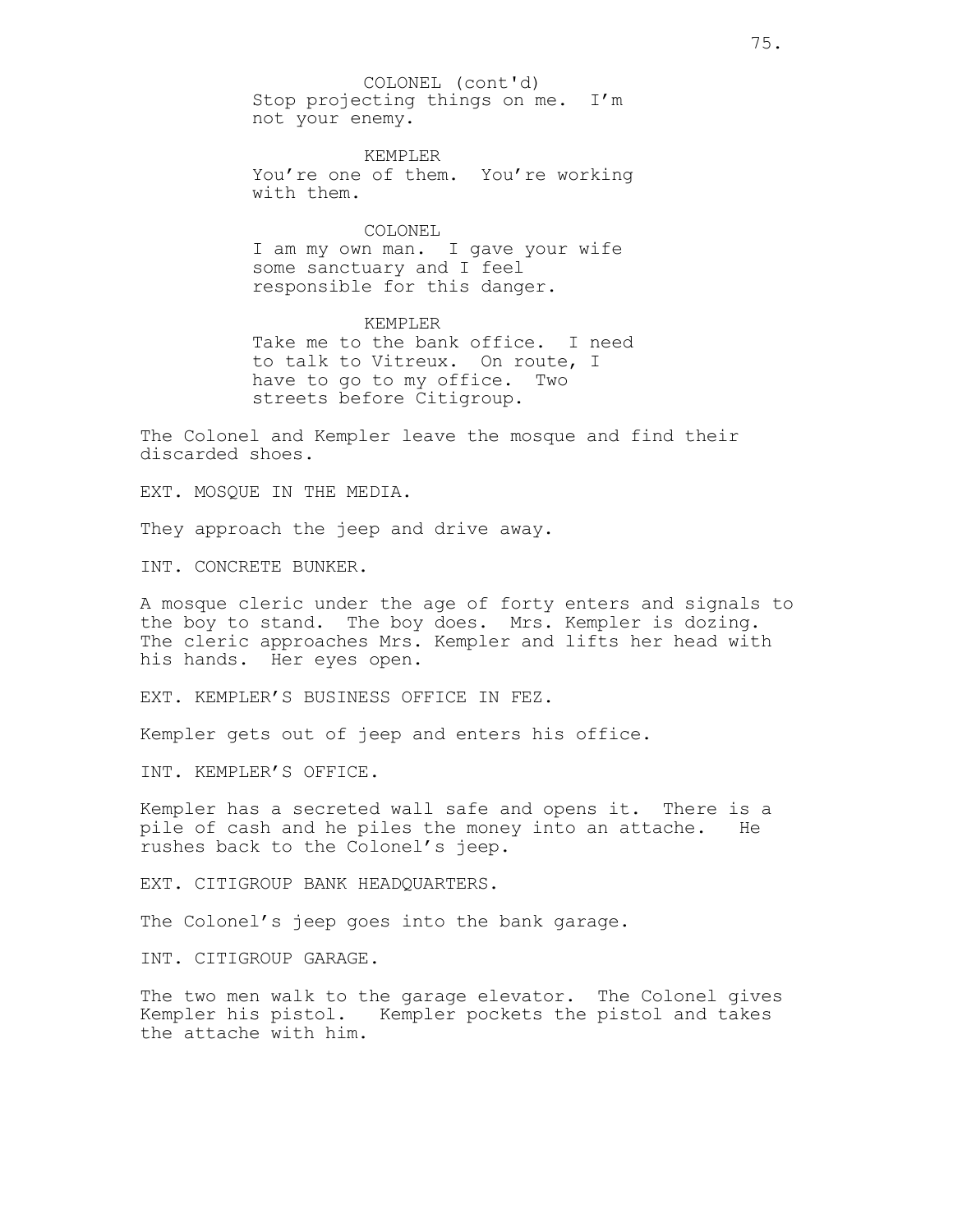COLONEL (cont'd)
Stop projecting things on me. I'm not your enemy.

KEMPLER
You're one of them. You're working with them.

COLONEL
I am my own man. I gave your wife some sanctuary and I feel responsible for this danger.

KEMPLER
Take me to the bank office. I need to talk to Vitreux. On route, I have to go to my office. Two streets before Citigroup.

The Colonel and Kempler leave the mosque and find their discarded shoes.

EXT. MOSQUE IN THE MEDIA.

They approach the jeep and drive away.

INT. CONCRETE BUNKER.

A mosque cleric under the age of forty enters and signals to the boy to stand. The boy does. Mrs. Kempler is dozing. The cleric approaches Mrs. Kempler and lifts her head with his hands. Her eyes open.

EXT. KEMPLER'S BUSINESS OFFICE IN FEZ.

Kempler gets out of jeep and enters his office.

INT. KEMPLER'S OFFICE.

Kempler has a secreted wall safe and opens it. There is a pile of cash and he piles the money into an attache. He rushes back to the Colonel's jeep.

EXT. CITIGROUP BANK HEADQUARTERS.

The Colonel's jeep goes into the bank garage.

INT. CITIGROUP GARAGE.

The two men walk to the garage elevator. The Colonel gives Kempler his pistol. Kempler pockets the pistol and takes the attache with him.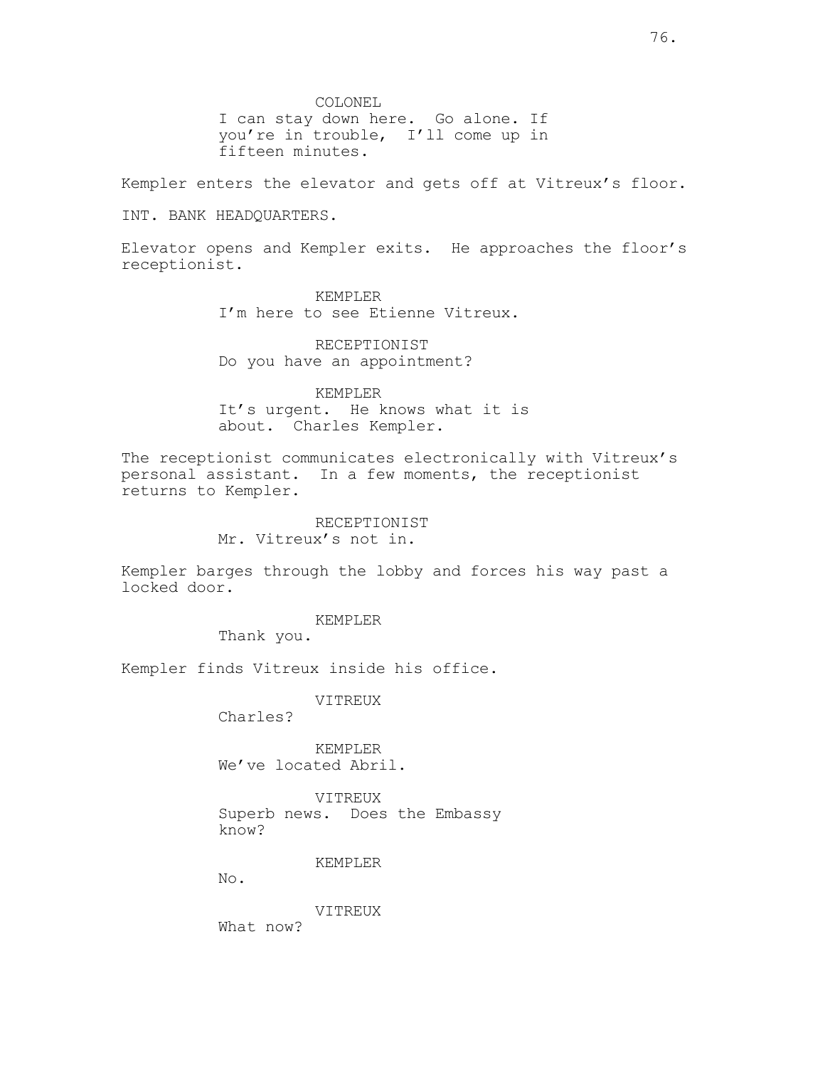COLONEL

I can stay down here. Go alone. If you're in trouble, I'll come up in fifteen minutes.

Kempler enters the elevator and gets off at Vitreux's floor.

INT. BANK HEADQUARTERS.

Elevator opens and Kempler exits. He approaches the floor's receptionist.

KEMPLER

I'm here to see Etienne Vitreux.

RECEPTIONIST

Do you have an appointment?

KEMPLER

It's urgent. He knows what it is about. Charles Kempler.

The receptionist communicates electronically with Vitreux's personal assistant. In a few moments, the receptionist returns to Kempler.

RECEPTIONIST

Mr. Vitreux's not in.

Kempler barges through the lobby and forces his way past a locked door.

KEMPLER

Thank you.

Kempler finds Vitreux inside his office.

VITREUX

Charles?

KEMPLER

We've located Abril.

VITREUX

Superb news. Does the Embassy know?

KEMPLER

No.

VITREUX

What now?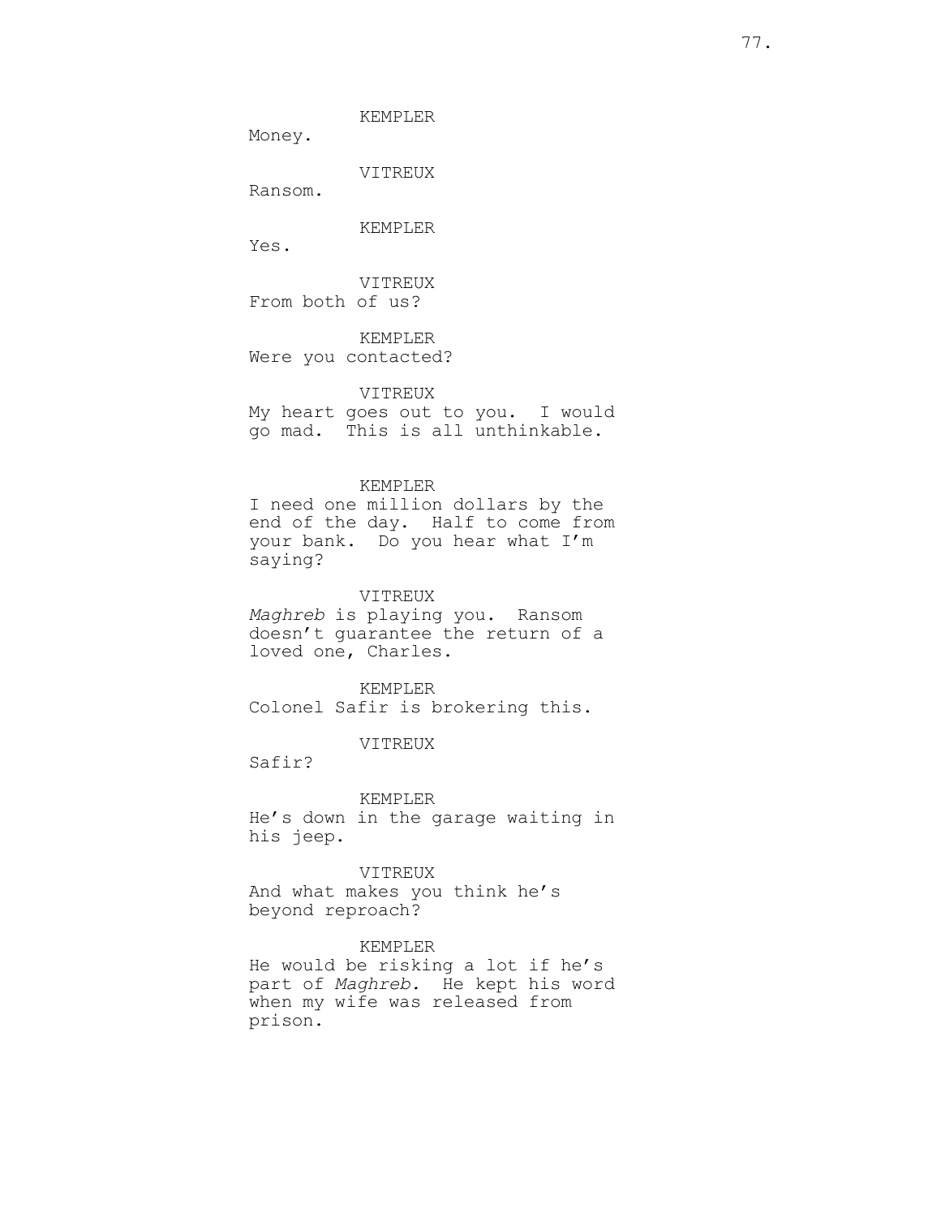KEMPLER
Money.

VITREUX
Ransom.

KEMPLER
Yes.

VITREUX
From both of us?

KEMPLER
Were you contacted?

VITREUX
My heart goes out to you. I would go mad. This is all unthinkable.

KEMPLER
I need one million dollars by the end of the day. Half to come from your bank. Do you hear what I'm saying?

VITREUX
*Maghreb* is playing you. Ransom doesn't guarantee the return of a loved one, Charles.

KEMPLER
Colonel Safir is brokering this.

VITREUX
Safir?

KEMPLER
He's down in the garage waiting in his jeep.

VITREUX
And what makes you think he's beyond reproach?

KEMPLER
He would be risking a lot if he's part of *Maghreb.* He kept his word when my wife was released from prison.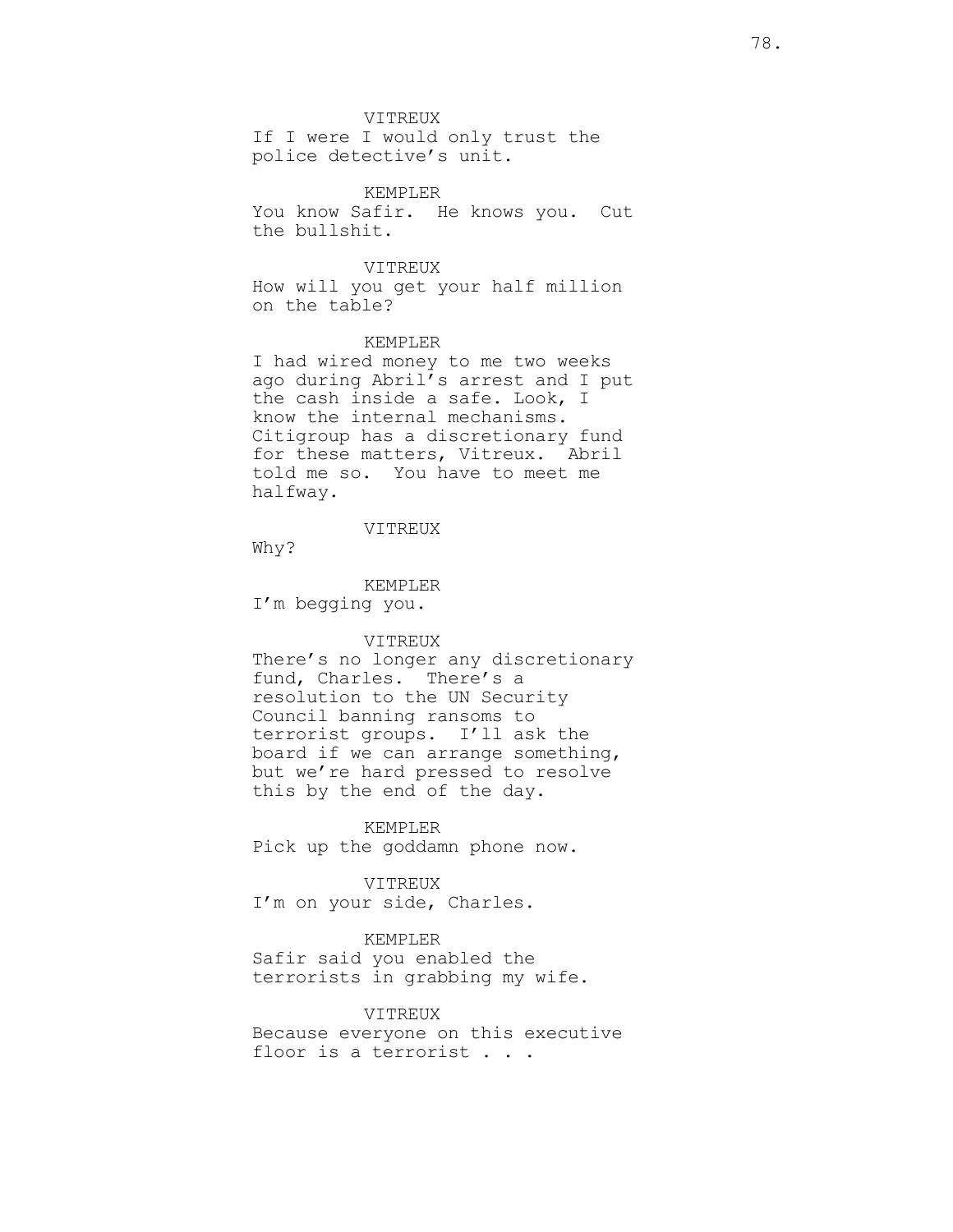VITREUX

If I were I would only trust the police detective's unit.

KEMPLER

You know Safir. He knows you. Cut the bullshit.

VITREUX

How will you get your half million on the table?

KEMPLER

I had wired money to me two weeks ago during Abril's arrest and I put the cash inside a safe. Look, I know the internal mechanisms. Citigroup has a discretionary fund for these matters, Vitreux. Abril told me so. You have to meet me halfway.

VITREUX

Why?

KEMPLER

I'm begging you.

VITREUX

There's no longer any discretionary fund, Charles. There's a resolution to the UN Security Council banning ransoms to terrorist groups. I'll ask the board if we can arrange something, but we're hard pressed to resolve this by the end of the day.

KEMPLER

Pick up the goddamn phone now.

VITREUX

I'm on your side, Charles.

KEMPLER

Safir said you enabled the terrorists in grabbing my wife.

VITREUX

Because everyone on this executive floor is a terrorist . . .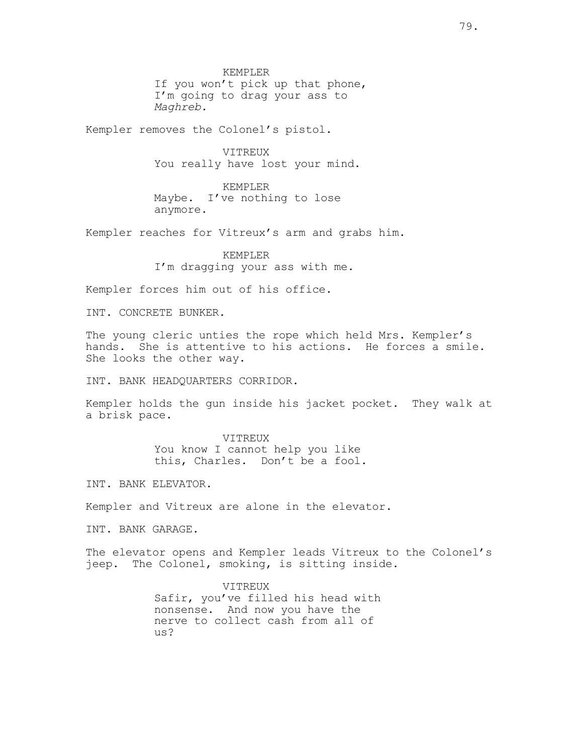KEMPLER
If you won't pick up that phone, I'm going to drag your ass to *Maghreb.*

Kempler removes the Colonel's pistol.

VITREUX
You really have lost your mind.

KEMPLER
Maybe. I've nothing to lose anymore.

Kempler reaches for Vitreux's arm and grabs him.

KEMPLER
I'm dragging your ass with me.

Kempler forces him out of his office.

INT. CONCRETE BUNKER.

The young cleric unties the rope which held Mrs. Kempler's hands. She is attentive to his actions. He forces a smile. She looks the other way.

INT. BANK HEADQUARTERS CORRIDOR.

Kempler holds the gun inside his jacket pocket. They walk at a brisk pace.

VITREUX
You know I cannot help you like this, Charles. Don't be a fool.

INT. BANK ELEVATOR.

Kempler and Vitreux are alone in the elevator.

INT. BANK GARAGE.

The elevator opens and Kempler leads Vitreux to the Colonel's jeep. The Colonel, smoking, is sitting inside.

VITREUX
Safir, you've filled his head with nonsense. And now you have the nerve to collect cash from all of us?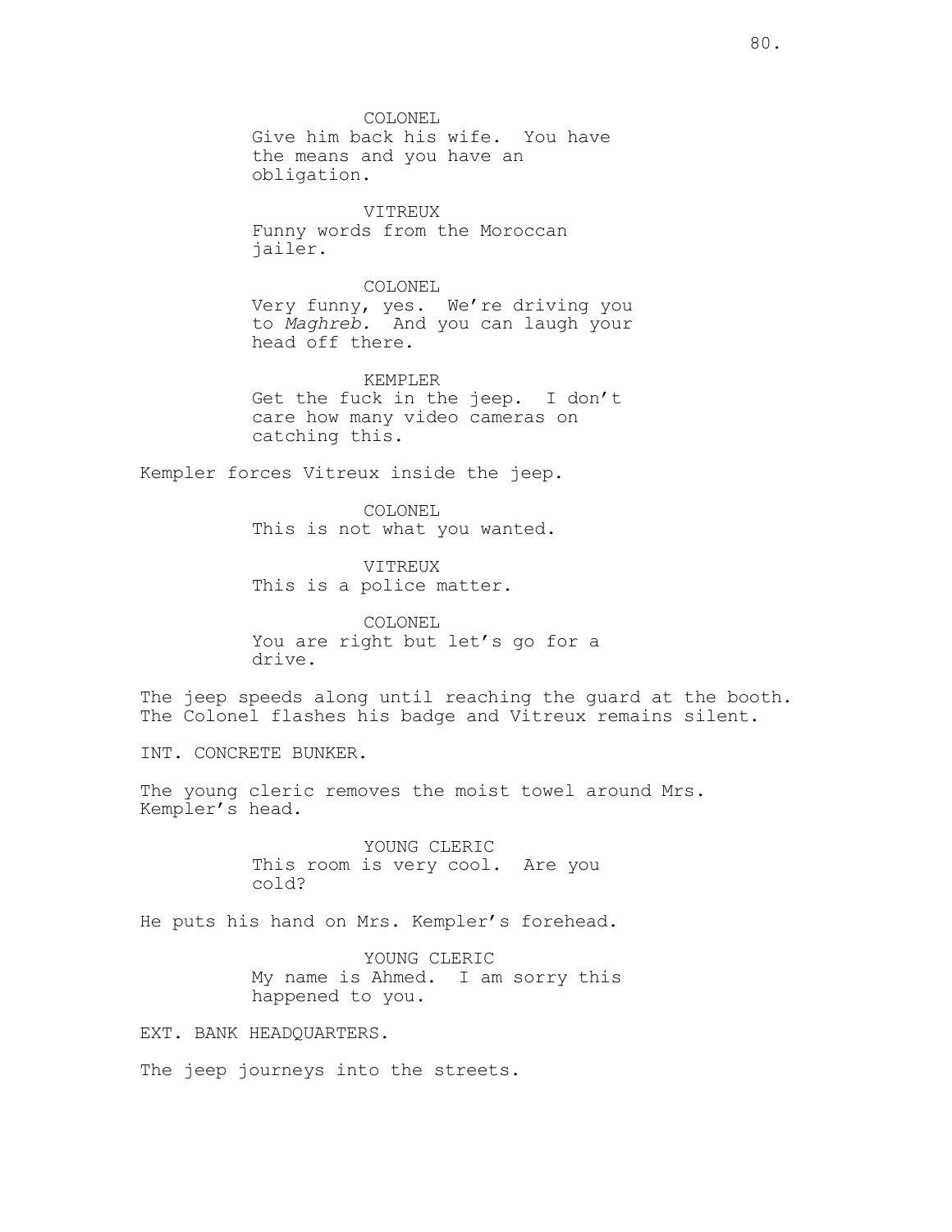COLONEL
Give him back his wife. You have the means and you have an obligation.

VITREUX
Funny words from the Moroccan jailer.

COLONEL
Very funny, yes. We're driving you to *Maghreb*. And you can laugh your head off there.

KEMPLER
Get the fuck in the jeep. I don't care how many video cameras on catching this.

Kempler forces Vitreux inside the jeep.

COLONEL
This is not what you wanted.

VITREUX
This is a police matter.

COLONEL
You are right but let's go for a drive.

The jeep speeds along until reaching the guard at the booth. The Colonel flashes his badge and Vitreux remains silent.

INT. CONCRETE BUNKER.

The young cleric removes the moist towel around Mrs. Kempler's head.

YOUNG CLERIC
This room is very cool. Are you cold?

He puts his hand on Mrs. Kempler's forehead.

YOUNG CLERIC
My name is Ahmed. I am sorry this happened to you.

EXT. BANK HEADQUARTERS.

The jeep journeys into the streets.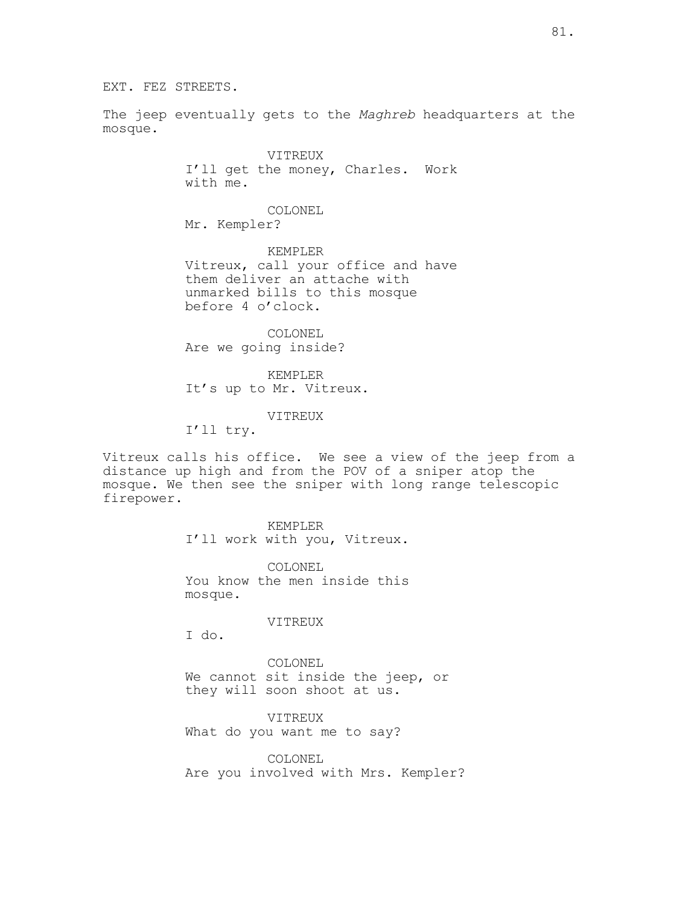EXT. FEZ STREETS.

The jeep eventually gets to the *Maghreb* headquarters at the mosque.

VITREUX
I'll get the money, Charles. Work with me.

COLONEL
Mr. Kempler?

KEMPLER
Vitreux, call your office and have them deliver an attache with unmarked bills to this mosque before 4 o'clock.

COLONEL
Are we going inside?

KEMPLER
It's up to Mr. Vitreux.

VITREUX
I'll try.

Vitreux calls his office. We see a view of the jeep from a distance up high and from the POV of a sniper atop the mosque. We then see the sniper with long range telescopic firepower.

KEMPLER
I'll work with you, Vitreux.

COLONEL
You know the men inside this mosque.

VITREUX
I do.

COLONEL
We cannot sit inside the jeep, or they will soon shoot at us.

VITREUX
What do you want me to say?

COLONEL
Are you involved with Mrs. Kempler?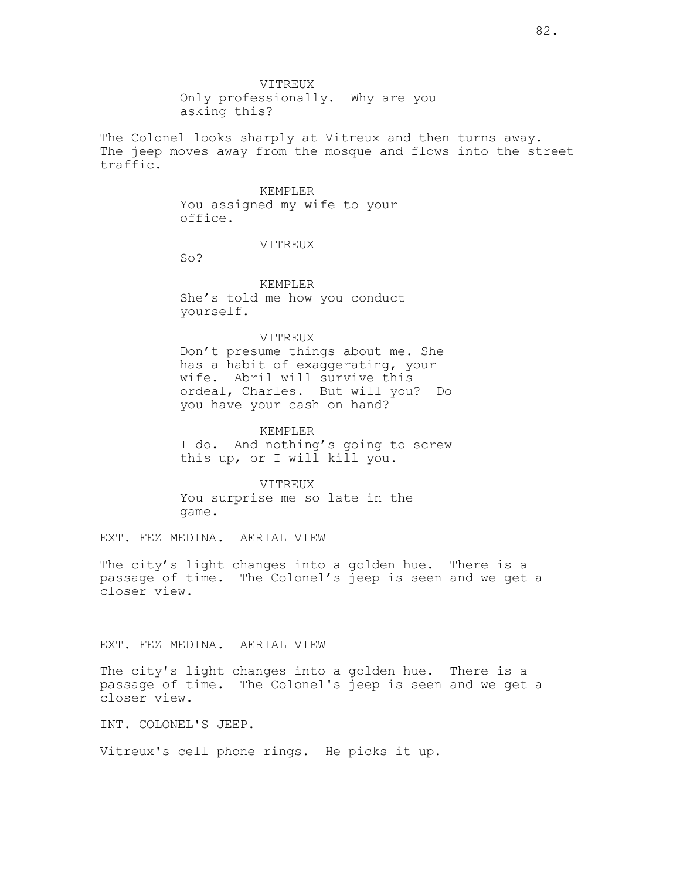VITREUX
Only professionally. Why are you asking this?

The Colonel looks sharply at Vitreux and then turns away. The jeep moves away from the mosque and flows into the street traffic.

KEMPLER
You assigned my wife to your office.

VITREUX
So?

KEMPLER
She's told me how you conduct yourself.

VITREUX
Don't presume things about me. She has a habit of exaggerating, your wife. Abril will survive this ordeal, Charles. But will you? Do you have your cash on hand?

KEMPLER
I do. And nothing's going to screw this up, or I will kill you.

VITREUX
You surprise me so late in the game.

EXT. FEZ MEDINA. AERIAL VIEW

The city's light changes into a golden hue. There is a passage of time. The Colonel's jeep is seen and we get a closer view.

EXT. FEZ MEDINA. AERIAL VIEW

The city's light changes into a golden hue. There is a passage of time. The Colonel's jeep is seen and we get a closer view.

INT. COLONEL'S JEEP.

Vitreux's cell phone rings. He picks it up.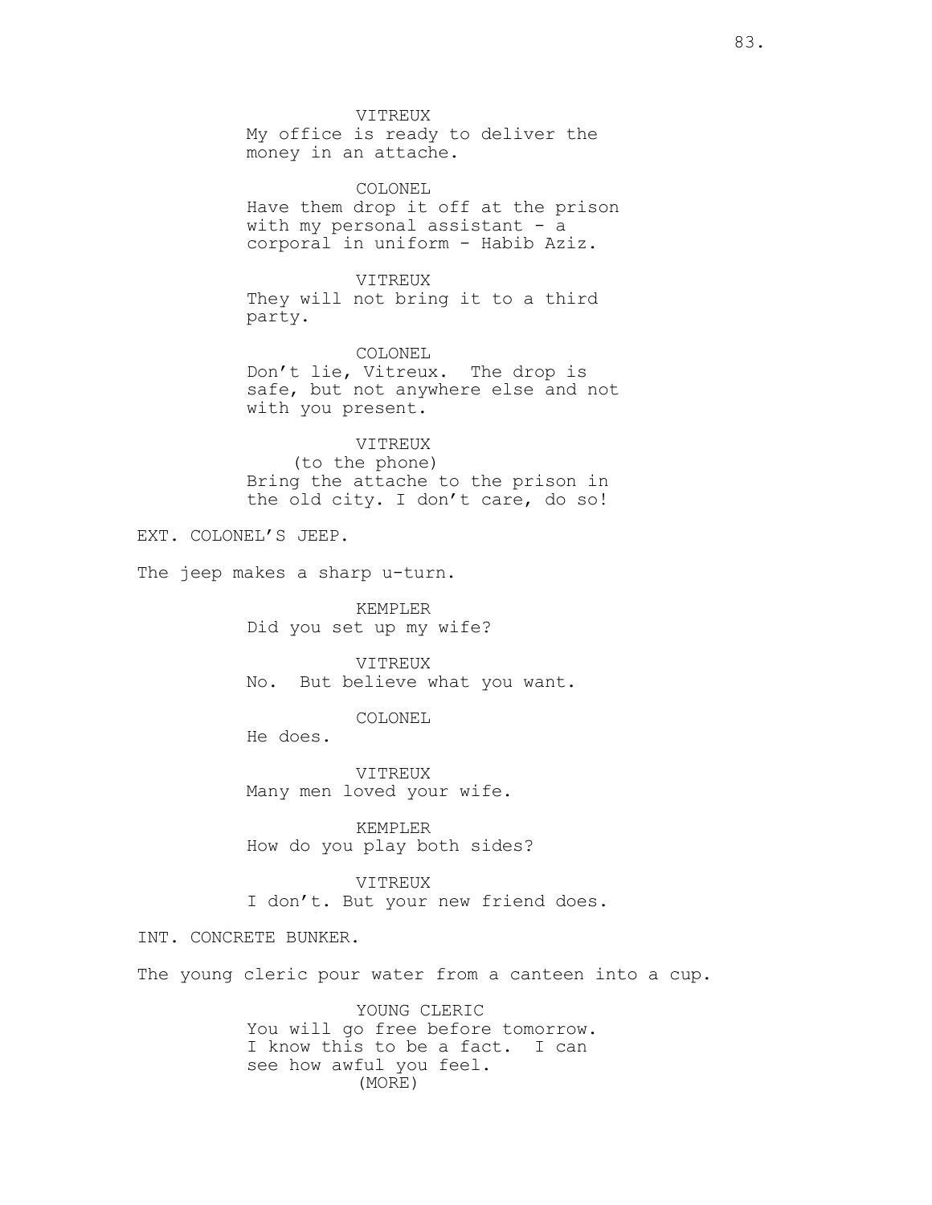VITREUX
My office is ready to deliver the money in an attache.

COLONEL
Have them drop it off at the prison with my personal assistant - a corporal in uniform - Habib Aziz.

VITREUX
They will not bring it to a third party.

COLONEL
Don't lie, Vitreux. The drop is safe, but not anywhere else and not with you present.

VITREUX
(to the phone)
Bring the attache to the prison in the old city. I don't care, do so!

EXT. COLONEL'S JEEP.

The jeep makes a sharp u-turn.

KEMPLER
Did you set up my wife?

VITREUX
No. But believe what you want.

COLONEL
He does.

VITREUX
Many men loved your wife.

KEMPLER
How do you play both sides?

VITREUX
I don't. But your new friend does.

INT. CONCRETE BUNKER.

The young cleric pour water from a canteen into a cup.

YOUNG CLERIC
You will go free before tomorrow. I know this to be a fact. I can see how awful you feel.
(MORE)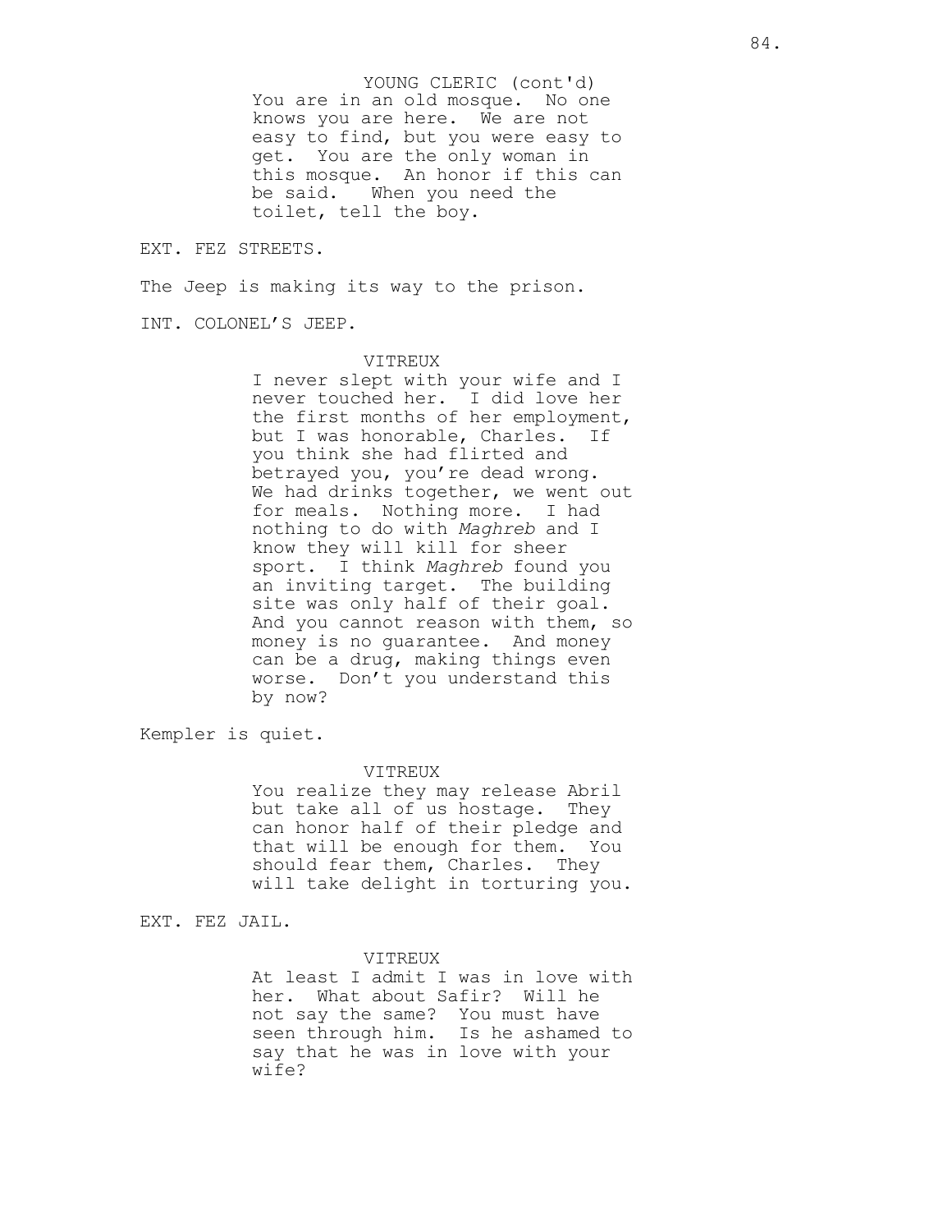YOUNG CLERIC (cont'd)
You are in an old mosque. No one knows you are here. We are not easy to find, but you were easy to get. You are the only woman in this mosque. An honor if this can be said. When you need the toilet, tell the boy.

EXT. FEZ STREETS.

The Jeep is making its way to the prison.

INT. COLONEL'S JEEP.

VITREUX
I never slept with your wife and I never touched her. I did love her the first months of her employment, but I was honorable, Charles. If you think she had flirted and betrayed you, you're dead wrong. We had drinks together, we went out for meals. Nothing more. I had nothing to do with *Maghreb* and I know they will kill for sheer sport. I think *Maghreb* found you an inviting target. The building site was only half of their goal. And you cannot reason with them, so money is no guarantee. And money can be a drug, making things even worse. Don't you understand this by now?

Kempler is quiet.

VITREUX
You realize they may release Abril but take all of us hostage. They can honor half of their pledge and that will be enough for them. You should fear them, Charles. They will take delight in torturing you.

EXT. FEZ JAIL.

VITREUX
At least I admit I was in love with her. What about Safir? Will he not say the same? You must have seen through him. Is he ashamed to say that he was in love with your wife?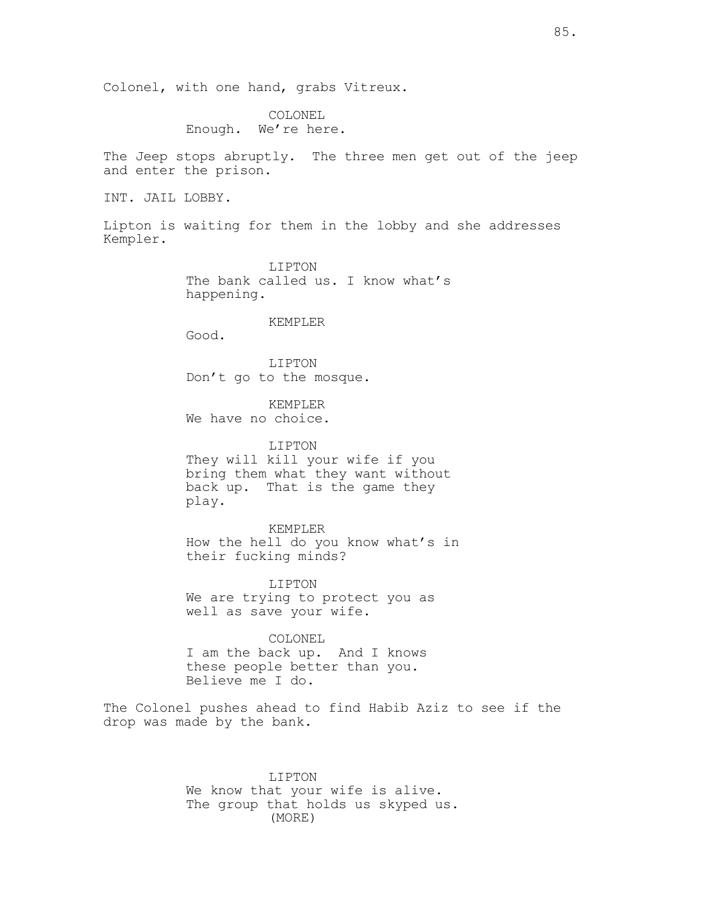Colonel, with one hand, grabs Vitreux.

COLONEL
Enough. We're here.

The Jeep stops abruptly. The three men get out of the jeep and enter the prison.

INT. JAIL LOBBY.

Lipton is waiting for them in the lobby and she addresses Kempler.

LIPTON
The bank called us. I know what's happening.

KEMPLER
Good.

LIPTON
Don't go to the mosque.

KEMPLER
We have no choice.

LIPTON
They will kill your wife if you bring them what they want without back up. That is the game they play.

KEMPLER
How the hell do you know what's in their fucking minds?

LIPTON
We are trying to protect you as well as save your wife.

COLONEL
I am the back up. And I knows these people better than you. Believe me I do.

The Colonel pushes ahead to find Habib Aziz to see if the drop was made by the bank.

LIPTON
We know that your wife is alive. The group that holds us skyped us.
(MORE)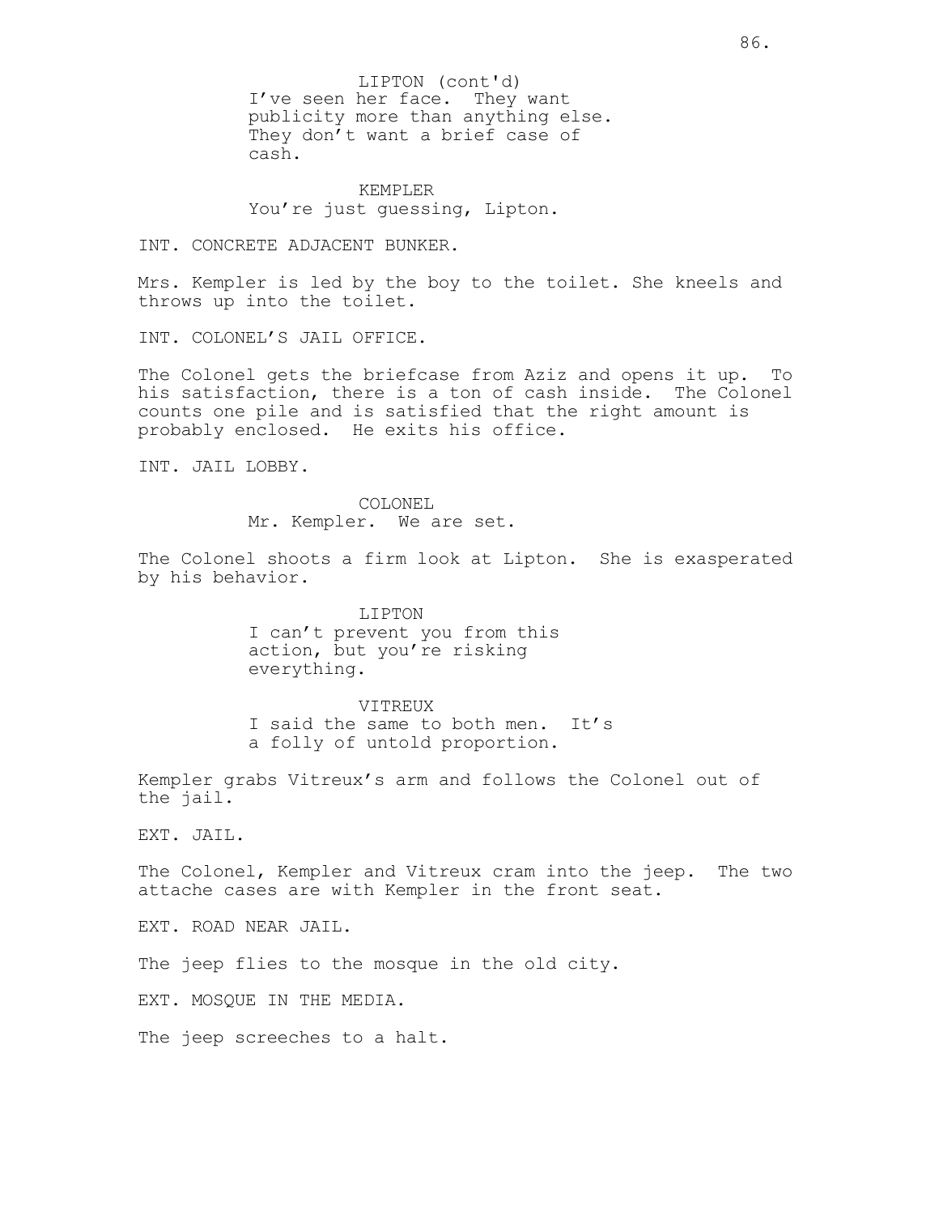LIPTON (cont'd)
I've seen her face. They want publicity more than anything else. They don't want a brief case of cash.

KEMPLER
You're just guessing, Lipton.

INT. CONCRETE ADJACENT BUNKER.

Mrs. Kempler is led by the boy to the toilet. She kneels and throws up into the toilet.

INT. COLONEL'S JAIL OFFICE.

The Colonel gets the briefcase from Aziz and opens it up. To his satisfaction, there is a ton of cash inside. The Colonel counts one pile and is satisfied that the right amount is probably enclosed. He exits his office.

INT. JAIL LOBBY.

COLONEL
Mr. Kempler. We are set.

The Colonel shoots a firm look at Lipton. She is exasperated by his behavior.

LIPTON
I can't prevent you from this action, but you're risking everything.

VITREUX
I said the same to both men. It's a folly of untold proportion.

Kempler grabs Vitreux's arm and follows the Colonel out of the jail.

EXT. JAIL.

The Colonel, Kempler and Vitreux cram into the jeep. The two attache cases are with Kempler in the front seat.

EXT. ROAD NEAR JAIL.

The jeep flies to the mosque in the old city.

EXT. MOSQUE IN THE MEDIA.

The jeep screeches to a halt.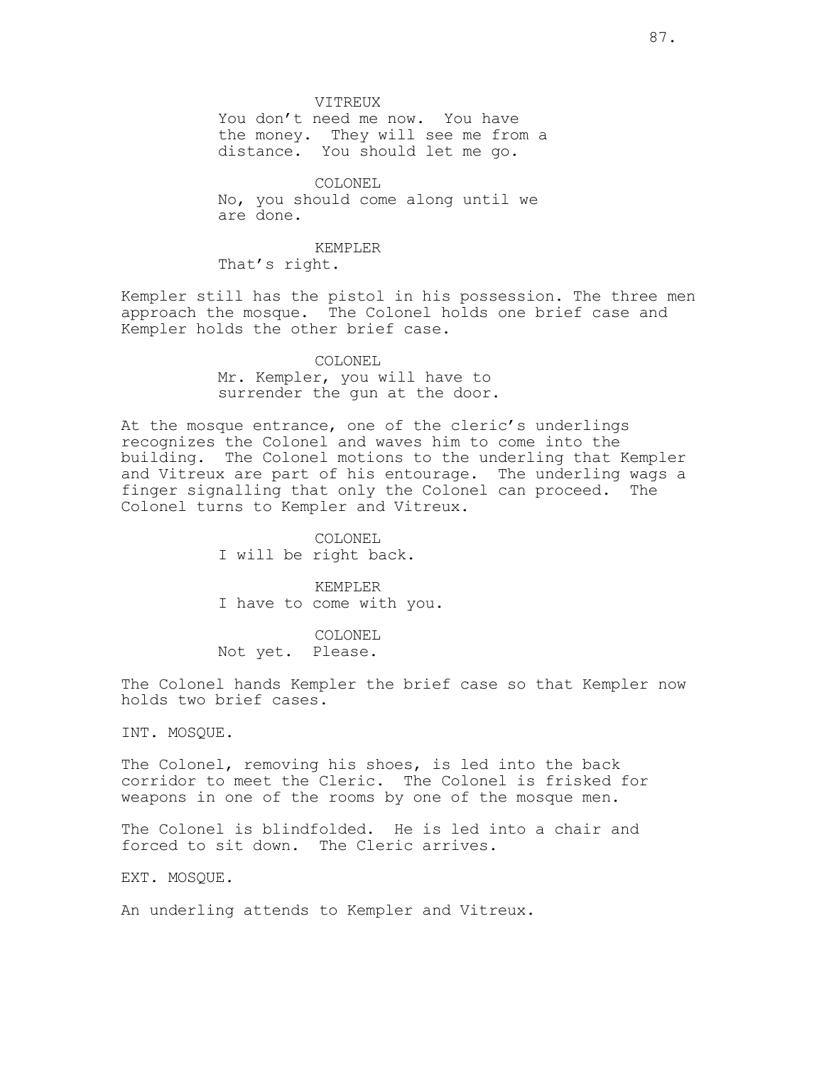VITREUX
You don't need me now. You have the money. They will see me from a distance. You should let me go.

COLONEL
No, you should come along until we are done.

KEMPLER
That's right.

Kempler still has the pistol in his possession. The three men approach the mosque. The Colonel holds one brief case and Kempler holds the other brief case.

COLONEL
Mr. Kempler, you will have to surrender the gun at the door.

At the mosque entrance, one of the cleric's underlings recognizes the Colonel and waves him to come into the building. The Colonel motions to the underling that Kempler and Vitreux are part of his entourage. The underling wags a finger signalling that only the Colonel can proceed. The Colonel turns to Kempler and Vitreux.

COLONEL
I will be right back.

KEMPLER
I have to come with you.

COLONEL
Not yet. Please.

The Colonel hands Kempler the brief case so that Kempler now holds two brief cases.

INT. MOSQUE.

The Colonel, removing his shoes, is led into the back corridor to meet the Cleric. The Colonel is frisked for weapons in one of the rooms by one of the mosque men.

The Colonel is blindfolded. He is led into a chair and forced to sit down. The Cleric arrives.

EXT. MOSQUE.

An underling attends to Kempler and Vitreux.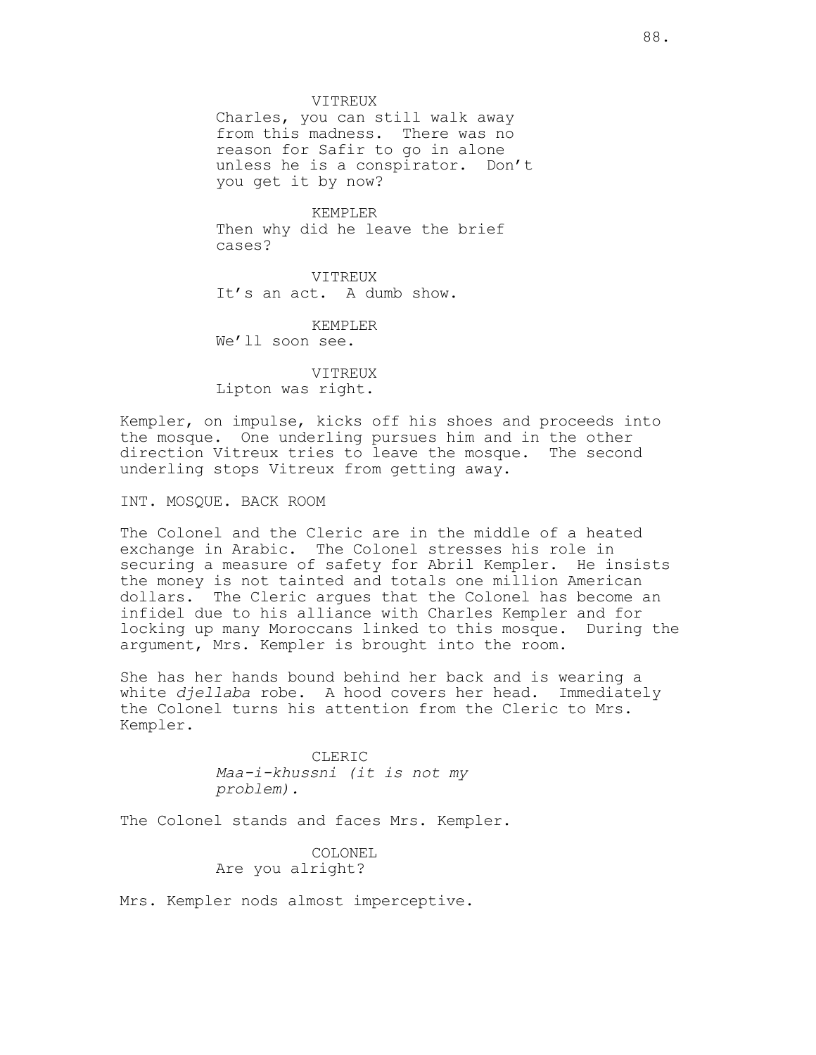VITREUX
Charles, you can still walk away from this madness. There was no reason for Safir to go in alone unless he is a conspirator. Don't you get it by now?

KEMPLER
Then why did he leave the brief cases?

VITREUX
It's an act. A dumb show.

KEMPLER
We'll soon see.

VITREUX
Lipton was right.

Kempler, on impulse, kicks off his shoes and proceeds into the mosque. One underling pursues him and in the other direction Vitreux tries to leave the mosque. The second underling stops Vitreux from getting away.

INT. MOSQUE. BACK ROOM

The Colonel and the Cleric are in the middle of a heated exchange in Arabic. The Colonel stresses his role in securing a measure of safety for Abril Kempler. He insists the money is not tainted and totals one million American dollars. The Cleric argues that the Colonel has become an infidel due to his alliance with Charles Kempler and for locking up many Moroccans linked to this mosque. During the argument, Mrs. Kempler is brought into the room.

She has her hands bound behind her back and is wearing a white *djellaba* robe. A hood covers her head. Immediately the Colonel turns his attention from the Cleric to Mrs. Kempler.

CLERIC
*Maa-i-khussni (it is not my problem).*

The Colonel stands and faces Mrs. Kempler.

COLONEL
Are you alright?

Mrs. Kempler nods almost imperceptive.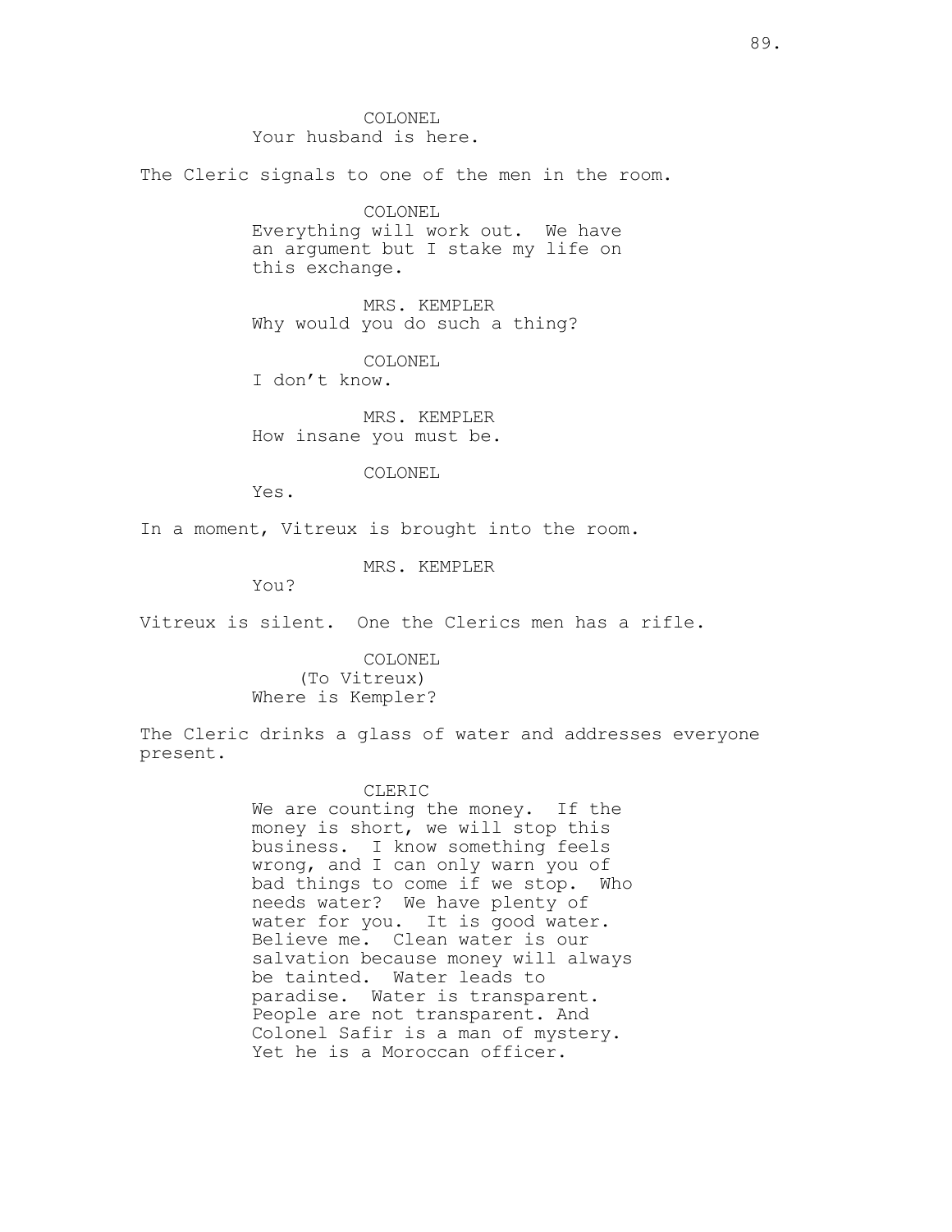COLONEL
Your husband is here.

The Cleric signals to one of the men in the room.

COLONEL
Everything will work out. We have an argument but I stake my life on this exchange.

MRS. KEMPLER
Why would you do such a thing?

COLONEL
I don't know.

MRS. KEMPLER
How insane you must be.

COLONEL
Yes.

In a moment, Vitreux is brought into the room.

MRS. KEMPLER
You?

Vitreux is silent. One the Clerics men has a rifle.

COLONEL
(To Vitreux)
Where is Kempler?

The Cleric drinks a glass of water and addresses everyone present.

CLERIC
We are counting the money. If the money is short, we will stop this business. I know something feels wrong, and I can only warn you of bad things to come if we stop. Who needs water? We have plenty of water for you. It is good water. Believe me. Clean water is our salvation because money will always be tainted. Water leads to paradise. Water is transparent. People are not transparent. And Colonel Safir is a man of mystery. Yet he is a Moroccan officer.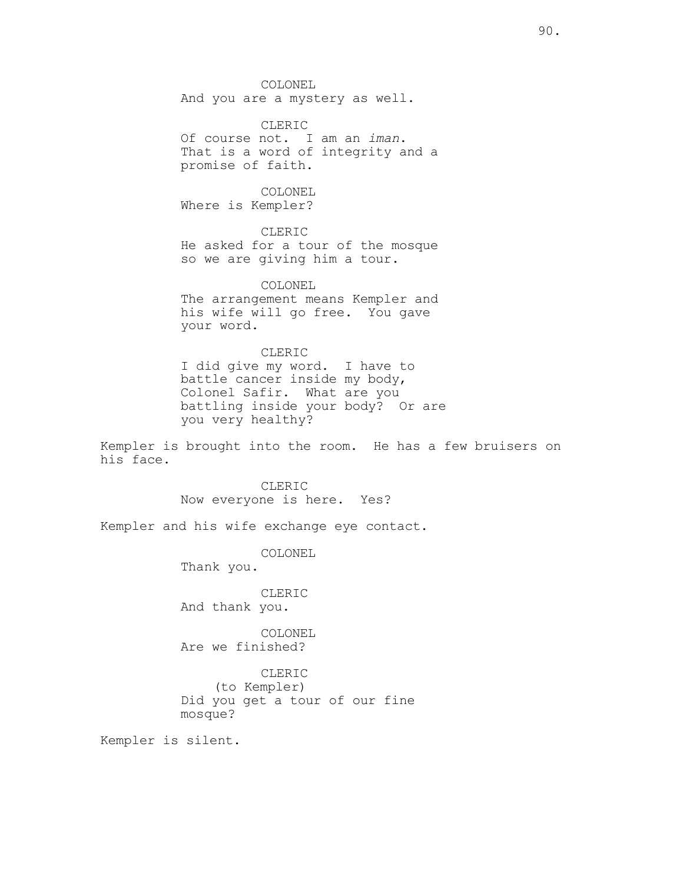COLONEL
And you are a mystery as well.

CLERIC
Of course not. I am an *iman*.
That is a word of integrity and a
promise of faith.

COLONEL
Where is Kempler?

CLERIC
He asked for a tour of the mosque
so we are giving him a tour.

COLONEL
The arrangement means Kempler and
his wife will go free. You gave
your word.

CLERIC
I did give my word. I have to
battle cancer inside my body,
Colonel Safir. What are you
battling inside your body? Or are
you very healthy?

Kempler is brought into the room. He has a few bruisers on his face.

CLERIC
Now everyone is here. Yes?

Kempler and his wife exchange eye contact.

COLONEL
Thank you.

CLERIC
And thank you.

COLONEL
Are we finished?

CLERIC
(to Kempler)
Did you get a tour of our fine
mosque?

Kempler is silent.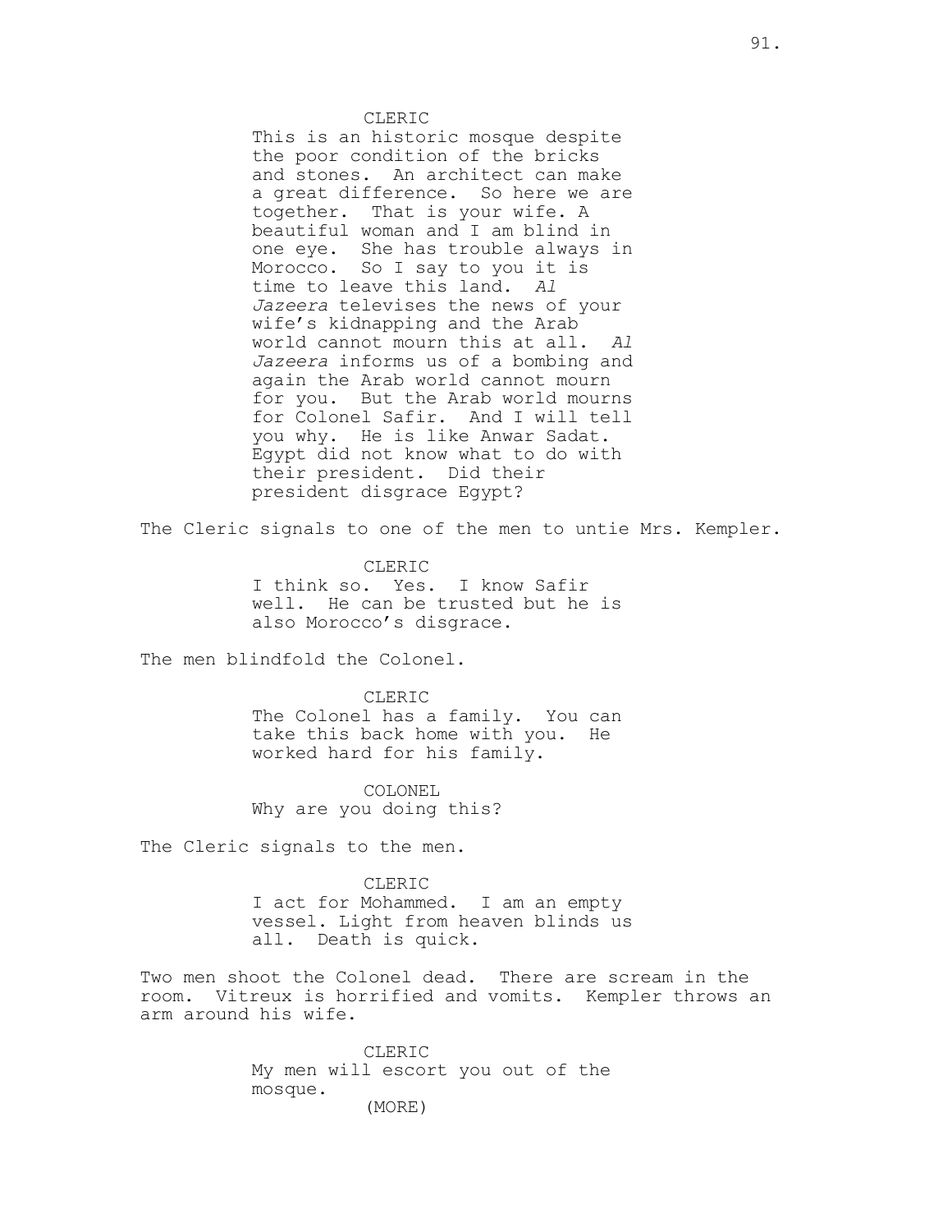CLERIC
This is an historic mosque despite the poor condition of the bricks and stones. An architect can make a great difference. So here we are together. That is your wife. A beautiful woman and I am blind in one eye. She has trouble always in Morocco. So I say to you it is time to leave this land. *Al Jazeera* televises the news of your wife's kidnapping and the Arab world cannot mourn this at all. *Al Jazeera* informs us of a bombing and again the Arab world cannot mourn for you. But the Arab world mourns for Colonel Safir. And I will tell you why. He is like Anwar Sadat. Egypt did not know what to do with their president. Did their president disgrace Egypt?

The Cleric signals to one of the men to untie Mrs. Kempler.

CLERIC
I think so. Yes. I know Safir well. He can be trusted but he is also Morocco's disgrace.

The men blindfold the Colonel.

CLERIC
The Colonel has a family. You can take this back home with you. He worked hard for his family.

COLONEL
Why are you doing this?

The Cleric signals to the men.

CLERIC
I act for Mohammed. I am an empty vessel. Light from heaven blinds us all. Death is quick.

Two men shoot the Colonel dead. There are scream in the room. Vitreux is horrified and vomits. Kempler throws an arm around his wife.

CLERIC
My men will escort you out of the mosque.
(MORE)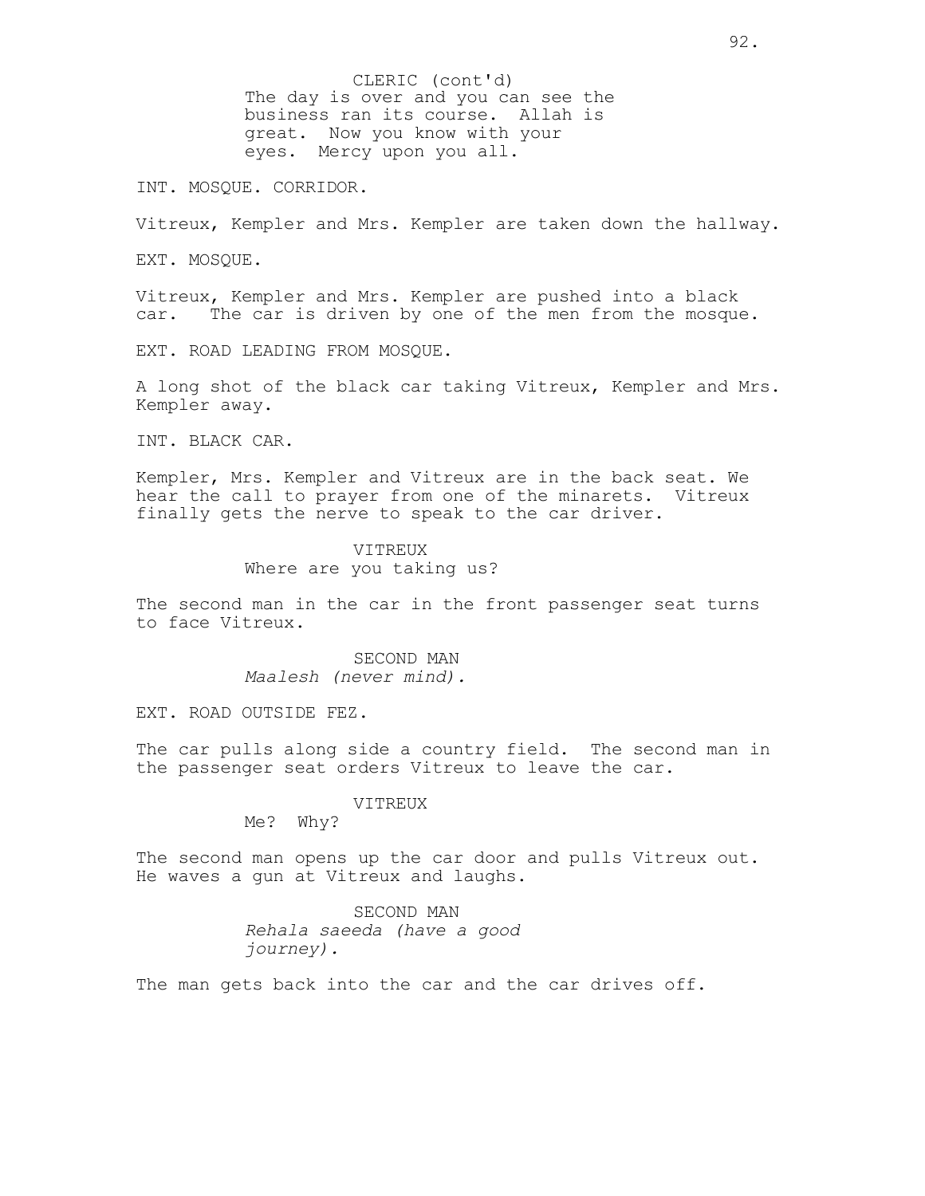CLERIC (cont'd)
The day is over and you can see the business ran its course. Allah is great. Now you know with your eyes. Mercy upon you all.

INT. MOSQUE. CORRIDOR.

Vitreux, Kempler and Mrs. Kempler are taken down the hallway.

EXT. MOSQUE.

Vitreux, Kempler and Mrs. Kempler are pushed into a black car. The car is driven by one of the men from the mosque.

EXT. ROAD LEADING FROM MOSQUE.

A long shot of the black car taking Vitreux, Kempler and Mrs. Kempler away.

INT. BLACK CAR.

Kempler, Mrs. Kempler and Vitreux are in the back seat. We hear the call to prayer from one of the minarets. Vitreux finally gets the nerve to speak to the car driver.

VITREUX
Where are you taking us?

The second man in the car in the front passenger seat turns to face Vitreux.

SECOND MAN
*Maalesh (never mind).*

EXT. ROAD OUTSIDE FEZ.

The car pulls along side a country field. The second man in the passenger seat orders Vitreux to leave the car.

VITREUX
Me? Why?

The second man opens up the car door and pulls Vitreux out. He waves a gun at Vitreux and laughs.

SECOND MAN
*Rehala saeeda (have a good journey).*

The man gets back into the car and the car drives off.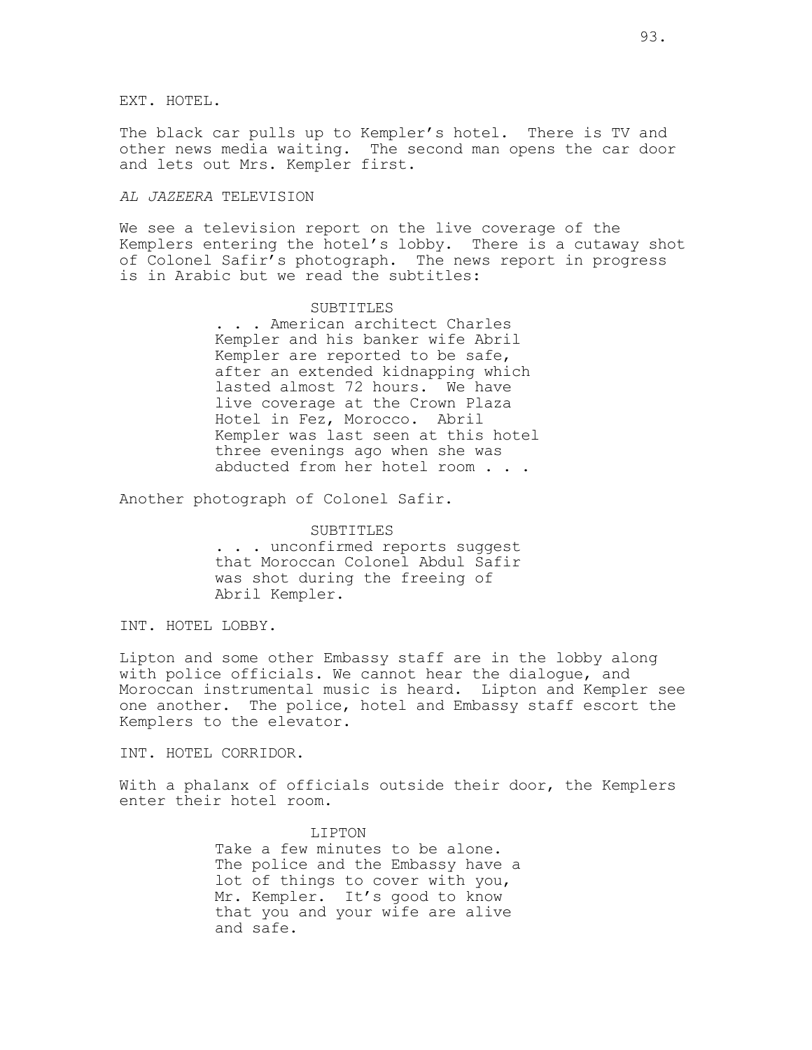EXT. HOTEL.

The black car pulls up to Kempler's hotel. There is TV and other news media waiting. The second man opens the car door and lets out Mrs. Kempler first.

*AL JAZEERA* TELEVISION

We see a television report on the live coverage of the Kemplers entering the hotel's lobby. There is a cutaway shot of Colonel Safir's photograph. The news report in progress is in Arabic but we read the subtitles:

SUBTITLES

. . . American architect Charles Kempler and his banker wife Abril Kempler are reported to be safe, after an extended kidnapping which lasted almost 72 hours. We have live coverage at the Crown Plaza Hotel in Fez, Morocco. Abril Kempler was last seen at this hotel three evenings ago when she was abducted from her hotel room . . .

Another photograph of Colonel Safir.

SUBTITLES

. . . unconfirmed reports suggest that Moroccan Colonel Abdul Safir was shot during the freeing of Abril Kempler.

INT. HOTEL LOBBY.

Lipton and some other Embassy staff are in the lobby along with police officials. We cannot hear the dialogue, and Moroccan instrumental music is heard. Lipton and Kempler see one another. The police, hotel and Embassy staff escort the Kemplers to the elevator.

INT. HOTEL CORRIDOR.

With a phalanx of officials outside their door, the Kemplers enter their hotel room.

LIPTON

Take a few minutes to be alone. The police and the Embassy have a lot of things to cover with you, Mr. Kempler. It's good to know that you and your wife are alive and safe.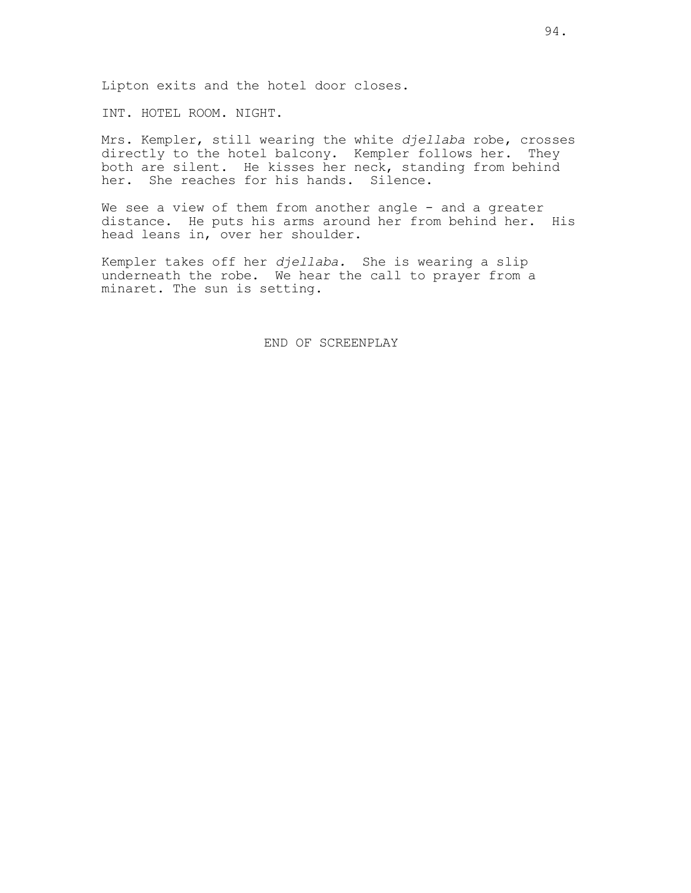Lipton exits and the hotel door closes.

INT. HOTEL ROOM. NIGHT.

Mrs. Kempler, still wearing the white *djellaba* robe, crosses directly to the hotel balcony. Kempler follows her. They both are silent. He kisses her neck, standing from behind her. She reaches for his hands. Silence.

We see a view of them from another angle - and a greater distance. He puts his arms around her from behind her. His head leans in, over her shoulder.

Kempler takes off her *djellaba.* She is wearing a slip underneath the robe. We hear the call to prayer from a minaret. The sun is setting.

END OF SCREENPLAY